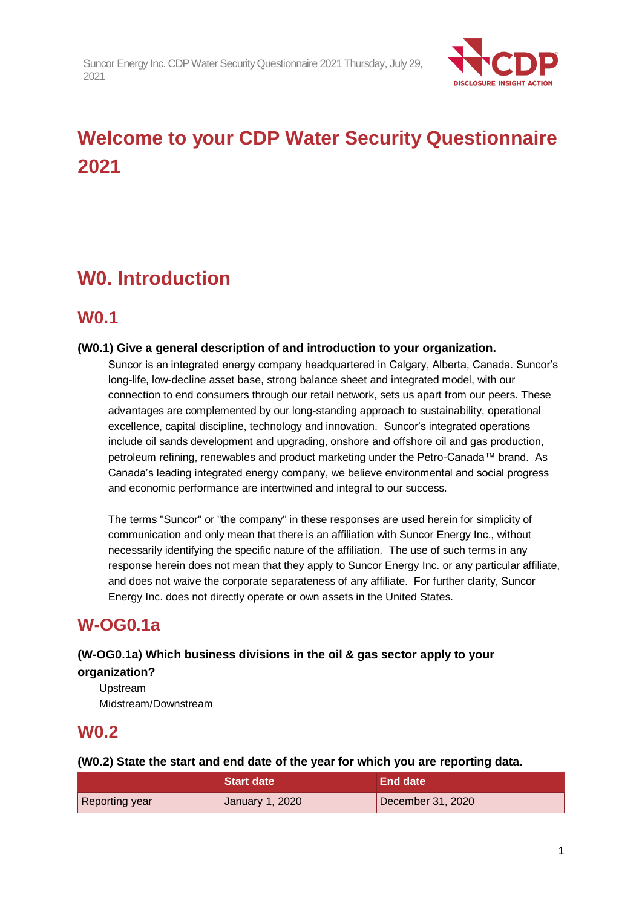# Welcome to your CDP Water Security Questionnaire 2021

## W0. Introduction

### W0.1

**(W0.1) Give a general description of and introduction to your organization.**

Suncor is an integrated energy company headquartered in Calgary, Alberta, Canada. Suncor's long-life, low-decline asset base, strong balance sheet and integrated model, with our connection to end consumers through our retail network, sets us apart from our peers. These advantages are complemented by our long-standing approach to sustainability, operational excellence, capital discipline, technology and innovation. Suncor's integrated operations include oil sands development and upgrading, onshore and offshore oil and gas production, petroleum refining, renewables and product marketing under the Petro-Canada™ brand. As Canada's leading integrated energy company, we believe environmental and social progress and economic performance are intertwined and integral to our success.

The terms "Suncor" or "the company" in these responses are used herein for simplicity of communication and only mean that there is an affiliation with Suncor Energy Inc., without necessarily identifying the specific nature of the affiliation. The use of such terms in any response herein does not mean that they apply to Suncor Energy Inc. or any particular affiliate, and does not waive the corporate separateness of any affiliate. For further clarity, Suncor Energy Inc. does not directly operate or own assets in the United States.

### W-OG0.1a

**(W-OG0.1a) Which business divisions in the oil & gas sector apply to your organization?**

Upstream
Midstream/Downstream

### W0.2

**(W0.2) State the start and end date of the year for which you are reporting data.**

| | Start date | End date |
|---|---|---|
| Reporting year | January 1, 2020 | December 31, 2020 |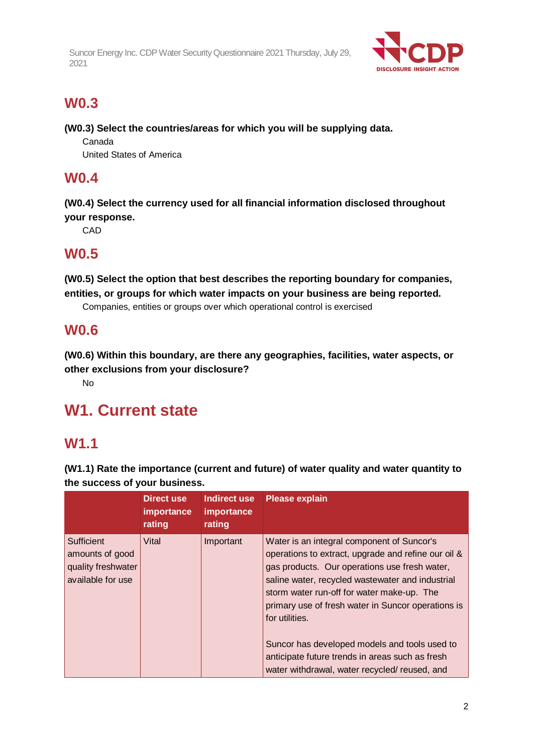## W0.3

**(W0.3) Select the countries/areas for which you will be supplying data.**

Canada

United States of America

## W0.4

**(W0.4) Select the currency used for all financial information disclosed throughout your response.**

CAD

## W0.5

**(W0.5) Select the option that best describes the reporting boundary for companies, entities, or groups for which water impacts on your business are being reported.**

Companies, entities or groups over which operational control is exercised

## W0.6

**(W0.6) Within this boundary, are there any geographies, facilities, water aspects, or other exclusions from your disclosure?**

No

# W1. Current state

## W1.1

**(W1.1) Rate the importance (current and future) of water quality and water quantity to the success of your business.**

| | Direct use importance rating | Indirect use importance rating | Please explain |
|---|---|---|---|
| Sufficient amounts of good quality freshwater available for use | Vital | Important | Water is an integral component of Suncor's operations to extract, upgrade and refine our oil & gas products. Our operations use fresh water, saline water, recycled wastewater and industrial storm water run-off for water make-up. The primary use of fresh water in Suncor operations is for utilities.<br><br>Suncor has developed models and tools used to anticipate future trends in areas such as fresh water withdrawal, water recycled/ reused, and |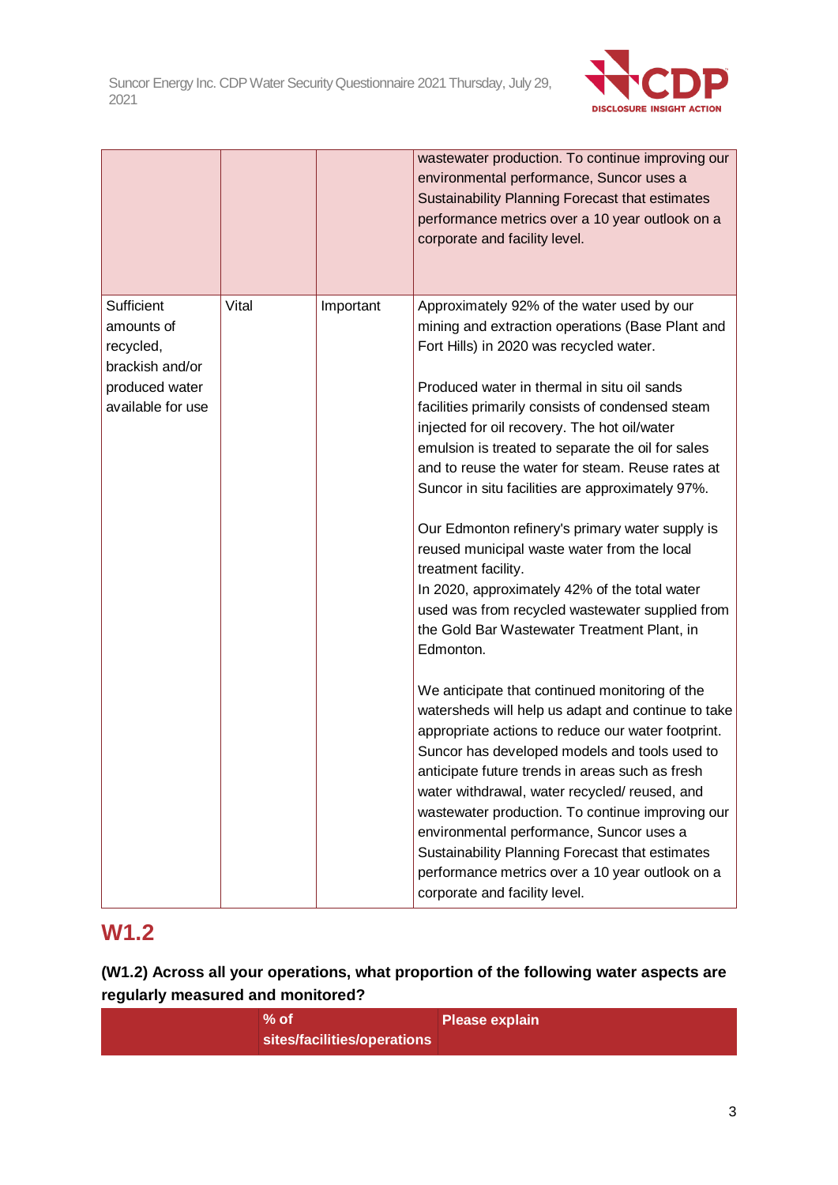| | | | |
|---|---|---|---|
| | | | wastewater production. To continue improving our environmental performance, Suncor uses a Sustainability Planning Forecast that estimates performance metrics over a 10 year outlook on a corporate and facility level. |
| Sufficient amounts of recycled, brackish and/or produced water available for use | Vital | Important | Approximately 92% of the water used by our mining and extraction operations (Base Plant and Fort Hills) in 2020 was recycled water.<br><br>Produced water in thermal in situ oil sands facilities primarily consists of condensed steam injected for oil recovery. The hot oil/water emulsion is treated to separate the oil for sales and to reuse the water for steam. Reuse rates at Suncor in situ facilities are approximately 97%.<br><br>Our Edmonton refinery's primary water supply is reused municipal waste water from the local treatment facility.<br>In 2020, approximately 42% of the total water used was from recycled wastewater supplied from the Gold Bar Wastewater Treatment Plant, in Edmonton.<br><br>We anticipate that continued monitoring of the watersheds will help us adapt and continue to take appropriate actions to reduce our water footprint. Suncor has developed models and tools used to anticipate future trends in areas such as fresh water withdrawal, water recycled/ reused, and wastewater production. To continue improving our environmental performance, Suncor uses a Sustainability Planning Forecast that estimates performance metrics over a 10 year outlook on a corporate and facility level. |

## W1.2

**(W1.2) Across all your operations, what proportion of the following water aspects are regularly measured and monitored?**

| | % of sites/facilities/operations | Please explain |
|---|---|---|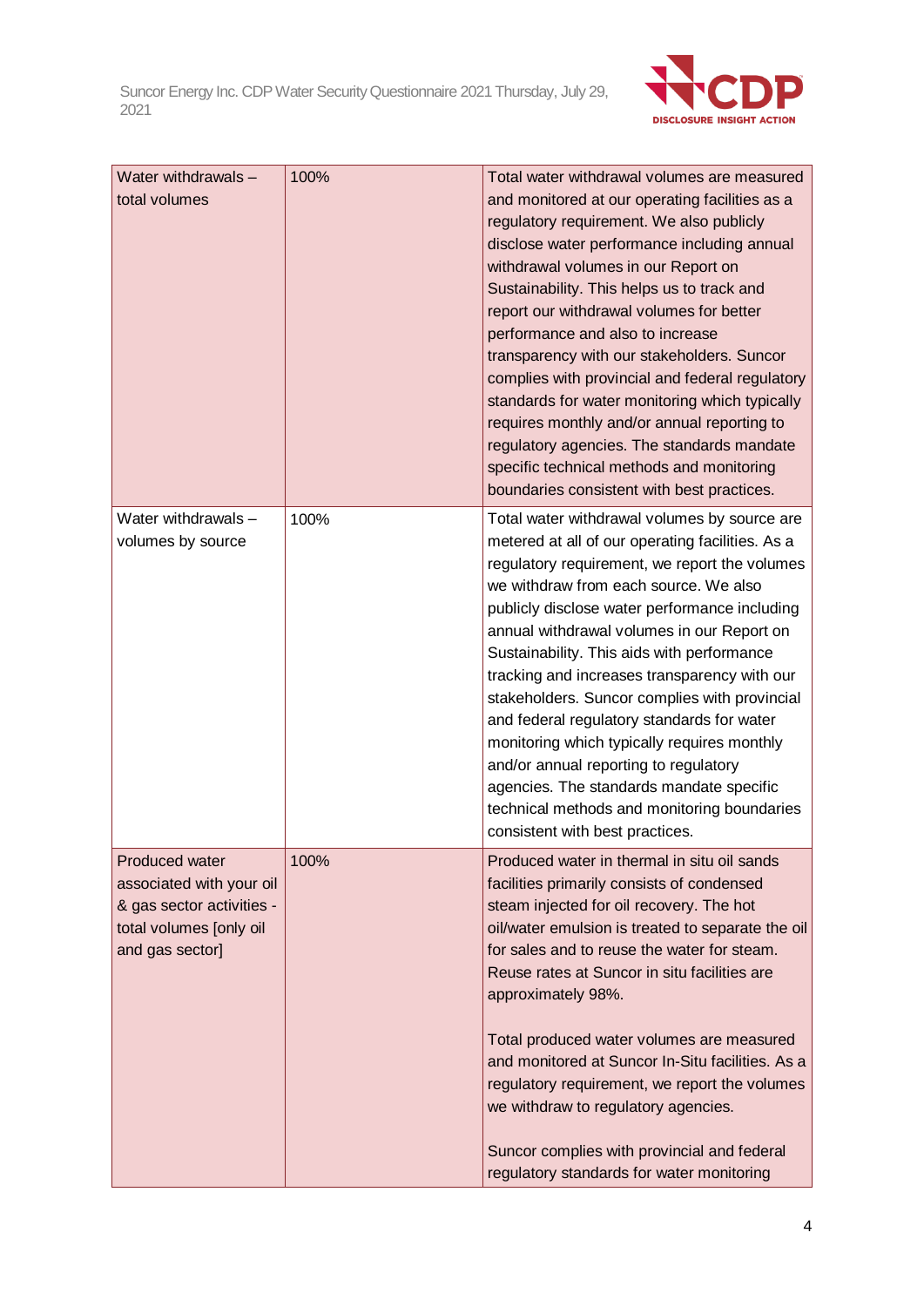| | | |
|---|---|---|
| Water withdrawals – total volumes | 100% | Total water withdrawal volumes are measured and monitored at our operating facilities as a regulatory requirement. We also publicly disclose water performance including annual withdrawal volumes in our Report on Sustainability. This helps us to track and report our withdrawal volumes for better performance and also to increase transparency with our stakeholders. Suncor complies with provincial and federal regulatory standards for water monitoring which typically requires monthly and/or annual reporting to regulatory agencies. The standards mandate specific technical methods and monitoring boundaries consistent with best practices. |
| Water withdrawals – volumes by source | 100% | Total water withdrawal volumes by source are metered at all of our operating facilities. As a regulatory requirement, we report the volumes we withdraw from each source. We also publicly disclose water performance including annual withdrawal volumes in our Report on Sustainability. This aids with performance tracking and increases transparency with our stakeholders. Suncor complies with provincial and federal regulatory standards for water monitoring which typically requires monthly and/or annual reporting to regulatory agencies. The standards mandate specific technical methods and monitoring boundaries consistent with best practices. |
| Produced water associated with your oil & gas sector activities - total volumes [only oil and gas sector] | 100% | Produced water in thermal in situ oil sands facilities primarily consists of condensed steam injected for oil recovery. The hot oil/water emulsion is treated to separate the oil for sales and to reuse the water for steam. Reuse rates at Suncor in situ facilities are approximately 98%.<br><br>Total produced water volumes are measured and monitored at Suncor In-Situ facilities. As a regulatory requirement, we report the volumes we withdraw to regulatory agencies.<br><br>Suncor complies with provincial and federal regulatory standards for water monitoring |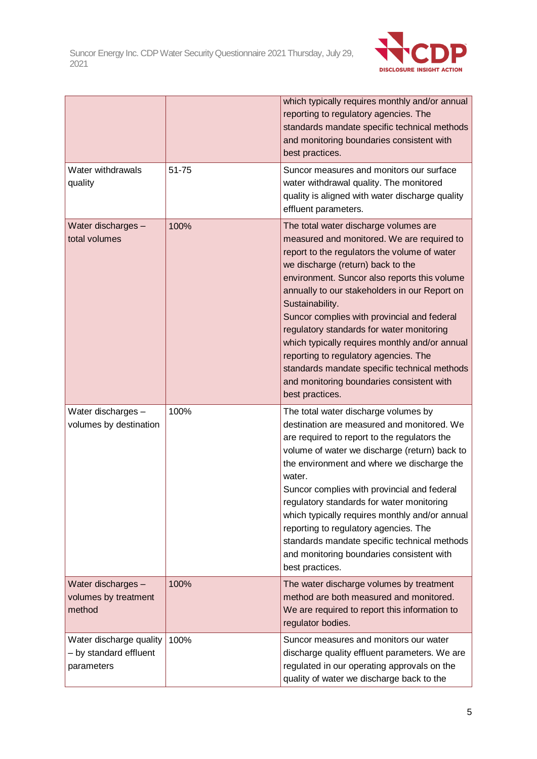| | | |
|---|---|---|
| | | which typically requires monthly and/or annual reporting to regulatory agencies. The standards mandate specific technical methods and monitoring boundaries consistent with best practices. |
| Water withdrawals quality | 51-75 | Suncor measures and monitors our surface water withdrawal quality. The monitored quality is aligned with water discharge quality effluent parameters. |
| Water discharges – total volumes | 100% | The total water discharge volumes are measured and monitored. We are required to report to the regulators the volume of water we discharge (return) back to the environment. Suncor also reports this volume annually to our stakeholders in our Report on Sustainability.<br>Suncor complies with provincial and federal regulatory standards for water monitoring which typically requires monthly and/or annual reporting to regulatory agencies. The standards mandate specific technical methods and monitoring boundaries consistent with best practices. |
| Water discharges – volumes by destination | 100% | The total water discharge volumes by destination are measured and monitored. We are required to report to the regulators the volume of water we discharge (return) back to the environment and where we discharge the water.<br>Suncor complies with provincial and federal regulatory standards for water monitoring which typically requires monthly and/or annual reporting to regulatory agencies. The standards mandate specific technical methods and monitoring boundaries consistent with best practices. |
| Water discharges – volumes by treatment method | 100% | The water discharge volumes by treatment method are both measured and monitored. We are required to report this information to regulator bodies. |
| Water discharge quality – by standard effluent parameters | 100% | Suncor measures and monitors our water discharge quality effluent parameters. We are regulated in our operating approvals on the quality of water we discharge back to the |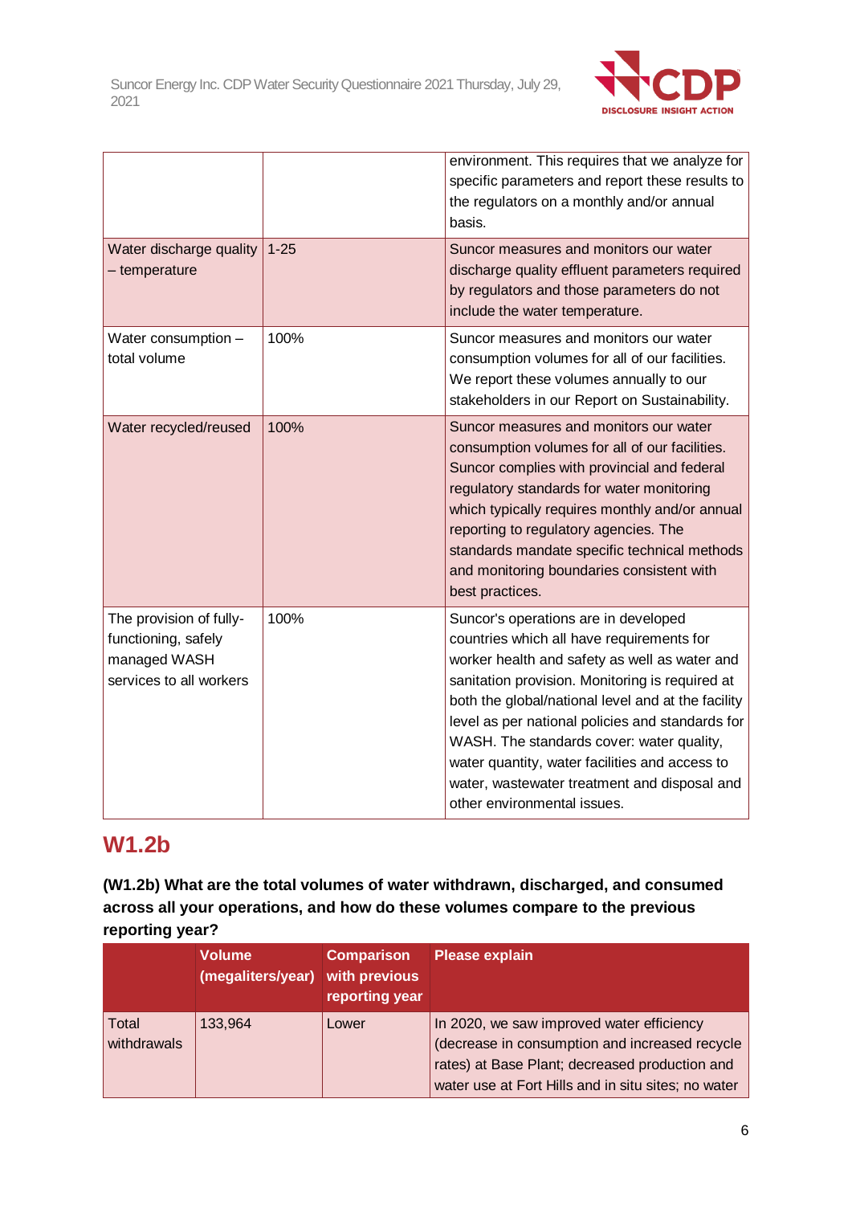| | | |
|---|---|---|
| | | environment. This requires that we analyze for specific parameters and report these results to the regulators on a monthly and/or annual basis. |
| Water discharge quality – temperature | 1-25 | Suncor measures and monitors our water discharge quality effluent parameters required by regulators and those parameters do not include the water temperature. |
| Water consumption – total volume | 100% | Suncor measures and monitors our water consumption volumes for all of our facilities. We report these volumes annually to our stakeholders in our Report on Sustainability. |
| Water recycled/reused | 100% | Suncor measures and monitors our water consumption volumes for all of our facilities. Suncor complies with provincial and federal regulatory standards for water monitoring which typically requires monthly and/or annual reporting to regulatory agencies. The standards mandate specific technical methods and monitoring boundaries consistent with best practices. |
| The provision of fully-functioning, safely managed WASH services to all workers | 100% | Suncor's operations are in developed countries which all have requirements for worker health and safety as well as water and sanitation provision. Monitoring is required at both the global/national level and at the facility level as per national policies and standards for WASH. The standards cover: water quality, water quantity, water facilities and access to water, wastewater treatment and disposal and other environmental issues. |

## W1.2b

**(W1.2b) What are the total volumes of water withdrawn, discharged, and consumed across all your operations, and how do these volumes compare to the previous reporting year?**

| | Volume (megaliters/year) | Comparison with previous reporting year | Please explain |
|---|---|---|---|
| Total withdrawals | 133,964 | Lower | In 2020, we saw improved water efficiency (decrease in consumption and increased recycle rates) at Base Plant; decreased production and water use at Fort Hills and in situ sites; no water |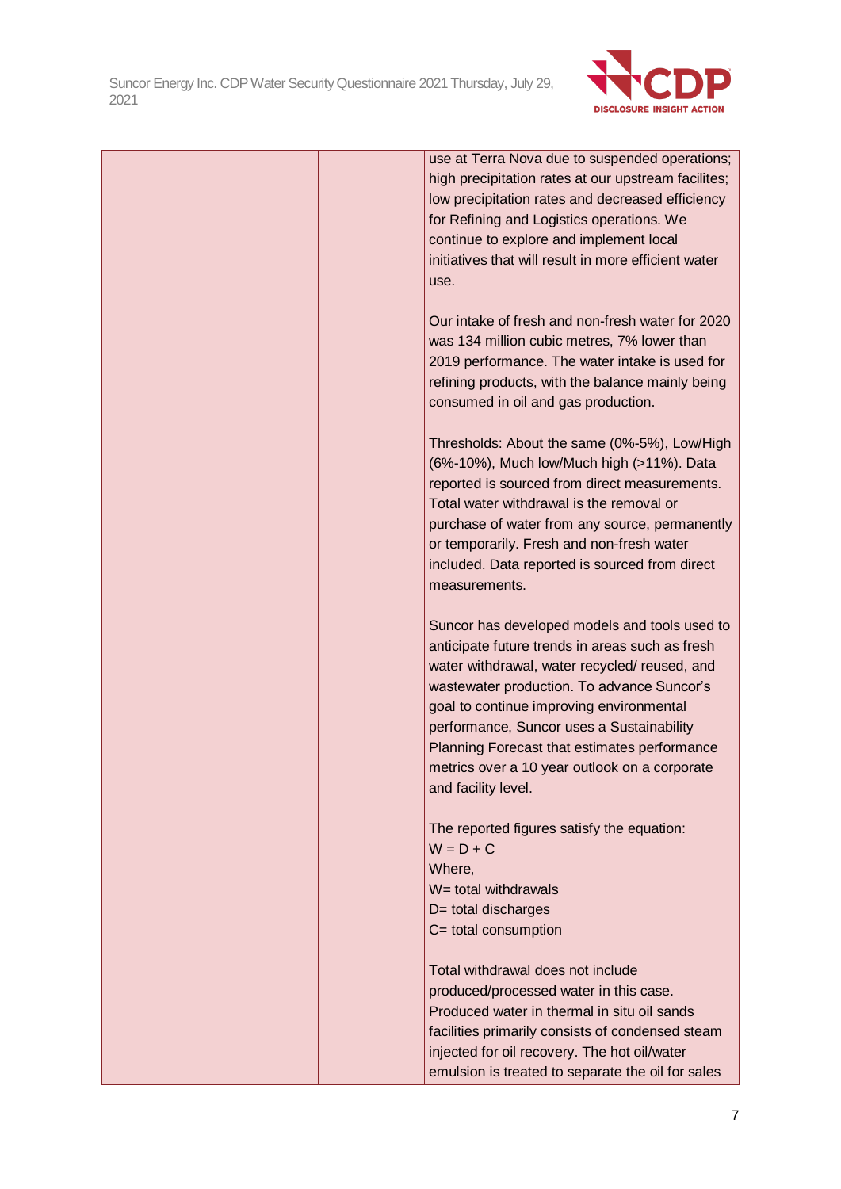| | | | |
|---|---|---|---|
| | | | use at Terra Nova due to suspended operations; high precipitation rates at our upstream facilites; low precipitation rates and decreased efficiency for Refining and Logistics operations. We continue to explore and implement local initiatives that will result in more efficient water use.<br><br>Our intake of fresh and non-fresh water for 2020 was 134 million cubic metres, 7% lower than 2019 performance. The water intake is used for refining products, with the balance mainly being consumed in oil and gas production.<br><br>Thresholds: About the same (0%-5%), Low/High (6%-10%), Much low/Much high (>11%). Data reported is sourced from direct measurements. Total water withdrawal is the removal or purchase of water from any source, permanently or temporarily. Fresh and non-fresh water included. Data reported is sourced from direct measurements.<br><br>Suncor has developed models and tools used to anticipate future trends in areas such as fresh water withdrawal, water recycled/ reused, and wastewater production. To advance Suncor's goal to continue improving environmental performance, Suncor uses a Sustainability Planning Forecast that estimates performance metrics over a 10 year outlook on a corporate and facility level.<br><br>The reported figures satisfy the equation:<br>$W = D + C$<br>Where,<br>W= total withdrawals<br>D= total discharges<br>C= total consumption<br><br>Total withdrawal does not include produced/processed water in this case. Produced water in thermal in situ oil sands facilities primarily consists of condensed steam injected for oil recovery. The hot oil/water emulsion is treated to separate the oil for sales |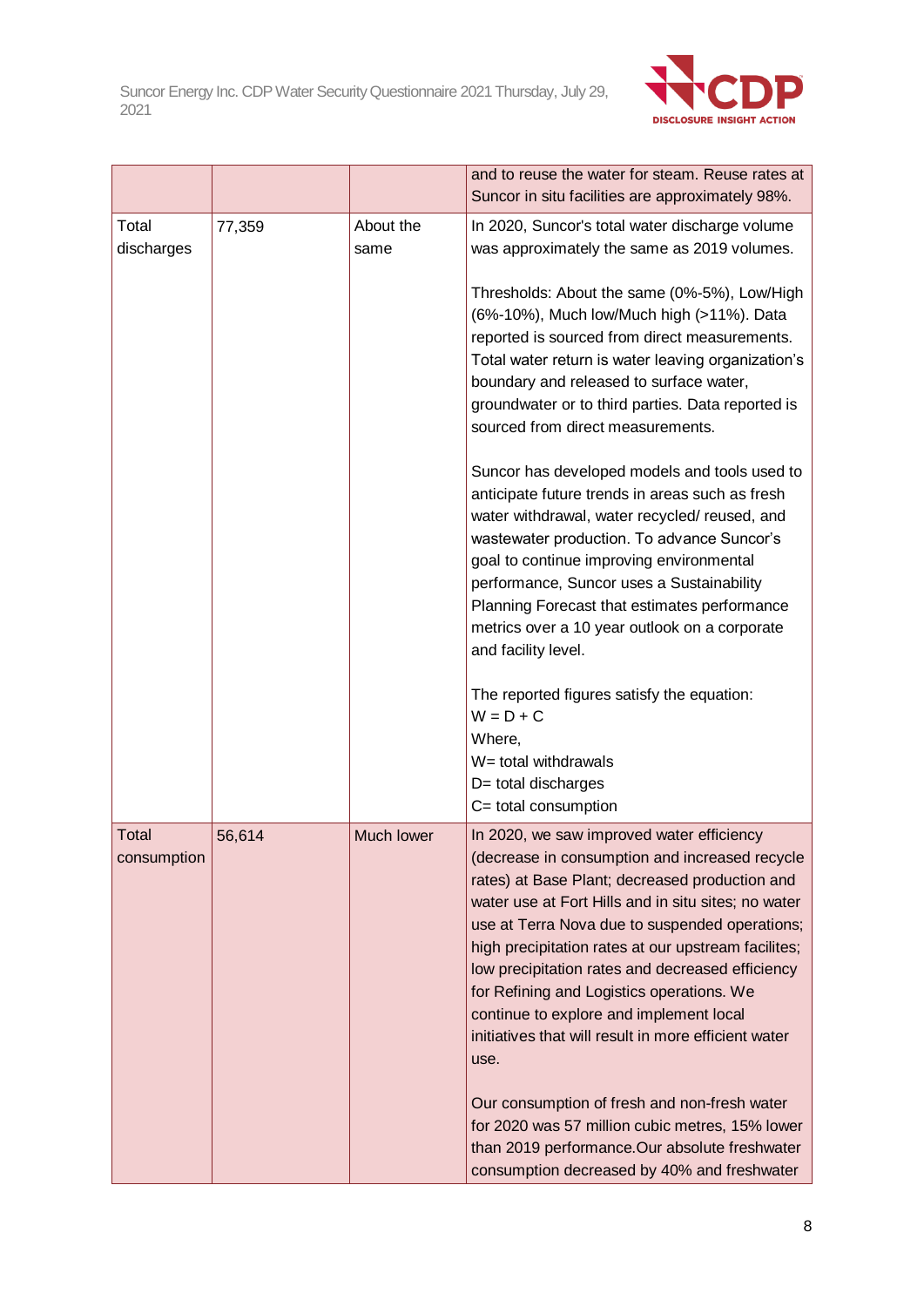| | | | |
|---|---|---|---|
| | | | and to reuse the water for steam. Reuse rates at Suncor in situ facilities are approximately 98%. |
| Total discharges | 77,359 | About the same | In 2020, Suncor's total water discharge volume was approximately the same as 2019 volumes.<br><br>Thresholds: About the same (0%-5%), Low/High (6%-10%), Much low/Much high (>11%). Data reported is sourced from direct measurements. Total water return is water leaving organization's boundary and released to surface water, groundwater or to third parties. Data reported is sourced from direct measurements.<br><br>Suncor has developed models and tools used to anticipate future trends in areas such as fresh water withdrawal, water recycled/ reused, and wastewater production. To advance Suncor's goal to continue improving environmental performance, Suncor uses a Sustainability Planning Forecast that estimates performance metrics over a 10 year outlook on a corporate and facility level.<br><br>The reported figures satisfy the equation:<br>$W = D + C$<br>Where,<br>W= total withdrawals<br>D= total discharges<br>C= total consumption |
| Total consumption | 56,614 | Much lower | In 2020, we saw improved water efficiency (decrease in consumption and increased recycle rates) at Base Plant; decreased production and water use at Fort Hills and in situ sites; no water use at Terra Nova due to suspended operations; high precipitation rates at our upstream facilites; low precipitation rates and decreased efficiency for Refining and Logistics operations. We continue to explore and implement local initiatives that will result in more efficient water use.<br><br>Our consumption of fresh and non-fresh water for 2020 was 57 million cubic metres, 15% lower than 2019 performance.Our absolute freshwater consumption decreased by 40% and freshwater |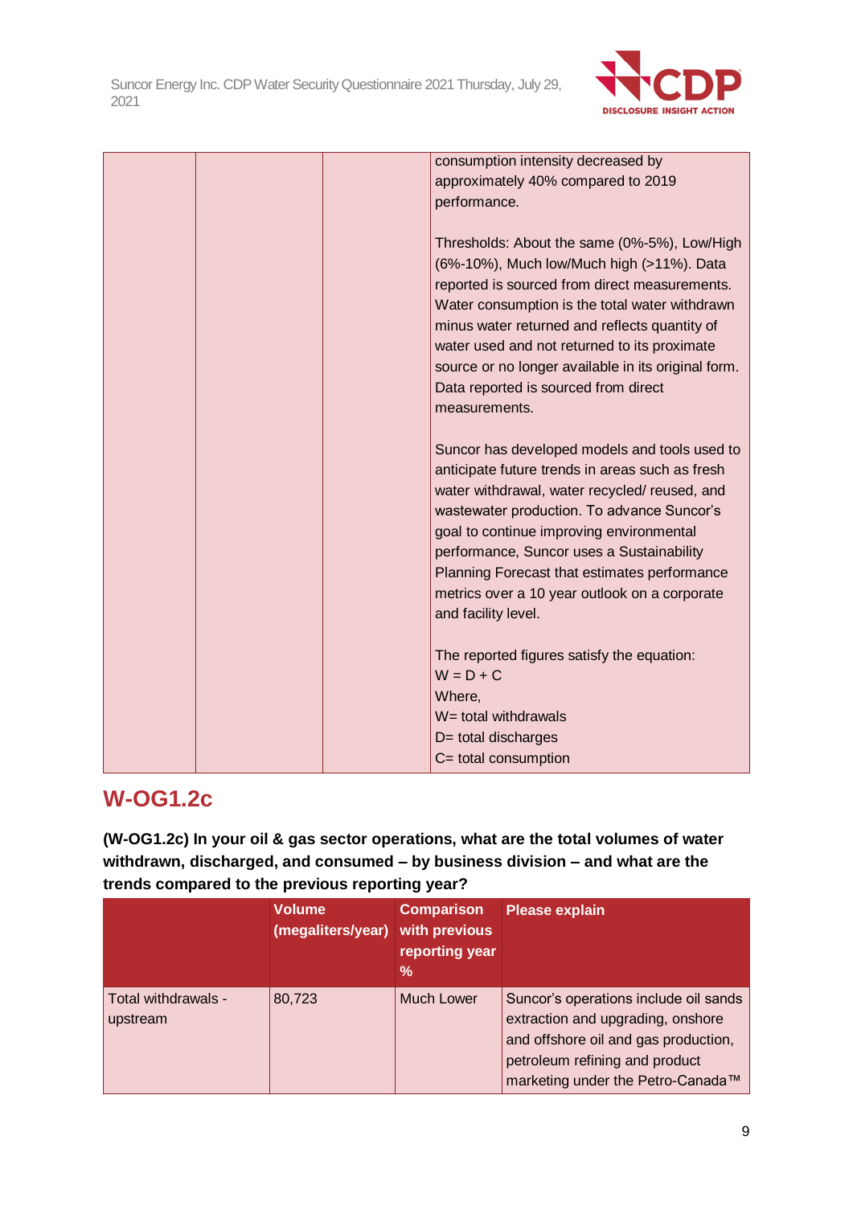| | | | |
|---|---|---|---|
| | | | consumption intensity decreased by approximately 40% compared to 2019 performance.<br><br>Thresholds: About the same (0%-5%), Low/High (6%-10%), Much low/Much high (>11%). Data reported is sourced from direct measurements. Water consumption is the total water withdrawn minus water returned and reflects quantity of water used and not returned to its proximate source or no longer available in its original form. Data reported is sourced from direct measurements.<br><br>Suncor has developed models and tools used to anticipate future trends in areas such as fresh water withdrawal, water recycled/ reused, and wastewater production. To advance Suncor's goal to continue improving environmental performance, Suncor uses a Sustainability Planning Forecast that estimates performance metrics over a 10 year outlook on a corporate and facility level.<br><br>The reported figures satisfy the equation:<br>W = D + C<br>Where,<br>W= total withdrawals<br>D= total discharges<br>C= total consumption |

## W-OG1.2c

**(W-OG1.2c) In your oil & gas sector operations, what are the total volumes of water withdrawn, discharged, and consumed – by business division – and what are the trends compared to the previous reporting year?**

| | Volume (megaliters/year) | Comparison with previous reporting year % | Please explain |
|---|---|---|---|
| Total withdrawals - upstream | 80,723 | Much Lower | Suncor's operations include oil sands extraction and upgrading, onshore and offshore oil and gas production, petroleum refining and product marketing under the Petro-Canada™ |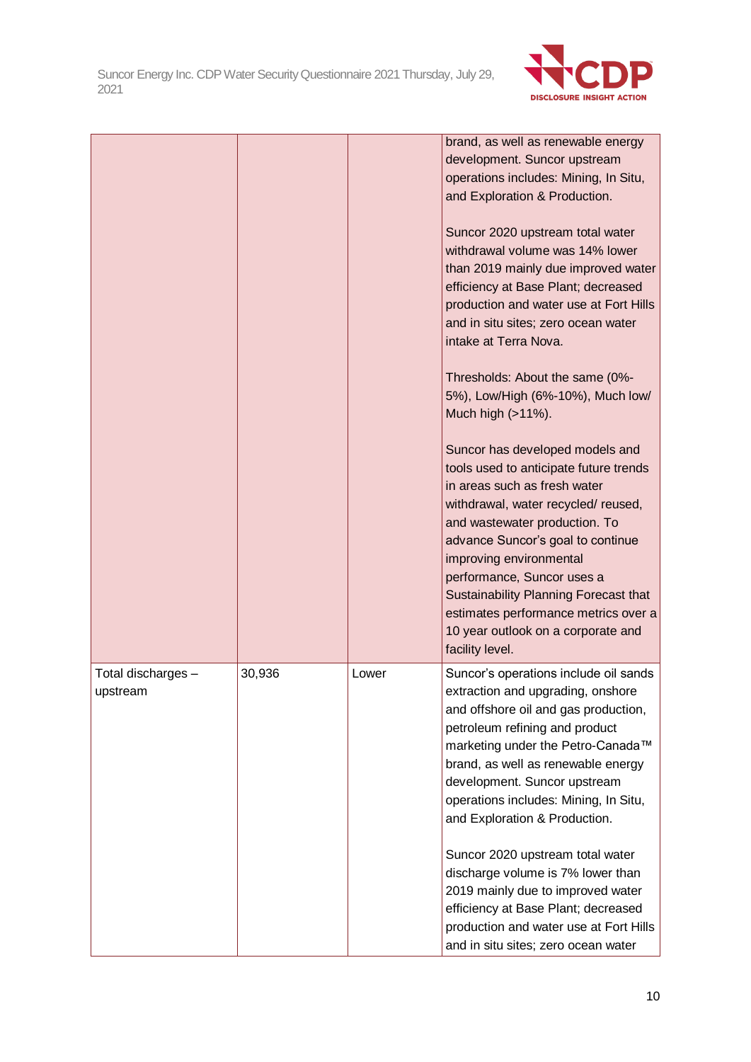| | | | |
|---|---|---|---|
| | | | brand, as well as renewable energy development. Suncor upstream operations includes: Mining, In Situ, and Exploration & Production.<br><br>Suncor 2020 upstream total water withdrawal volume was 14% lower than 2019 mainly due improved water efficiency at Base Plant; decreased production and water use at Fort Hills and in situ sites; zero ocean water intake at Terra Nova.<br><br>Thresholds: About the same (0%-5%), Low/High (6%-10%), Much low/ Much high (>11%).<br><br>Suncor has developed models and tools used to anticipate future trends in areas such as fresh water withdrawal, water recycled/ reused, and wastewater production. To advance Suncor's goal to continue improving environmental performance, Suncor uses a Sustainability Planning Forecast that estimates performance metrics over a 10 year outlook on a corporate and facility level. |
| Total discharges – upstream | 30,936 | Lower | Suncor's operations include oil sands extraction and upgrading, onshore and offshore oil and gas production, petroleum refining and product marketing under the Petro-Canada™ brand, as well as renewable energy development. Suncor upstream operations includes: Mining, In Situ, and Exploration & Production.<br><br>Suncor 2020 upstream total water discharge volume is 7% lower than 2019 mainly due to improved water efficiency at Base Plant; decreased production and water use at Fort Hills and in situ sites; zero ocean water |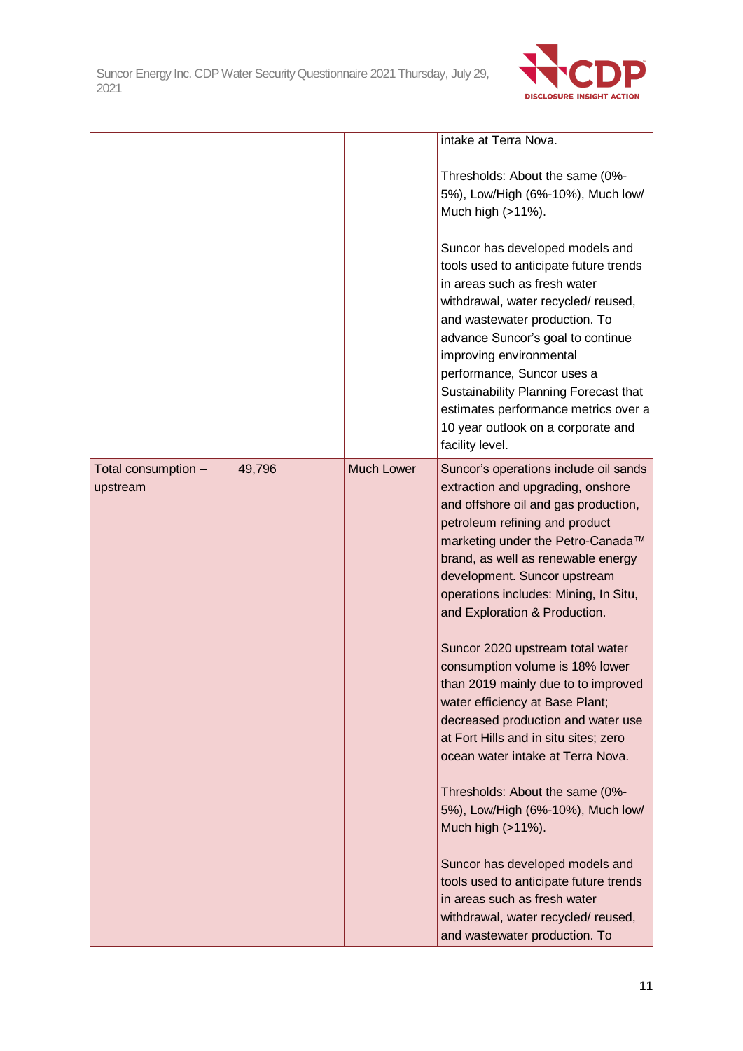| | | | |
|---|---|---|---|
| | | | intake at Terra Nova.<br><br>Thresholds: About the same (0%-5%), Low/High (6%-10%), Much low/ Much high (>11%).<br><br>Suncor has developed models and tools used to anticipate future trends in areas such as fresh water withdrawal, water recycled/ reused, and wastewater production. To advance Suncor's goal to continue improving environmental performance, Suncor uses a Sustainability Planning Forecast that estimates performance metrics over a 10 year outlook on a corporate and facility level. |
| Total consumption – upstream | 49,796 | Much Lower | Suncor's operations include oil sands extraction and upgrading, onshore and offshore oil and gas production, petroleum refining and product marketing under the Petro-Canada™ brand, as well as renewable energy development. Suncor upstream operations includes: Mining, In Situ, and Exploration & Production.<br><br>Suncor 2020 upstream total water consumption volume is 18% lower than 2019 mainly due to to improved water efficiency at Base Plant; decreased production and water use at Fort Hills and in situ sites; zero ocean water intake at Terra Nova.<br><br>Thresholds: About the same (0%-5%), Low/High (6%-10%), Much low/ Much high (>11%).<br><br>Suncor has developed models and tools used to anticipate future trends in areas such as fresh water withdrawal, water recycled/ reused, and wastewater production. To |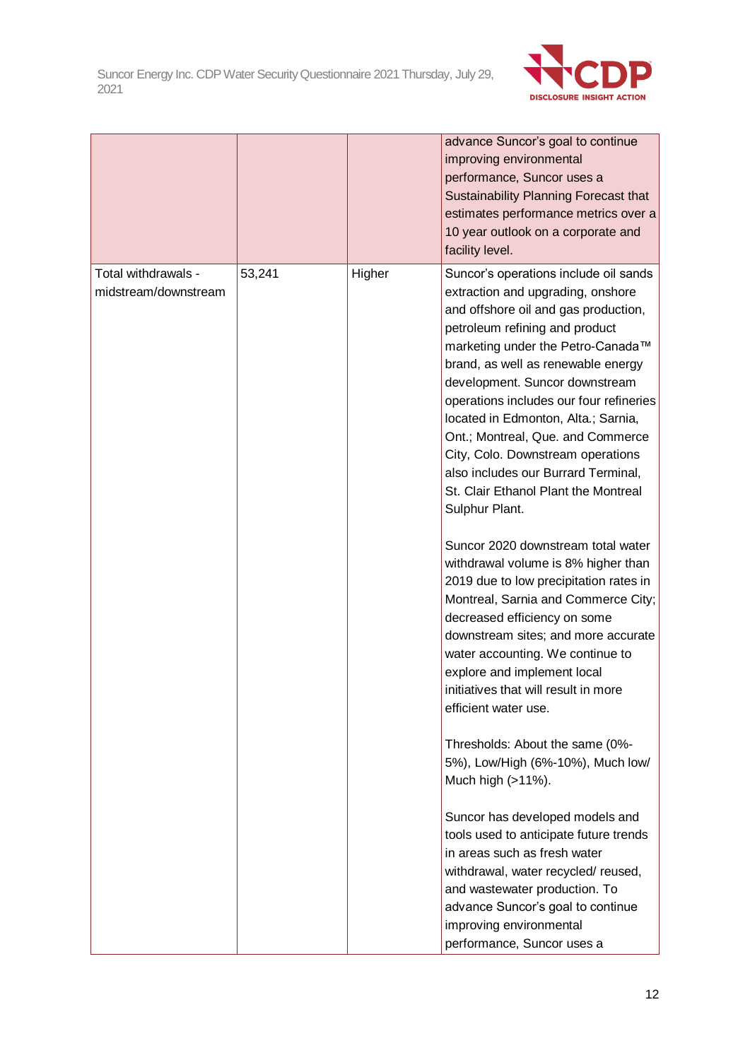| | | | |
|---|---|---|---|
| | | | advance Suncor's goal to continue improving environmental performance, Suncor uses a Sustainability Planning Forecast that estimates performance metrics over a 10 year outlook on a corporate and facility level. |
| Total withdrawals - midstream/downstream | 53,241 | Higher | Suncor's operations include oil sands extraction and upgrading, onshore and offshore oil and gas production, petroleum refining and product marketing under the Petro-Canada™ brand, as well as renewable energy development. Suncor downstream operations includes our four refineries located in Edmonton, Alta.; Sarnia, Ont.; Montreal, Que. and Commerce City, Colo. Downstream operations also includes our Burrard Terminal, St. Clair Ethanol Plant the Montreal Sulphur Plant.<br><br>Suncor 2020 downstream total water withdrawal volume is 8% higher than 2019 due to low precipitation rates in Montreal, Sarnia and Commerce City; decreased efficiency on some downstream sites; and more accurate water accounting. We continue to explore and implement local initiatives that will result in more efficient water use.<br><br>Thresholds: About the same (0%-5%), Low/High (6%-10%), Much low/ Much high (>11%).<br><br>Suncor has developed models and tools used to anticipate future trends in areas such as fresh water withdrawal, water recycled/ reused, and wastewater production. To advance Suncor's goal to continue improving environmental performance, Suncor uses a |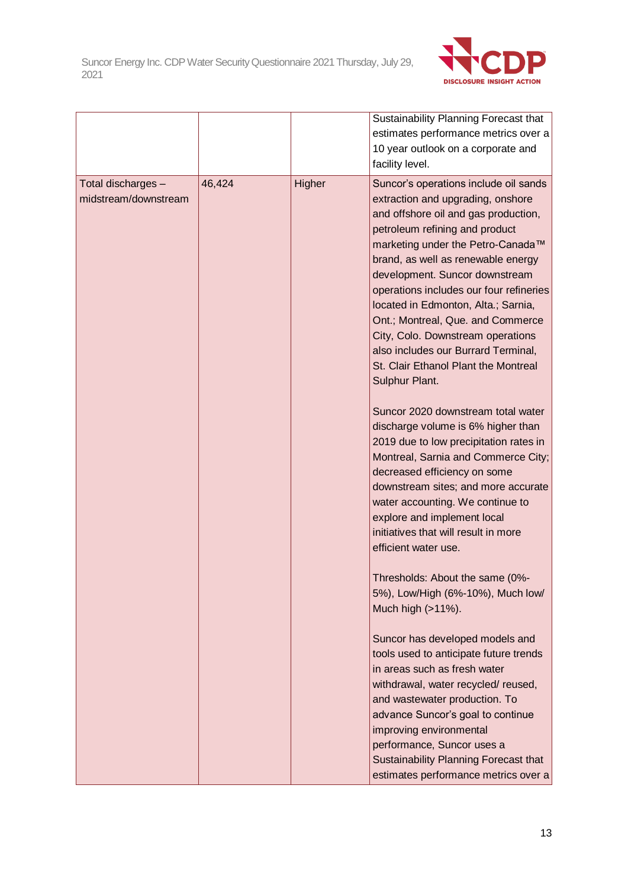| | | | |
|---|---|---|---|
| | | | Sustainability Planning Forecast that estimates performance metrics over a 10 year outlook on a corporate and facility level. |
| Total discharges – midstream/downstream | 46,424 | Higher | Suncor's operations include oil sands extraction and upgrading, onshore and offshore oil and gas production, petroleum refining and product marketing under the Petro-Canada™ brand, as well as renewable energy development. Suncor downstream operations includes our four refineries located in Edmonton, Alta.; Sarnia, Ont.; Montreal, Que. and Commerce City, Colo. Downstream operations also includes our Burrard Terminal, St. Clair Ethanol Plant the Montreal Sulphur Plant.<br><br>Suncor 2020 downstream total water discharge volume is 6% higher than 2019 due to low precipitation rates in Montreal, Sarnia and Commerce City; decreased efficiency on some downstream sites; and more accurate water accounting. We continue to explore and implement local initiatives that will result in more efficient water use.<br><br>Thresholds: About the same (0%-5%), Low/High (6%-10%), Much low/ Much high (>11%).<br><br>Suncor has developed models and tools used to anticipate future trends in areas such as fresh water withdrawal, water recycled/ reused, and wastewater production. To advance Suncor's goal to continue improving environmental performance, Suncor uses a Sustainability Planning Forecast that estimates performance metrics over a |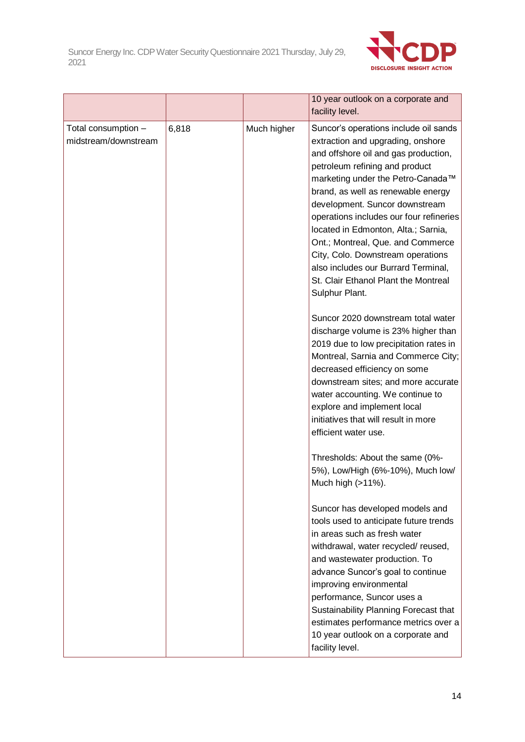| | | | |
|---|---|---|---|
| | | | 10 year outlook on a corporate and facility level. |
| Total consumption – midstream/downstream | 6,818 | Much higher | Suncor's operations include oil sands extraction and upgrading, onshore and offshore oil and gas production, petroleum refining and product marketing under the Petro-Canada™ brand, as well as renewable energy development. Suncor downstream operations includes our four refineries located in Edmonton, Alta.; Sarnia, Ont.; Montreal, Que. and Commerce City, Colo. Downstream operations also includes our Burrard Terminal, St. Clair Ethanol Plant the Montreal Sulphur Plant.<br><br>Suncor 2020 downstream total water discharge volume is 23% higher than 2019 due to low precipitation rates in Montreal, Sarnia and Commerce City; decreased efficiency on some downstream sites; and more accurate water accounting. We continue to explore and implement local initiatives that will result in more efficient water use.<br><br>Thresholds: About the same (0%-5%), Low/High (6%-10%), Much low/ Much high (>11%).<br><br>Suncor has developed models and tools used to anticipate future trends in areas such as fresh water withdrawal, water recycled/ reused, and wastewater production. To advance Suncor's goal to continue improving environmental performance, Suncor uses a Sustainability Planning Forecast that estimates performance metrics over a 10 year outlook on a corporate and facility level. |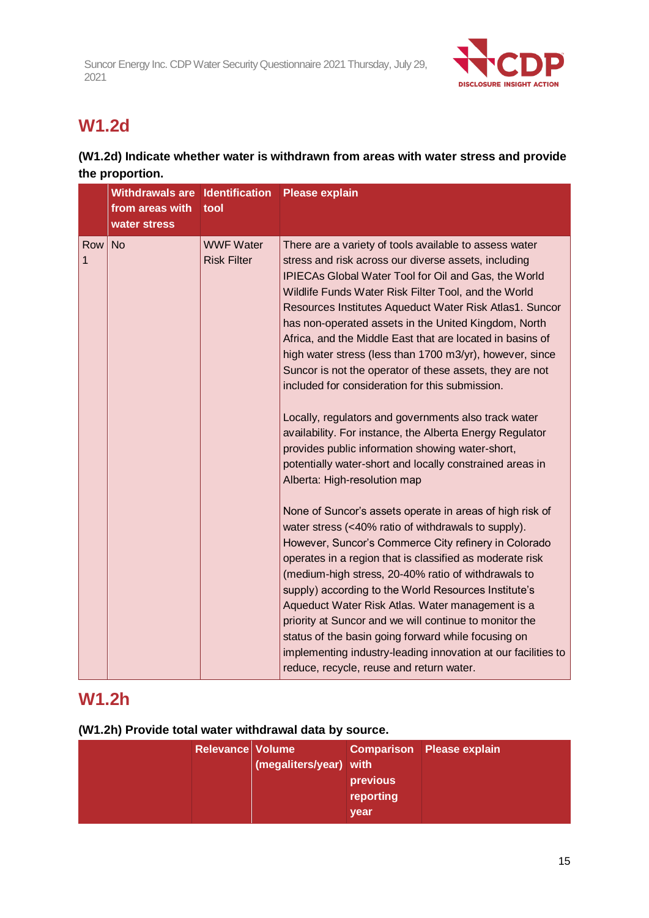## W1.2d

**(W1.2d) Indicate whether water is withdrawn from areas with water stress and provide the proportion.**

| | Withdrawals are from areas with water stress | Identification tool | Please explain |
|---|---|---|---|
| Row 1 | No | WWF Water Risk Filter | There are a variety of tools available to assess water stress and risk across our diverse assets, including IPIECAs Global Water Tool for Oil and Gas, the World Wildlife Funds Water Risk Filter Tool, and the World Resources Institutes Aqueduct Water Risk Atlas1. Suncor has non-operated assets in the United Kingdom, North Africa, and the Middle East that are located in basins of high water stress (less than 1700 m3/yr), however, since Suncor is not the operator of these assets, they are not included for consideration for this submission.<br><br>Locally, regulators and governments also track water availability. For instance, the Alberta Energy Regulator provides public information showing water-short, potentially water-short and locally constrained areas in Alberta: High-resolution map<br><br>None of Suncor's assets operate in areas of high risk of water stress (<40% ratio of withdrawals to supply). However, Suncor's Commerce City refinery in Colorado operates in a region that is classified as moderate risk (medium-high stress, 20-40% ratio of withdrawals to supply) according to the World Resources Institute's Aqueduct Water Risk Atlas. Water management is a priority at Suncor and we will continue to monitor the status of the basin going forward while focusing on implementing industry-leading innovation at our facilities to reduce, recycle, reuse and return water. |

## W1.2h

**(W1.2h) Provide total water withdrawal data by source.**

| | Relevance | Volume (megaliters/year) | Comparison with previous reporting year | Please explain |
|---|---|---|---|---|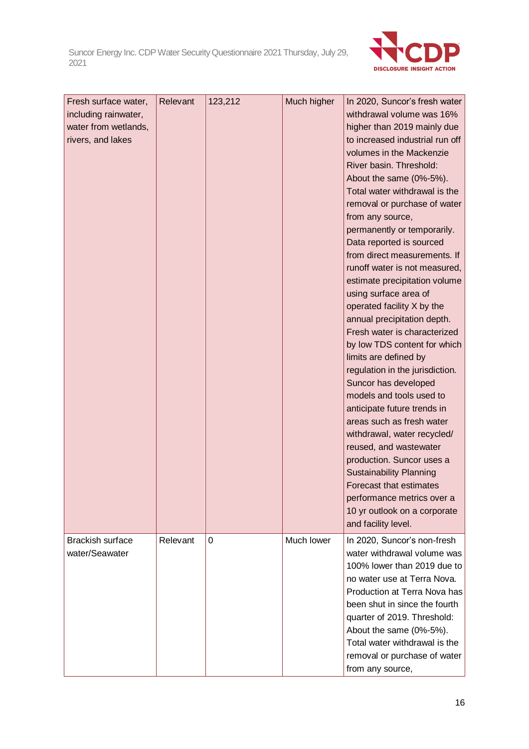| | | | | |
|---|---|---|---|---|
| Fresh surface water, including rainwater, water from wetlands, rivers, and lakes | Relevant | 123,212 | Much higher | In 2020, Suncor's fresh water withdrawal volume was 16% higher than 2019 mainly due to increased industrial run off volumes in the Mackenzie River basin. Threshold: About the same (0%-5%). Total water withdrawal is the removal or purchase of water from any source, permanently or temporarily. Data reported is sourced from direct measurements. If runoff water is not measured, estimate precipitation volume using surface area of operated facility X by the annual precipitation depth. Fresh water is characterized by low TDS content for which limits are defined by regulation in the jurisdiction. Suncor has developed models and tools used to anticipate future trends in areas such as fresh water withdrawal, water recycled/ reused, and wastewater production. Suncor uses a Sustainability Planning Forecast that estimates performance metrics over a 10 yr outlook on a corporate and facility level. |
| Brackish surface water/Seawater | Relevant | 0 | Much lower | In 2020, Suncor's non-fresh water withdrawal volume was 100% lower than 2019 due to no water use at Terra Nova. Production at Terra Nova has been shut in since the fourth quarter of 2019. Threshold: About the same (0%-5%). Total water withdrawal is the removal or purchase of water from any source, |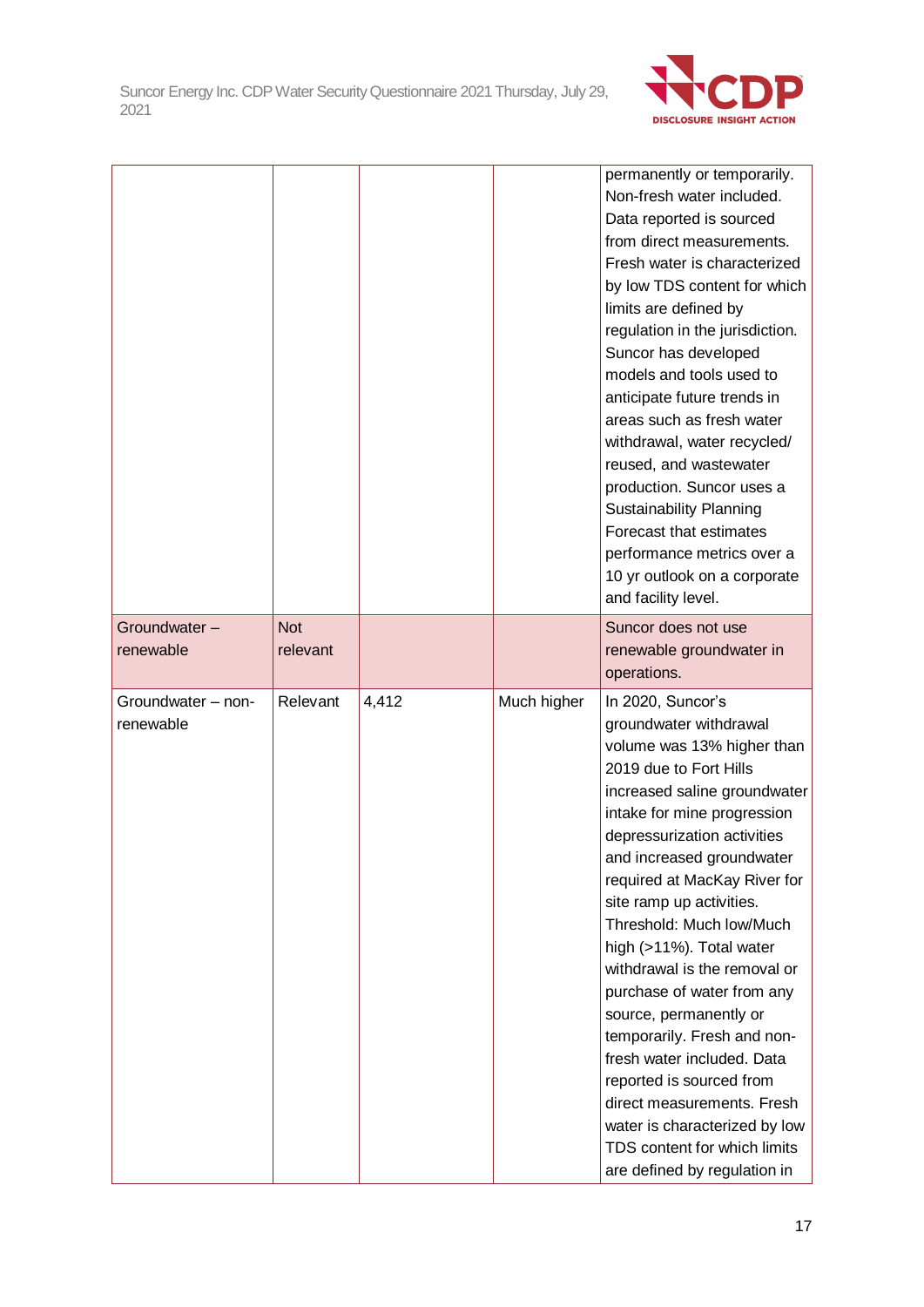| | | | | |
|---|---|---|---|---|
| | | | | permanently or temporarily. Non-fresh water included. Data reported is sourced from direct measurements. Fresh water is characterized by low TDS content for which limits are defined by regulation in the jurisdiction. Suncor has developed models and tools used to anticipate future trends in areas such as fresh water withdrawal, water recycled/ reused, and wastewater production. Suncor uses a Sustainability Planning Forecast that estimates performance metrics over a 10 yr outlook on a corporate and facility level. |
| Groundwater – renewable | Not relevant | | | Suncor does not use renewable groundwater in operations. |
| Groundwater – non-renewable | Relevant | 4,412 | Much higher | In 2020, Suncor's groundwater withdrawal volume was 13% higher than 2019 due to Fort Hills increased saline groundwater intake for mine progression depressurization activities and increased groundwater required at MacKay River for site ramp up activities. Threshold: Much low/Much high (>11%). Total water withdrawal is the removal or purchase of water from any source, permanently or temporarily. Fresh and non-fresh water included. Data reported is sourced from direct measurements. Fresh water is characterized by low TDS content for which limits are defined by regulation in |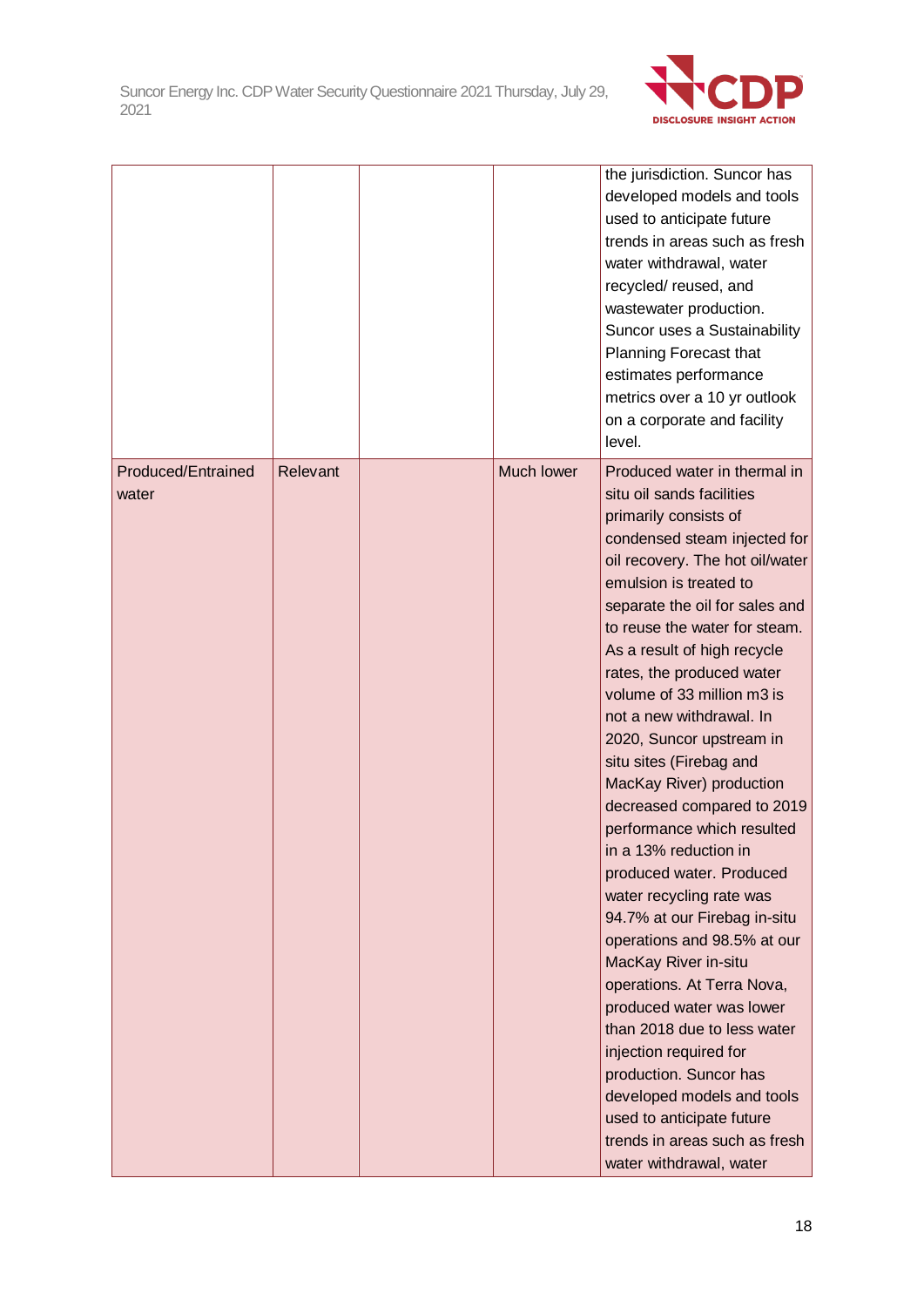| | | | | |
|---|---|---|---|---|
| | | | | the jurisdiction. Suncor has developed models and tools used to anticipate future trends in areas such as fresh water withdrawal, water recycled/ reused, and wastewater production. Suncor uses a Sustainability Planning Forecast that estimates performance metrics over a 10 yr outlook on a corporate and facility level. |
| Produced/Entrained water | Relevant | | Much lower | Produced water in thermal in situ oil sands facilities primarily consists of condensed steam injected for oil recovery. The hot oil/water emulsion is treated to separate the oil for sales and to reuse the water for steam. As a result of high recycle rates, the produced water volume of 33 million m3 is not a new withdrawal. In 2020, Suncor upstream in situ sites (Firebag and MacKay River) production decreased compared to 2019 performance which resulted in a 13% reduction in produced water. Produced water recycling rate was 94.7% at our Firebag in-situ operations and 98.5% at our MacKay River in-situ operations. At Terra Nova, produced water was lower than 2018 due to less water injection required for production. Suncor has developed models and tools used to anticipate future trends in areas such as fresh water withdrawal, water |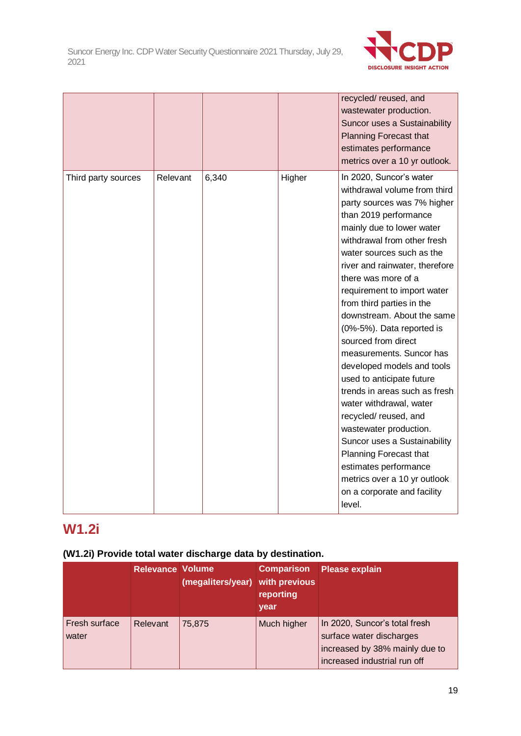| | | | | |
|---|---|---|---|---|
| | | | | recycled/ reused, and wastewater production. Suncor uses a Sustainability Planning Forecast that estimates performance metrics over a 10 yr outlook. |
| Third party sources | Relevant | 6,340 | Higher | In 2020, Suncor's water withdrawal volume from third party sources was 7% higher than 2019 performance mainly due to lower water withdrawal from other fresh water sources such as the river and rainwater, therefore there was more of a requirement to import water from third parties in the downstream. About the same (0%-5%). Data reported is sourced from direct measurements. Suncor has developed models and tools used to anticipate future trends in areas such as fresh water withdrawal, water recycled/ reused, and wastewater production. Suncor uses a Sustainability Planning Forecast that estimates performance metrics over a 10 yr outlook on a corporate and facility level. |

## W1.2i

**(W1.2i) Provide total water discharge data by destination.**

| | Relevance | Volume (megaliters/year) | Comparison with previous reporting year | Please explain |
|---|---|---|---|---|
| Fresh surface water | Relevant | 75,875 | Much higher | In 2020, Suncor's total fresh surface water discharges increased by 38% mainly due to increased industrial run off |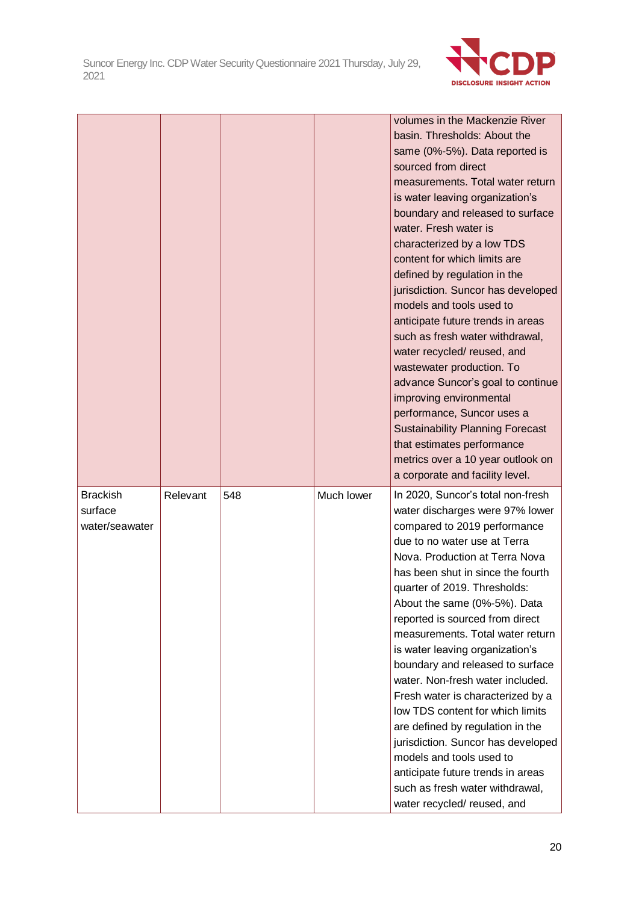| | | | | |
|---|---|---|---|---|
| | | | | volumes in the Mackenzie River basin. Thresholds: About the same (0%-5%). Data reported is sourced from direct measurements. Total water return is water leaving organization's boundary and released to surface water. Fresh water is characterized by a low TDS content for which limits are defined by regulation in the jurisdiction. Suncor has developed models and tools used to anticipate future trends in areas such as fresh water withdrawal, water recycled/ reused, and wastewater production. To advance Suncor's goal to continue improving environmental performance, Suncor uses a Sustainability Planning Forecast that estimates performance metrics over a 10 year outlook on a corporate and facility level. |
| Brackish surface water/seawater | Relevant | 548 | Much lower | In 2020, Suncor's total non-fresh water discharges were 97% lower compared to 2019 performance due to no water use at Terra Nova. Production at Terra Nova has been shut in since the fourth quarter of 2019. Thresholds: About the same (0%-5%). Data reported is sourced from direct measurements. Total water return is water leaving organization's boundary and released to surface water. Non-fresh water included. Fresh water is characterized by a low TDS content for which limits are defined by regulation in the jurisdiction. Suncor has developed models and tools used to anticipate future trends in areas such as fresh water withdrawal, water recycled/ reused, and |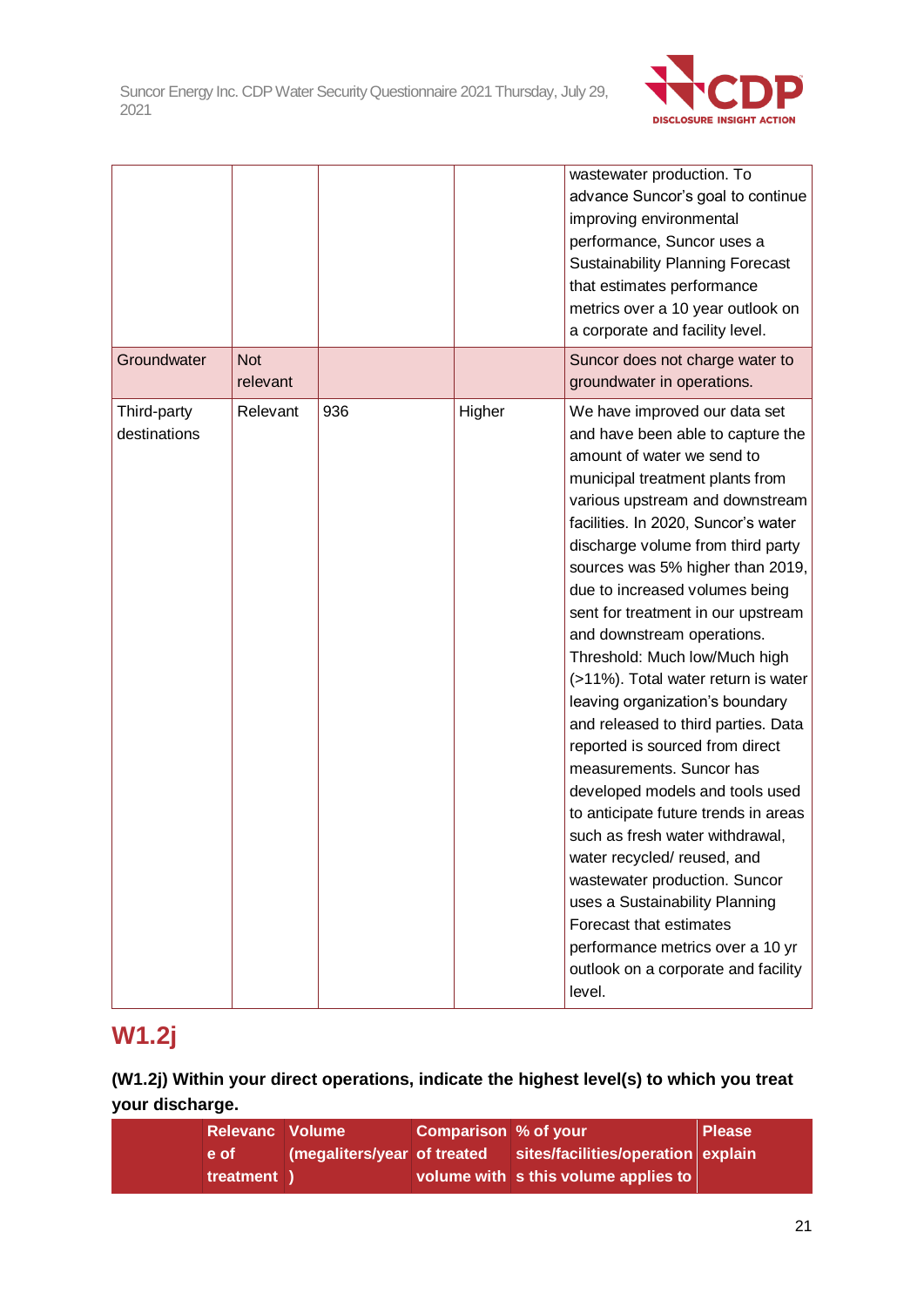| | | | | |
|---|---|---|---|---|
| | | | | wastewater production. To advance Suncor's goal to continue improving environmental performance, Suncor uses a Sustainability Planning Forecast that estimates performance metrics over a 10 year outlook on a corporate and facility level. |
| Groundwater | Not relevant | | | Suncor does not charge water to groundwater in operations. |
| Third-party destinations | Relevant | 936 | Higher | We have improved our data set and have been able to capture the amount of water we send to municipal treatment plants from various upstream and downstream facilities. In 2020, Suncor's water discharge volume from third party sources was 5% higher than 2019, due to increased volumes being sent for treatment in our upstream and downstream operations. Threshold: Much low/Much high (>11%). Total water return is water leaving organization's boundary and released to third parties. Data reported is sourced from direct measurements. Suncor has developed models and tools used to anticipate future trends in areas such as fresh water withdrawal, water recycled/ reused, and wastewater production. Suncor uses a Sustainability Planning Forecast that estimates performance metrics over a 10 yr outlook on a corporate and facility level. |

## W1.2j

**(W1.2j) Within your direct operations, indicate the highest level(s) to which you treat your discharge.**

| | Relevance of treatment | Volume (megaliters/year) | Comparison of treated volume with | % of your sites/facilities/operations this volume applies to | Please explain |
|---|---|---|---|---|---|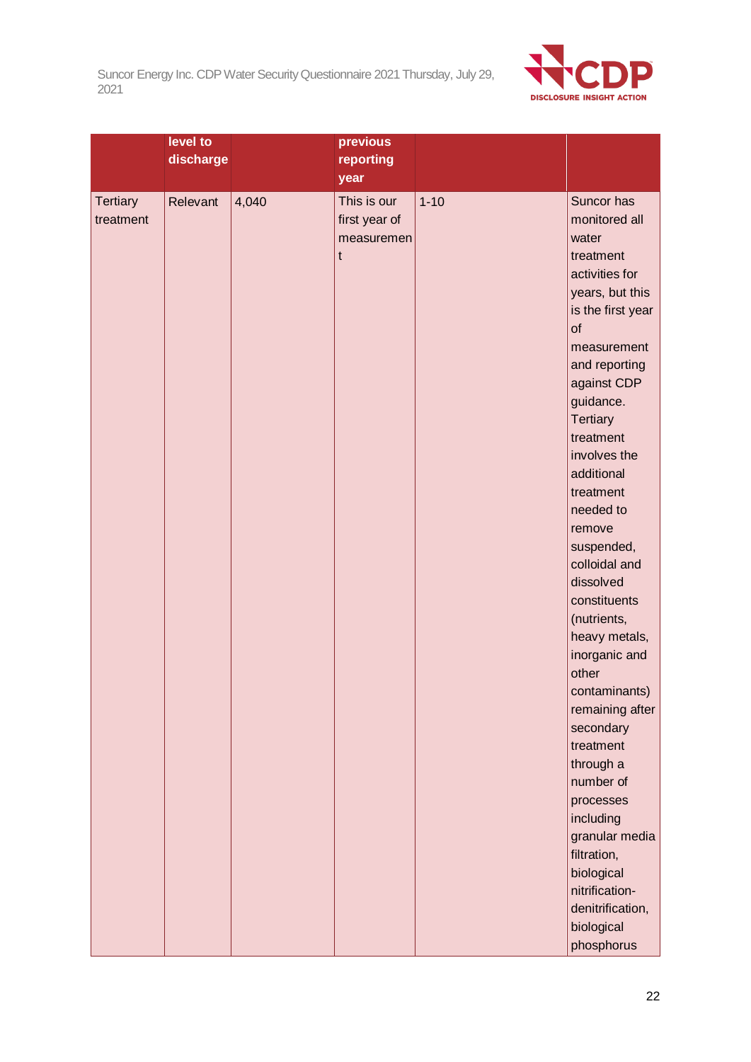| | level to discharge | | previous reporting year | | |
|---|---|---|---|---|---|
| Tertiary treatment | Relevant | 4,040 | This is our first year of measurement | 1-10 | Suncor has monitored all water treatment activities for years, but this is the first year of measurement and reporting against CDP guidance. Tertiary treatment involves the additional treatment needed to remove suspended, colloidal and dissolved constituents (nutrients, heavy metals, inorganic and other contaminants) remaining after secondary treatment through a number of processes including granular media filtration, biological nitrification-denitrification, biological phosphorus |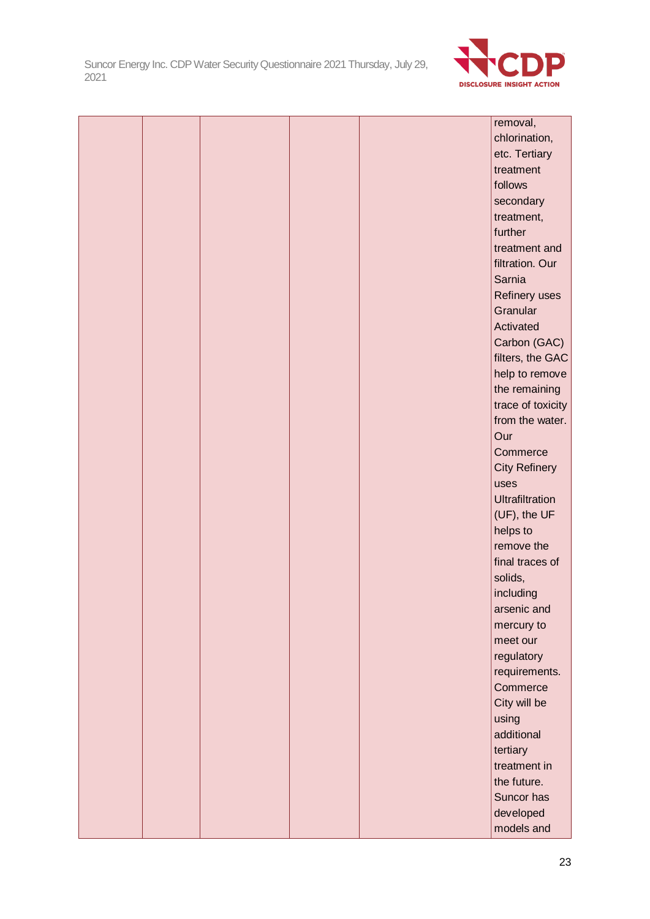| | | | | | |
|---|---|---|---|---|---|
| | | | | | removal, chlorination, etc. Tertiary treatment follows secondary treatment, further treatment and filtration. Our Sarnia Refinery uses Granular Activated Carbon (GAC) filters, the GAC help to remove the remaining trace of toxicity from the water. Our Commerce City Refinery uses Ultrafiltration (UF), the UF helps to remove the final traces of solids, including arsenic and mercury to meet our regulatory requirements. Commerce City will be using additional tertiary treatment in the future. Suncor has developed models and |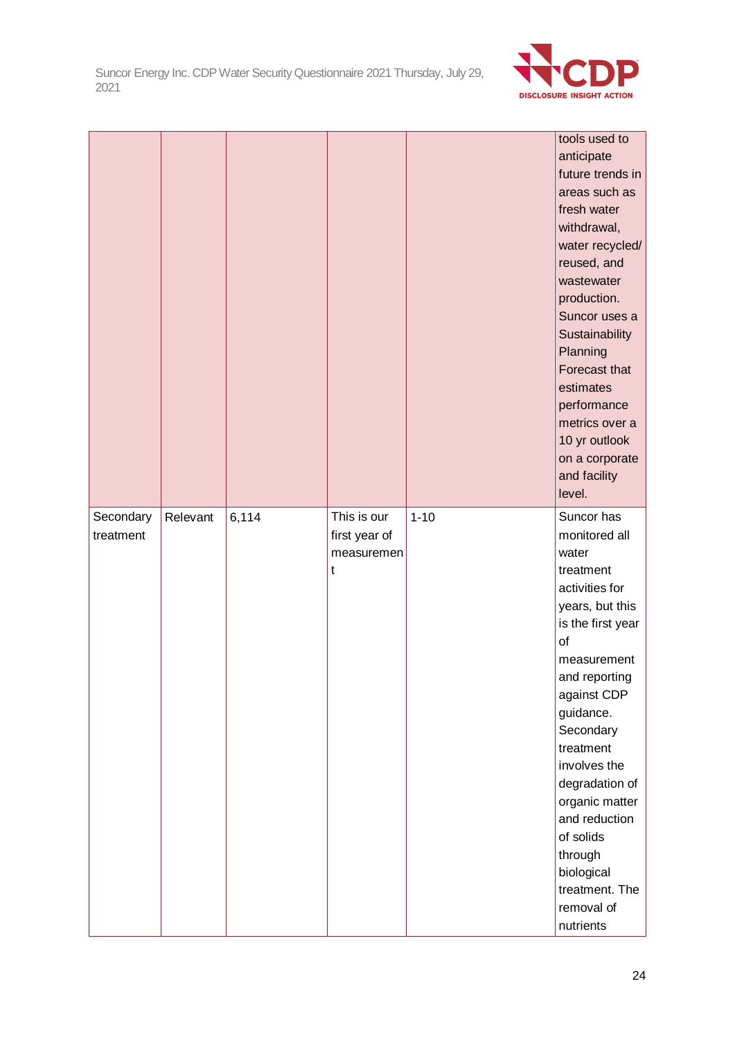| | | | | | |
|---|---|---|---|---|---|
| | | | | | tools used to anticipate future trends in areas such as fresh water withdrawal, water recycled/ reused, and wastewater production. Suncor uses a Sustainability Planning Forecast that estimates performance metrics over a 10 yr outlook on a corporate and facility level. |
| Secondary treatment | Relevant | 6,114 | This is our first year of measurement | 1-10 | Suncor has monitored all water treatment activities for years, but this is the first year of measurement and reporting against CDP guidance. Secondary treatment involves the degradation of organic matter and reduction of solids through biological treatment. The removal of nutrients |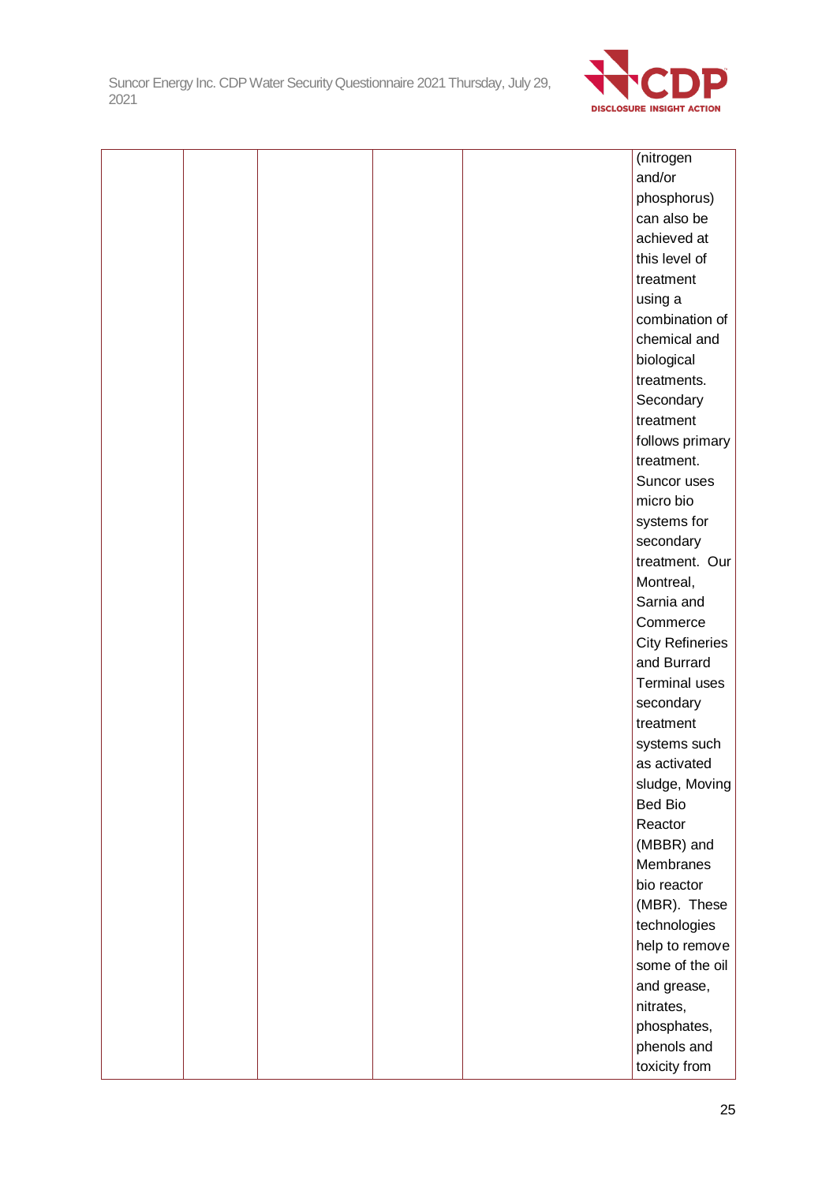| | | | | | |
|---|---|---|---|---|---|
| | | | | | (nitrogen and/or phosphorus) can also be achieved at this level of treatment using a combination of chemical and biological treatments. Secondary treatment follows primary treatment. Suncor uses micro bio systems for secondary treatment. Our Montreal, Sarnia and Commerce City Refineries and Burrard Terminal uses secondary treatment systems such as activated sludge, Moving Bed Bio Reactor (MBBR) and Membranes bio reactor (MBR). These technologies help to remove some of the oil and grease, nitrates, phosphates, phenols and toxicity from |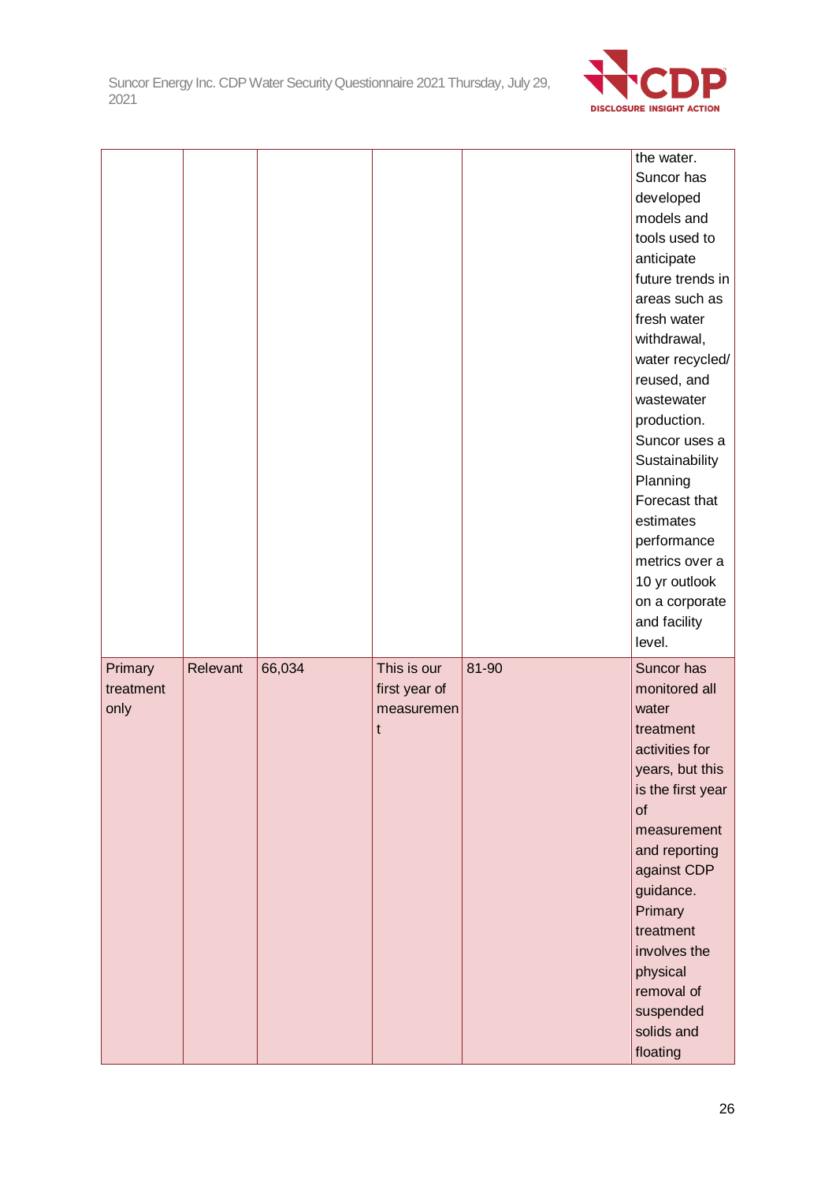| | | | | | |
|---|---|---|---|---|---|
| | | | | | the water. Suncor has developed models and tools used to anticipate future trends in areas such as fresh water withdrawal, water recycled/ reused, and wastewater production. Suncor uses a Sustainability Planning Forecast that estimates performance metrics over a 10 yr outlook on a corporate and facility level. |
| Primary treatment only | Relevant | 66,034 | This is our first year of measurement | 81-90 | Suncor has monitored all water treatment activities for years, but this is the first year of measurement and reporting against CDP guidance. Primary treatment involves the physical removal of suspended solids and floating |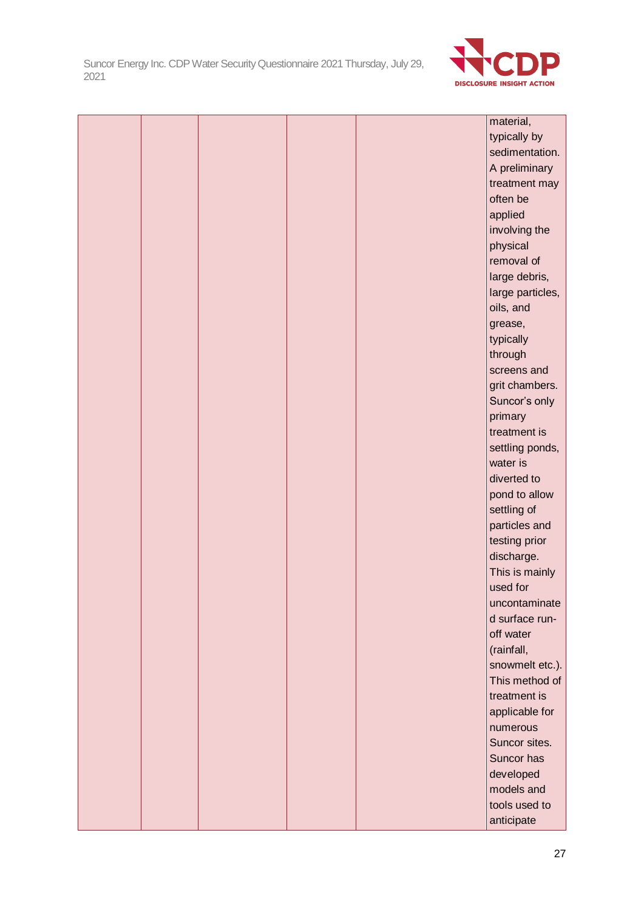| | | | | | |
|---|---|---|---|---|---|
| | | | | | material, typically by sedimentation. A preliminary treatment may often be applied involving the physical removal of large debris, large particles, oils, and grease, typically through screens and grit chambers. Suncor's only primary treatment is settling ponds, water is diverted to pond to allow settling of particles and testing prior discharge. This is mainly used for uncontaminated surface run-off water (rainfall, snowmelt etc.). This method of treatment is applicable for numerous Suncor sites. Suncor has developed models and tools used to anticipate |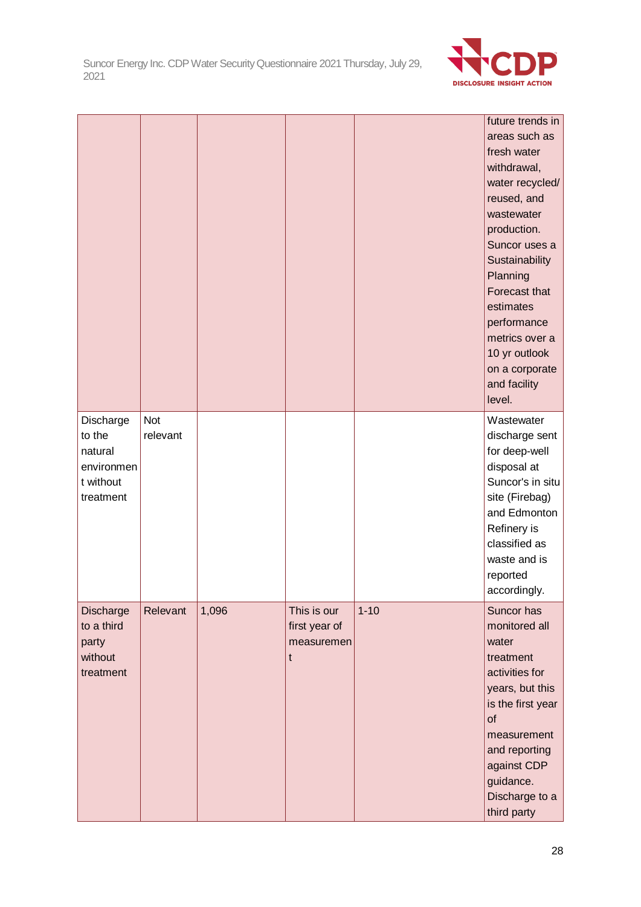| | | | | | |
|---|---|---|---|---|---|
| | | | | | future trends in areas such as fresh water withdrawal, water recycled/ reused, and wastewater production. Suncor uses a Sustainability Planning Forecast that estimates performance metrics over a 10 yr outlook on a corporate and facility level. |
| Discharge to the natural environment without treatment | Not relevant | | | | Wastewater discharge sent for deep-well disposal at Suncor's in situ site (Firebag) and Edmonton Refinery is classified as waste and is reported accordingly. |
| Discharge to a third party without treatment | Relevant | 1,096 | This is our first year of measurement | 1-10 | Suncor has monitored all water treatment activities for years, but this is the first year of measurement and reporting against CDP guidance. Discharge to a third party |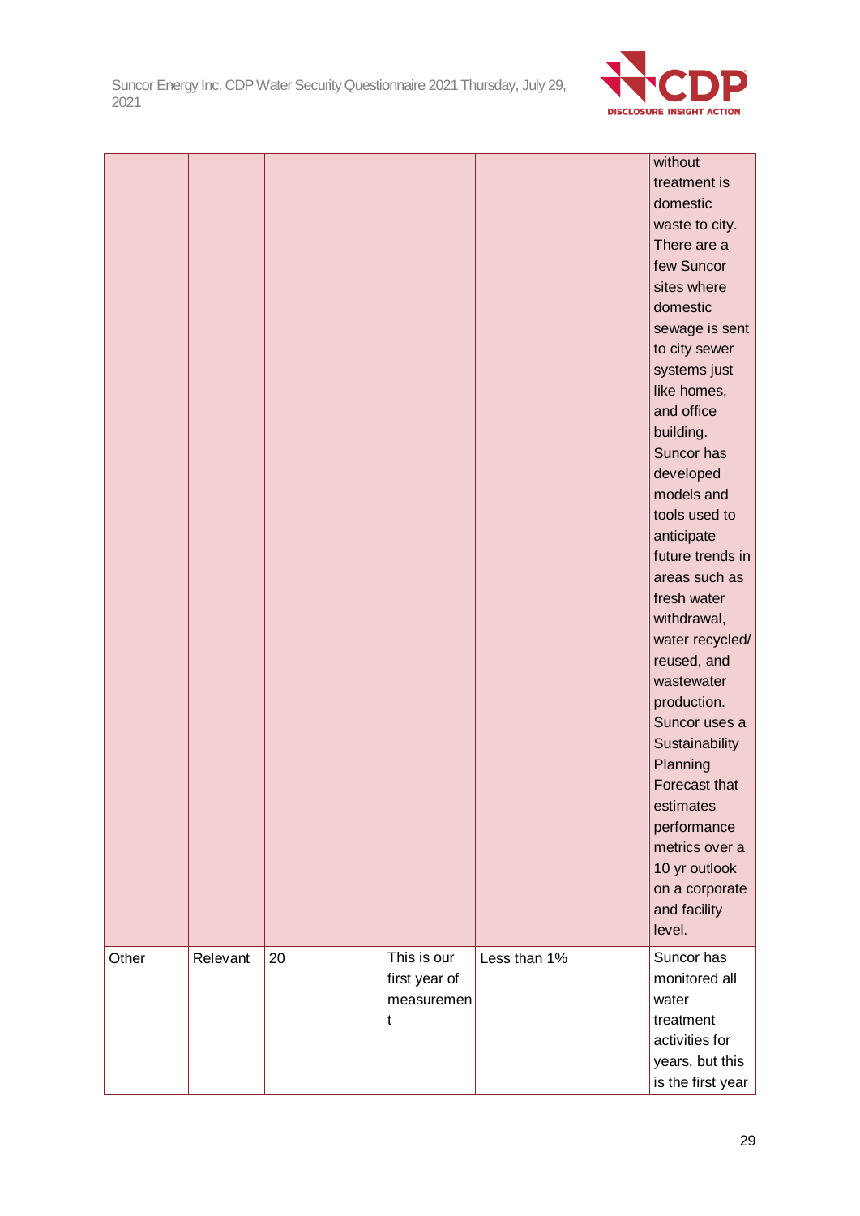| | | | | | |
|---|---|---|---|---|---|
| | | | | | without treatment is domestic waste to city. There are a few Suncor sites where domestic sewage is sent to city sewer systems just like homes, and office building. Suncor has developed models and tools used to anticipate future trends in areas such as fresh water withdrawal, water recycled/ reused, and wastewater production. Suncor uses a Sustainability Planning Forecast that estimates performance metrics over a 10 yr outlook on a corporate and facility level. |
| Other | Relevant | 20 | This is our first year of measurement | Less than 1% | Suncor has monitored all water treatment activities for years, but this is the first year |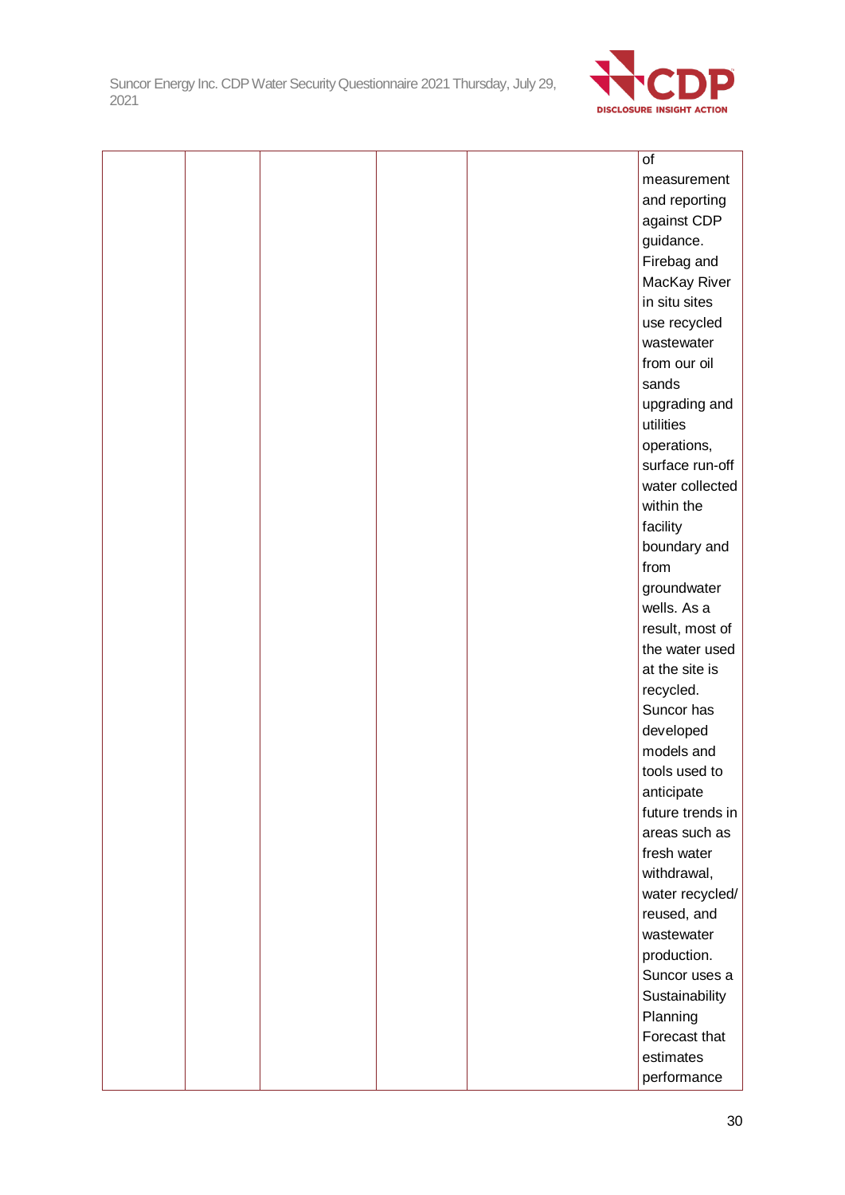| | | | | | |
|---|---|---|---|---|---|
| | | | | | of measurement and reporting against CDP guidance. Firebag and MacKay River in situ sites use recycled wastewater from our oil sands upgrading and utilities operations, surface run-off water collected within the facility boundary and from groundwater wells. As a result, most of the water used at the site is recycled. Suncor has developed models and tools used to anticipate future trends in areas such as fresh water withdrawal, water recycled/ reused, and wastewater production. Suncor uses a Sustainability Planning Forecast that estimates performance |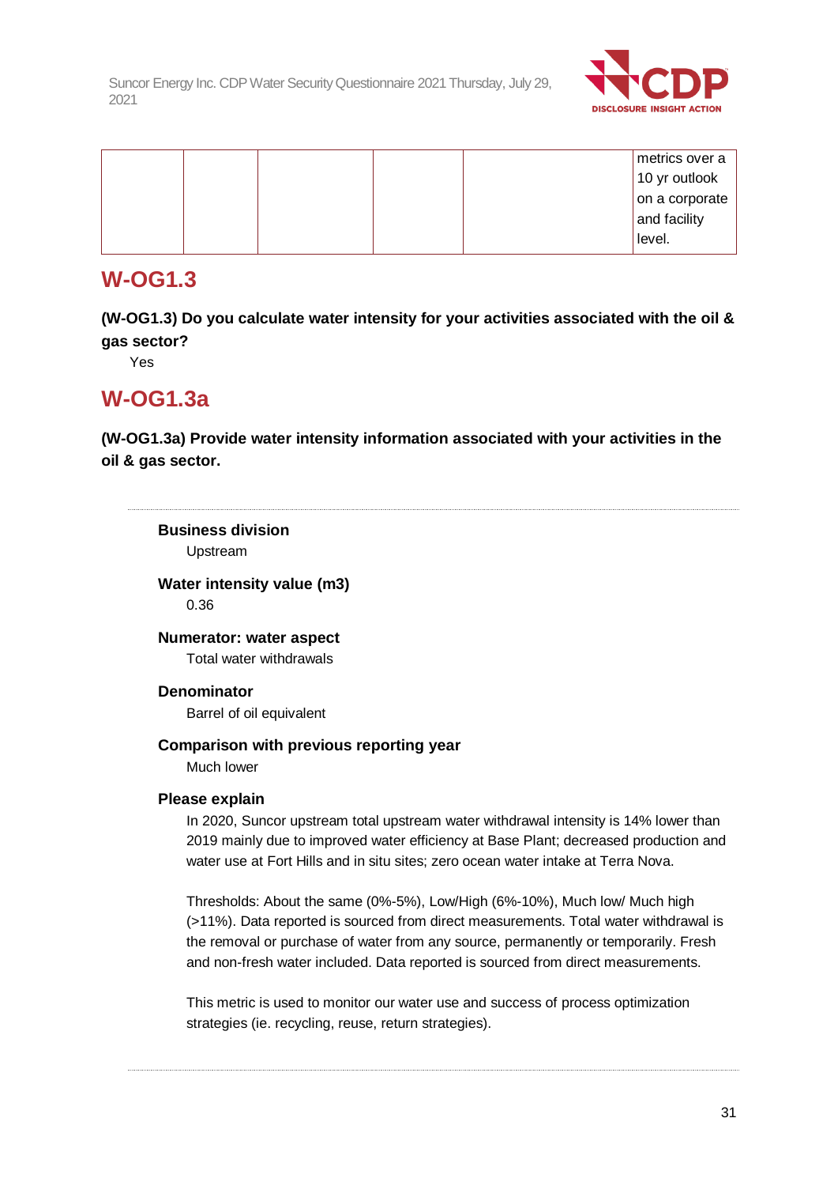| | | | | | |
|---|---|---|---|---|---|
| | | | | | metrics over a 10 yr outlook on a corporate and facility level. |

## W-OG1.3

**(W-OG1.3) Do you calculate water intensity for your activities associated with the oil & gas sector?**

Yes

## W-OG1.3a

**(W-OG1.3a) Provide water intensity information associated with your activities in the oil & gas sector.**

**Business division**

Upstream

**Water intensity value (m3)**

0.36

**Numerator: water aspect**

Total water withdrawals

**Denominator**

Barrel of oil equivalent

**Comparison with previous reporting year**

Much lower

**Please explain**

In 2020, Suncor upstream total upstream water withdrawal intensity is 14% lower than 2019 mainly due to improved water efficiency at Base Plant; decreased production and water use at Fort Hills and in situ sites; zero ocean water intake at Terra Nova.

Thresholds: About the same (0%-5%), Low/High (6%-10%), Much low/ Much high (>11%). Data reported is sourced from direct measurements. Total water withdrawal is the removal or purchase of water from any source, permanently or temporarily. Fresh and non-fresh water included. Data reported is sourced from direct measurements.

This metric is used to monitor our water use and success of process optimization strategies (ie. recycling, reuse, return strategies).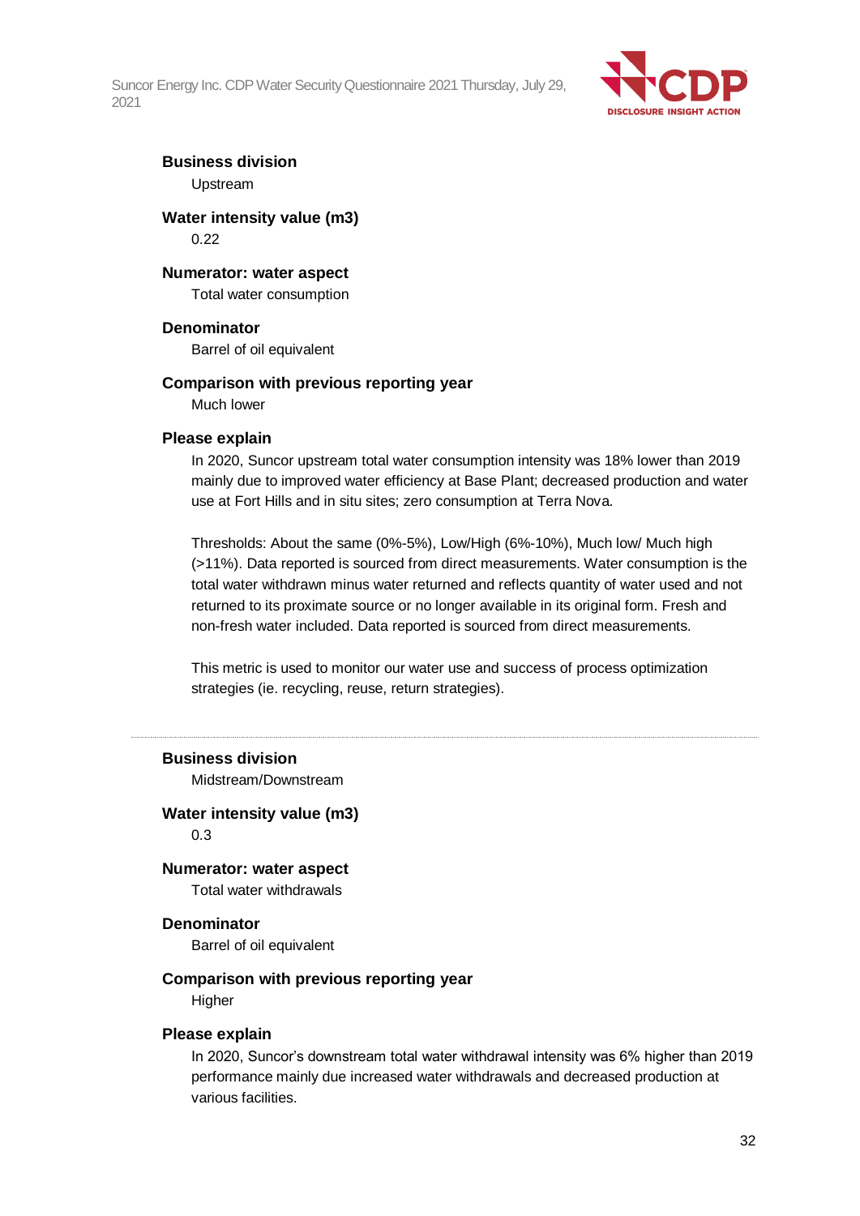**Business division**

Upstream

**Water intensity value (m3)**

0.22

**Numerator: water aspect**

Total water consumption

**Denominator**

Barrel of oil equivalent

**Comparison with previous reporting year**

Much lower

**Please explain**

In 2020, Suncor upstream total water consumption intensity was 18% lower than 2019 mainly due to improved water efficiency at Base Plant; decreased production and water use at Fort Hills and in situ sites; zero consumption at Terra Nova.

Thresholds: About the same (0%-5%), Low/High (6%-10%), Much low/ Much high (>11%). Data reported is sourced from direct measurements. Water consumption is the total water withdrawn minus water returned and reflects quantity of water used and not returned to its proximate source or no longer available in its original form. Fresh and non-fresh water included. Data reported is sourced from direct measurements.

This metric is used to monitor our water use and success of process optimization strategies (ie. recycling, reuse, return strategies).

---

**Business division**

Midstream/Downstream

**Water intensity value (m3)**

0.3

**Numerator: water aspect**

Total water withdrawals

**Denominator**

Barrel of oil equivalent

**Comparison with previous reporting year**

Higher

**Please explain**

In 2020, Suncor's downstream total water withdrawal intensity was 6% higher than 2019 performance mainly due increased water withdrawals and decreased production at various facilities.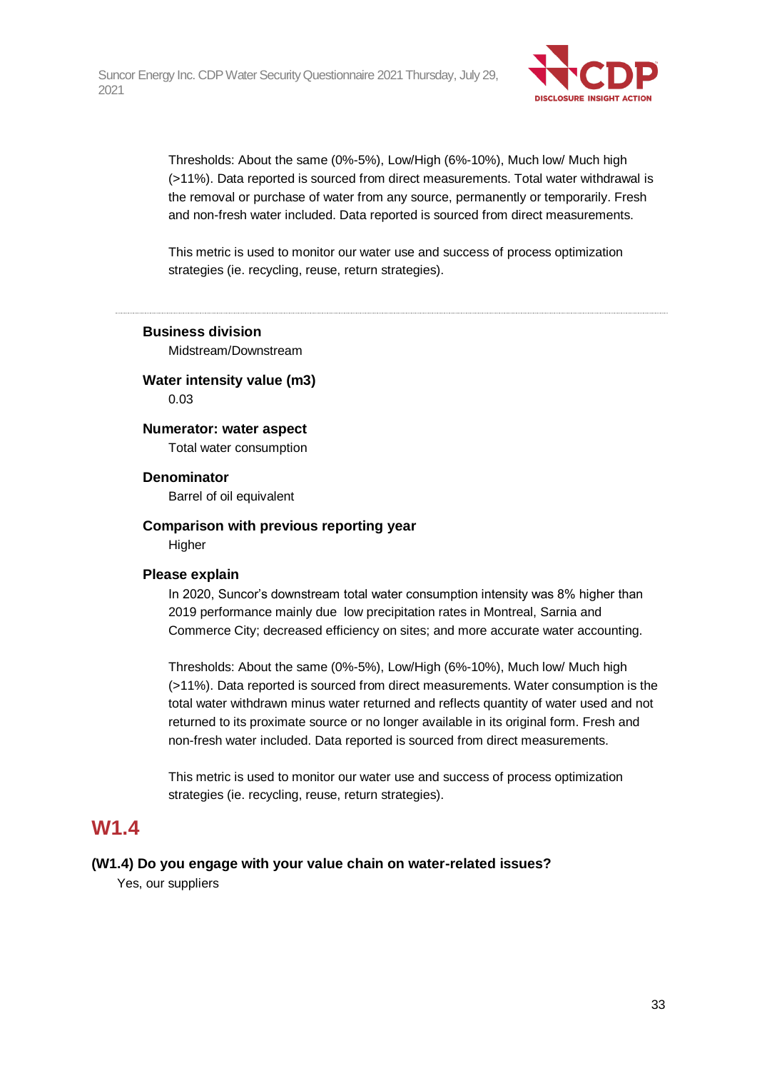Thresholds: About the same (0%-5%), Low/High (6%-10%), Much low/ Much high (>11%). Data reported is sourced from direct measurements. Total water withdrawal is the removal or purchase of water from any source, permanently or temporarily. Fresh and non-fresh water included. Data reported is sourced from direct measurements.

This metric is used to monitor our water use and success of process optimization strategies (ie. recycling, reuse, return strategies).

---

**Business division**

Midstream/Downstream

**Water intensity value (m3)**

0.03

**Numerator: water aspect**

Total water consumption

**Denominator**

Barrel of oil equivalent

**Comparison with previous reporting year**

Higher

**Please explain**

In 2020, Suncor's downstream total water consumption intensity was 8% higher than 2019 performance mainly due low precipitation rates in Montreal, Sarnia and Commerce City; decreased efficiency on sites; and more accurate water accounting.

Thresholds: About the same (0%-5%), Low/High (6%-10%), Much low/ Much high (>11%). Data reported is sourced from direct measurements. Water consumption is the total water withdrawn minus water returned and reflects quantity of water used and not returned to its proximate source or no longer available in its original form. Fresh and non-fresh water included. Data reported is sourced from direct measurements.

This metric is used to monitor our water use and success of process optimization strategies (ie. recycling, reuse, return strategies).

# W1.4

**(W1.4) Do you engage with your value chain on water-related issues?**

Yes, our suppliers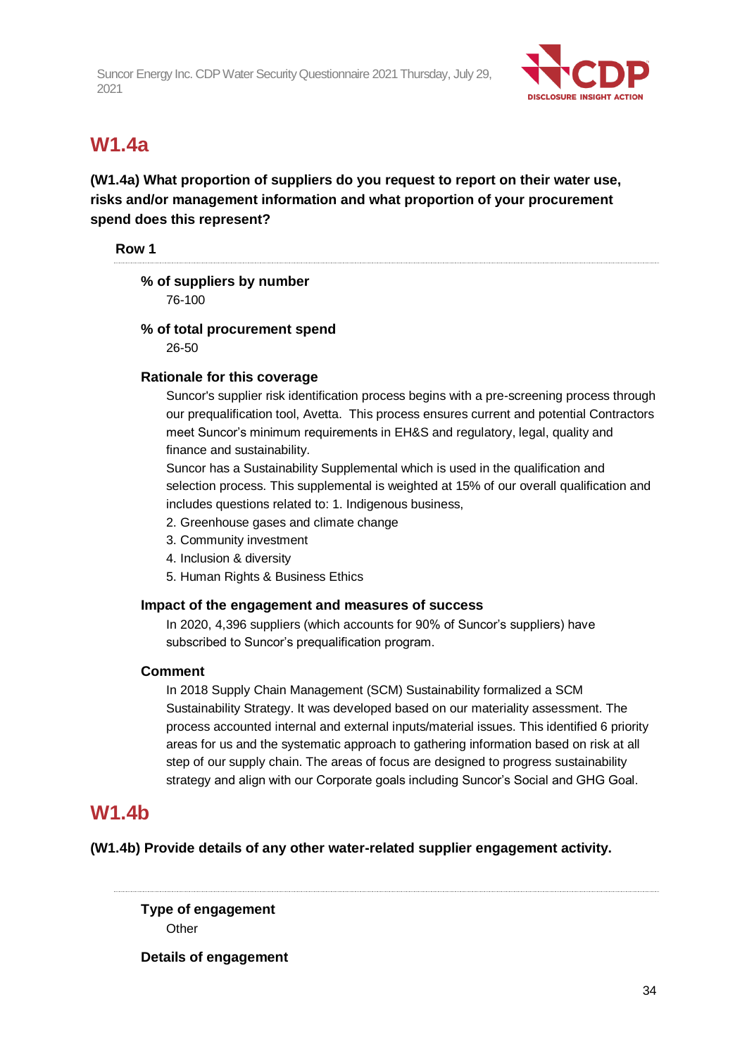## W1.4a

**(W1.4a) What proportion of suppliers do you request to report on their water use, risks and/or management information and what proportion of your procurement spend does this represent?**

**Row 1**

**% of suppliers by number**

76-100

**% of total procurement spend**

26-50

**Rationale for this coverage**

Suncor's supplier risk identification process begins with a pre-screening process through our prequalification tool, Avetta. This process ensures current and potential Contractors meet Suncor's minimum requirements in EH&S and regulatory, legal, quality and finance and sustainability.

Suncor has a Sustainability Supplemental which is used in the qualification and selection process. This supplemental is weighted at 15% of our overall qualification and includes questions related to: 1. Indigenous business,

2. Greenhouse gases and climate change
3. Community investment
4. Inclusion & diversity
5. Human Rights & Business Ethics

**Impact of the engagement and measures of success**

In 2020, 4,396 suppliers (which accounts for 90% of Suncor's suppliers) have subscribed to Suncor's prequalification program.

**Comment**

In 2018 Supply Chain Management (SCM) Sustainability formalized a SCM Sustainability Strategy. It was developed based on our materiality assessment. The process accounted internal and external inputs/material issues. This identified 6 priority areas for us and the systematic approach to gathering information based on risk at all step of our supply chain. The areas of focus are designed to progress sustainability strategy and align with our Corporate goals including Suncor's Social and GHG Goal.

## W1.4b

**(W1.4b) Provide details of any other water-related supplier engagement activity.**

**Type of engagement**

Other

**Details of engagement**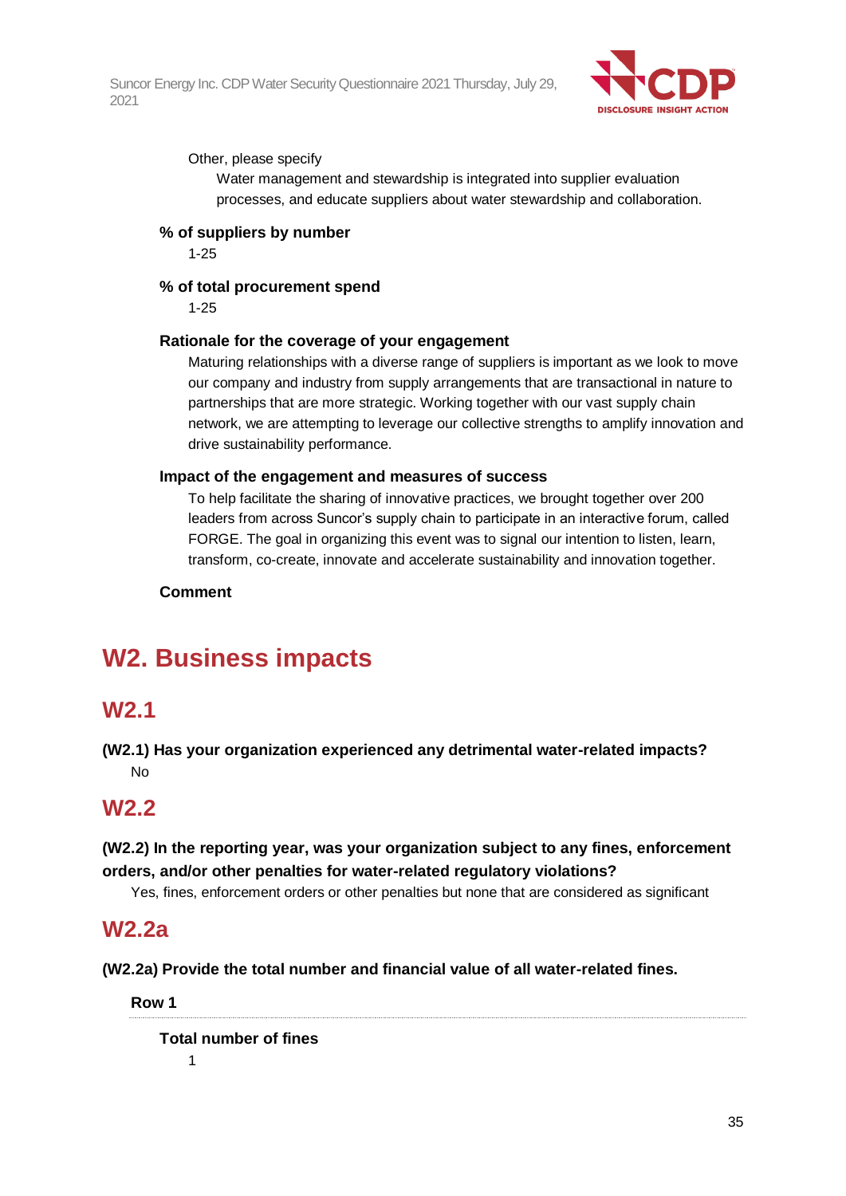Other, please specify

Water management and stewardship is integrated into supplier evaluation processes, and educate suppliers about water stewardship and collaboration.

**% of suppliers by number**

1-25

**% of total procurement spend**

1-25

**Rationale for the coverage of your engagement**

Maturing relationships with a diverse range of suppliers is important as we look to move our company and industry from supply arrangements that are transactional in nature to partnerships that are more strategic. Working together with our vast supply chain network, we are attempting to leverage our collective strengths to amplify innovation and drive sustainability performance.

**Impact of the engagement and measures of success**

To help facilitate the sharing of innovative practices, we brought together over 200 leaders from across Suncor's supply chain to participate in an interactive forum, called FORGE. The goal in organizing this event was to signal our intention to listen, learn, transform, co-create, innovate and accelerate sustainability and innovation together.

**Comment**

# W2. Business impacts

## W2.1

**(W2.1) Has your organization experienced any detrimental water-related impacts?**

No

## W2.2

**(W2.2) In the reporting year, was your organization subject to any fines, enforcement orders, and/or other penalties for water-related regulatory violations?**

Yes, fines, enforcement orders or other penalties but none that are considered as significant

## W2.2a

**(W2.2a) Provide the total number and financial value of all water-related fines.**

**Row 1**

**Total number of fines**

1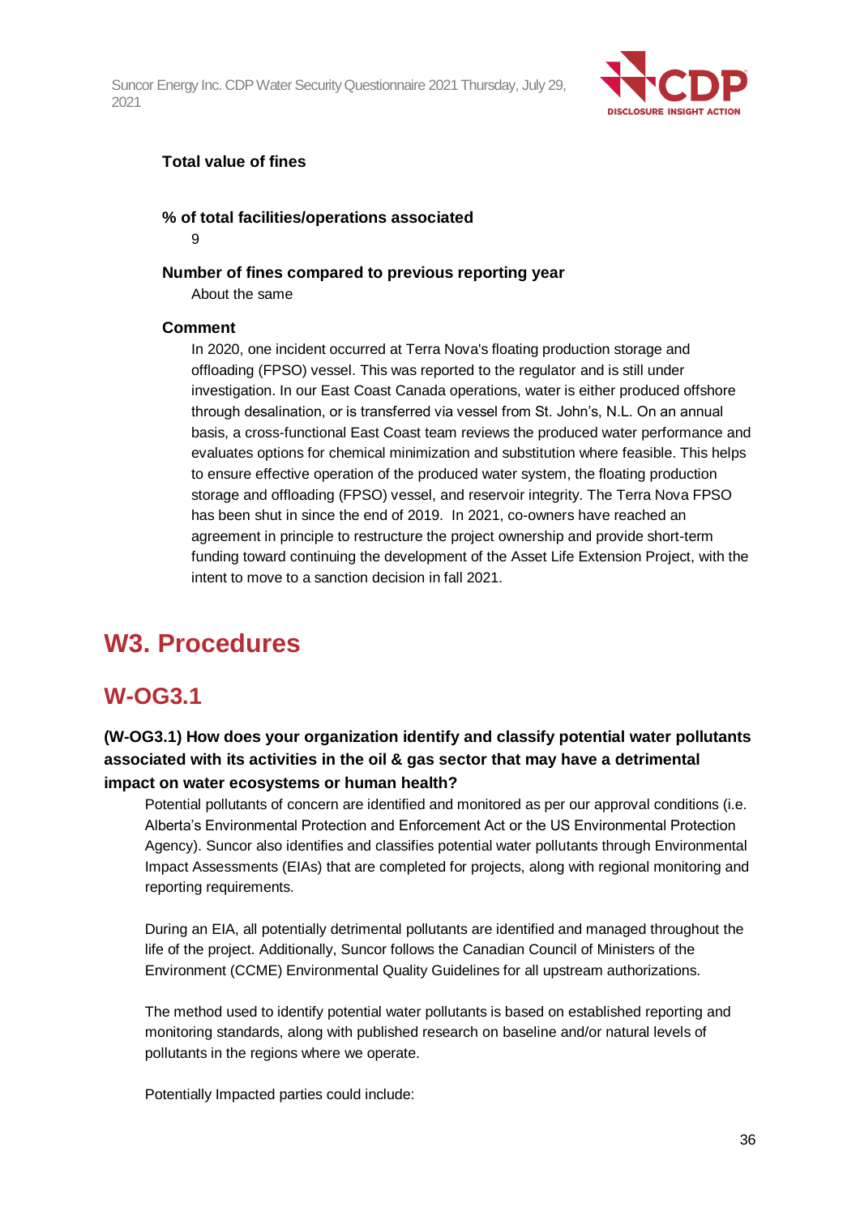**Total value of fines**

**% of total facilities/operations associated**

9

**Number of fines compared to previous reporting year**

About the same

**Comment**

In 2020, one incident occurred at Terra Nova's floating production storage and offloading (FPSO) vessel. This was reported to the regulator and is still under investigation. In our East Coast Canada operations, water is either produced offshore through desalination, or is transferred via vessel from St. John's, N.L. On an annual basis, a cross-functional East Coast team reviews the produced water performance and evaluates options for chemical minimization and substitution where feasible. This helps to ensure effective operation of the produced water system, the floating production storage and offloading (FPSO) vessel, and reservoir integrity. The Terra Nova FPSO has been shut in since the end of 2019. In 2021, co-owners have reached an agreement in principle to restructure the project ownership and provide short-term funding toward continuing the development of the Asset Life Extension Project, with the intent to move to a sanction decision in fall 2021.

# W3. Procedures

## W-OG3.1

### (W-OG3.1) How does your organization identify and classify potential water pollutants associated with its activities in the oil & gas sector that may have a detrimental impact on water ecosystems or human health?

Potential pollutants of concern are identified and monitored as per our approval conditions (i.e. Alberta's Environmental Protection and Enforcement Act or the US Environmental Protection Agency). Suncor also identifies and classifies potential water pollutants through Environmental Impact Assessments (EIAs) that are completed for projects, along with regional monitoring and reporting requirements.

During an EIA, all potentially detrimental pollutants are identified and managed throughout the life of the project. Additionally, Suncor follows the Canadian Council of Ministers of the Environment (CCME) Environmental Quality Guidelines for all upstream authorizations.

The method used to identify potential water pollutants is based on established reporting and monitoring standards, along with published research on baseline and/or natural levels of pollutants in the regions where we operate.

Potentially Impacted parties could include: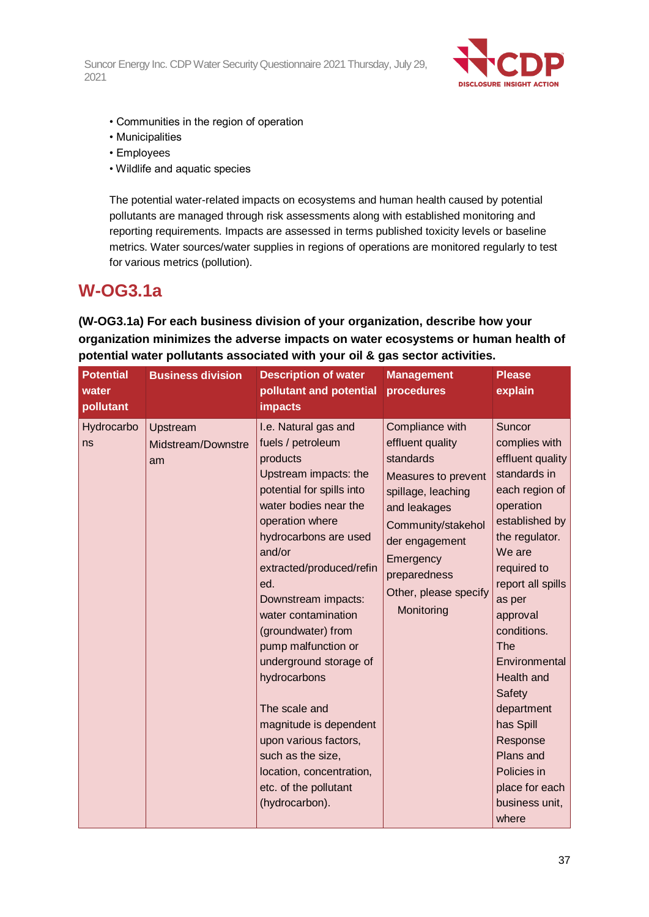- Communities in the region of operation
- Municipalities
- Employees
- Wildlife and aquatic species

The potential water-related impacts on ecosystems and human health caused by potential pollutants are managed through risk assessments along with established monitoring and reporting requirements. Impacts are assessed in terms published toxicity levels or baseline metrics. Water sources/water supplies in regions of operations are monitored regularly to test for various metrics (pollution).

## W-OG3.1a

**(W-OG3.1a) For each business division of your organization, describe how your organization minimizes the adverse impacts on water ecosystems or human health of potential water pollutants associated with your oil & gas sector activities.**

| Potential water pollutant | Business division | Description of water pollutant and potential impacts | Management procedures | Please explain |
|---|---|---|---|---|
| Hydrocarbons | Upstream<br>Midstream/Downstream | I.e. Natural gas and fuels / petroleum products<br>Upstream impacts: the potential for spills into water bodies near the operation where hydrocarbons are used and/or extracted/produced/refined.<br>Downstream impacts: water contamination (groundwater) from pump malfunction or underground storage of hydrocarbons<br><br>The scale and magnitude is dependent upon various factors, such as the size, location, concentration, etc. of the pollutant (hydrocarbon). | Compliance with effluent quality standards<br>Measures to prevent spillage, leaching and leakages<br>Community/stakeholder engagement<br>Emergency preparedness<br>Other, please specify<br>Monitoring | Suncor complies with effluent quality standards in each region of operation established by the regulator. We are required to report all spills as per approval conditions. The Environmental Health and Safety department has Spill Response Plans and Policies in place for each business unit, where |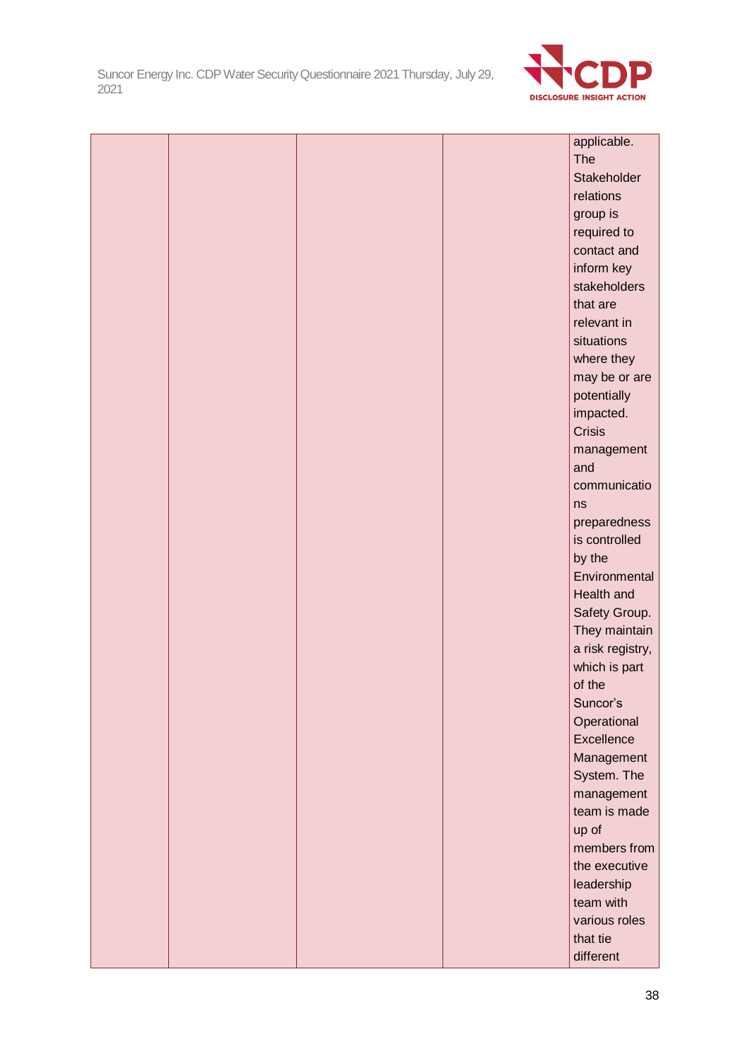| | | | | |
|---|---|---|---|---|
| | | | | applicable. The Stakeholder relations group is required to contact and inform key stakeholders that are relevant in situations where they may be or are potentially impacted. Crisis management and communications preparedness is controlled by the Environmental Health and Safety Group. They maintain a risk registry, which is part of the Suncor's Operational Excellence Management System. The management team is made up of members from the executive leadership team with various roles that tie different |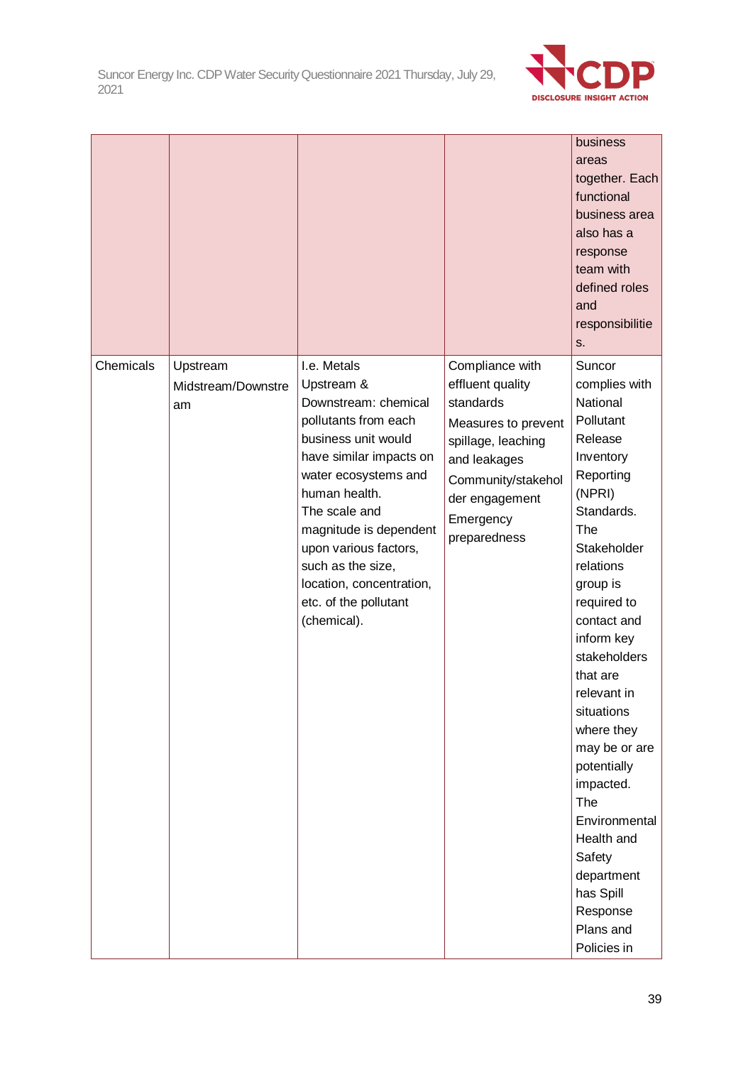| | | | | |
|---|---|---|---|---|
| | | | | business areas together. Each functional business area also has a response team with defined roles and responsibilities. |
| Chemicals | Upstream<br>Midstream/Downstream | I.e. Metals<br>Upstream & Downstream: chemical pollutants from each business unit would have similar impacts on water ecosystems and human health.<br>The scale and magnitude is dependent upon various factors, such as the size, location, concentration, etc. of the pollutant (chemical). | Compliance with effluent quality standards<br>Measures to prevent spillage, leaching and leakages<br>Community/stakeholder engagement<br>Emergency preparedness | Suncor complies with National Pollutant Release Inventory Reporting (NPRI) Standards. The Stakeholder relations group is required to contact and inform key stakeholders that are relevant in situations where they may be or are potentially impacted. The Environmental Health and Safety department has Spill Response Plans and Policies in |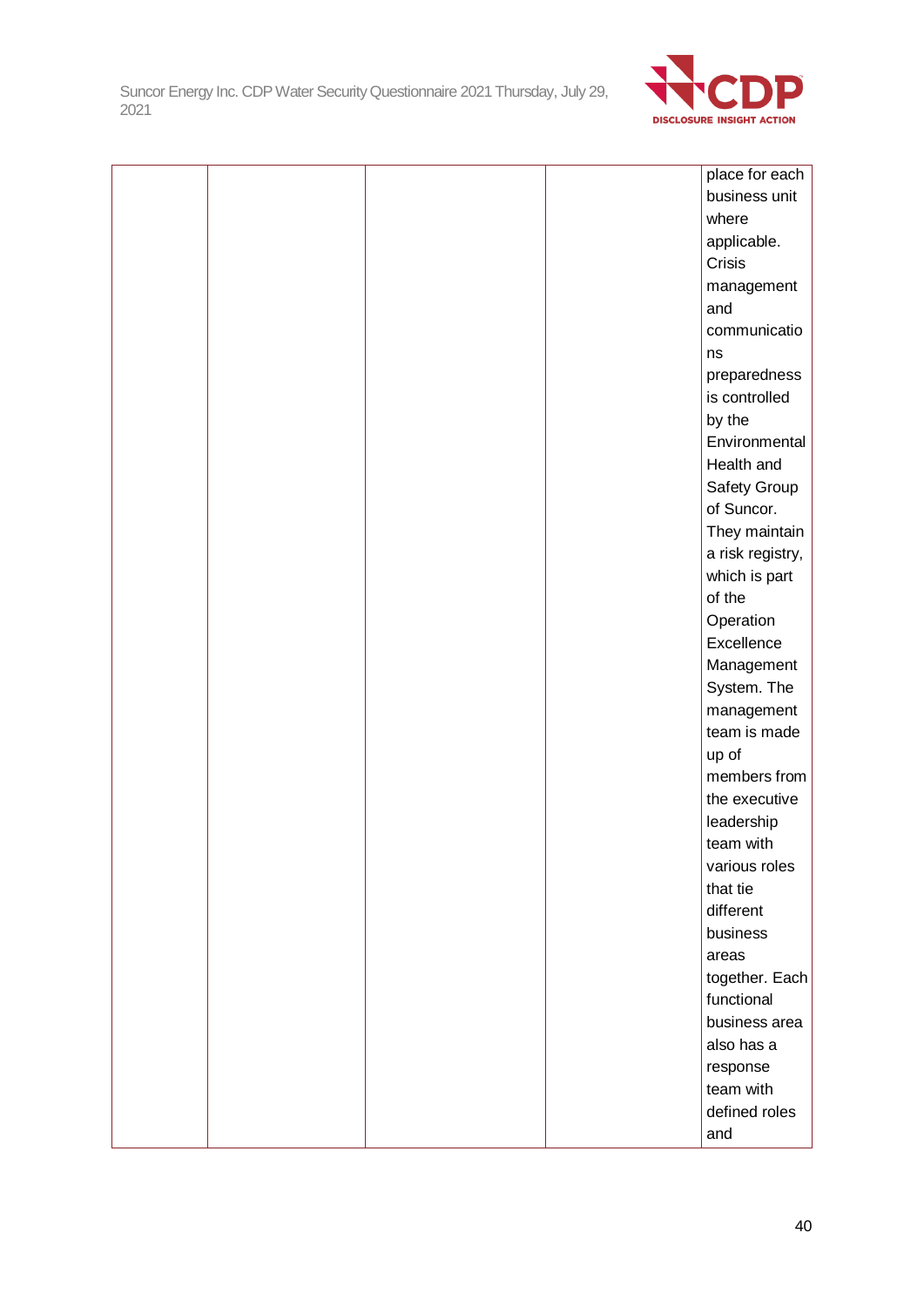| | | | | |
|---|---|---|---|---|
| | | | | place for each business unit where applicable. Crisis management and communications preparedness is controlled by the Environmental Health and Safety Group of Suncor. They maintain a risk registry, which is part of the Operation Excellence Management System. The management team is made up of members from the executive leadership team with various roles that tie different business areas together. Each functional business area also has a response team with defined roles and |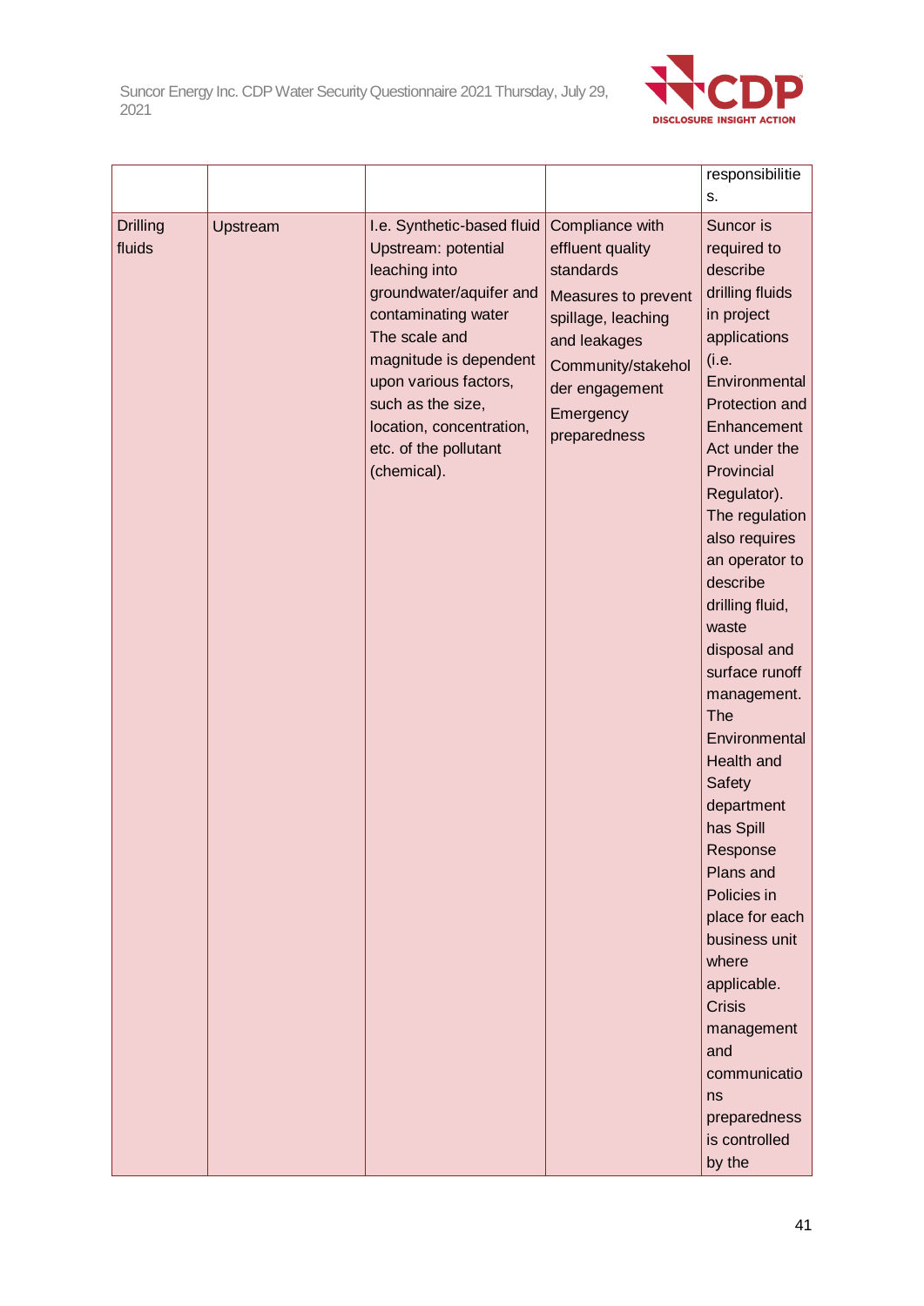| | | | | |
|---|---|---|---|---|
| | | | | responsibilities. |
| Drilling fluids | Upstream | I.e. Synthetic-based fluid Upstream: potential leaching into groundwater/aquifer and contaminating water The scale and magnitude is dependent upon various factors, such as the size, location, concentration, etc. of the pollutant (chemical). | Compliance with effluent quality standards Measures to prevent spillage, leaching and leakages Community/stakeholder engagement Emergency preparedness | Suncor is required to describe drilling fluids in project applications (i.e. Environmental Protection and Enhancement Act under the Provincial Regulator). The regulation also requires an operator to describe drilling fluid, waste disposal and surface runoff management. The Environmental Health and Safety department has Spill Response Plans and Policies in place for each business unit where applicable. Crisis management and communications preparedness is controlled by the |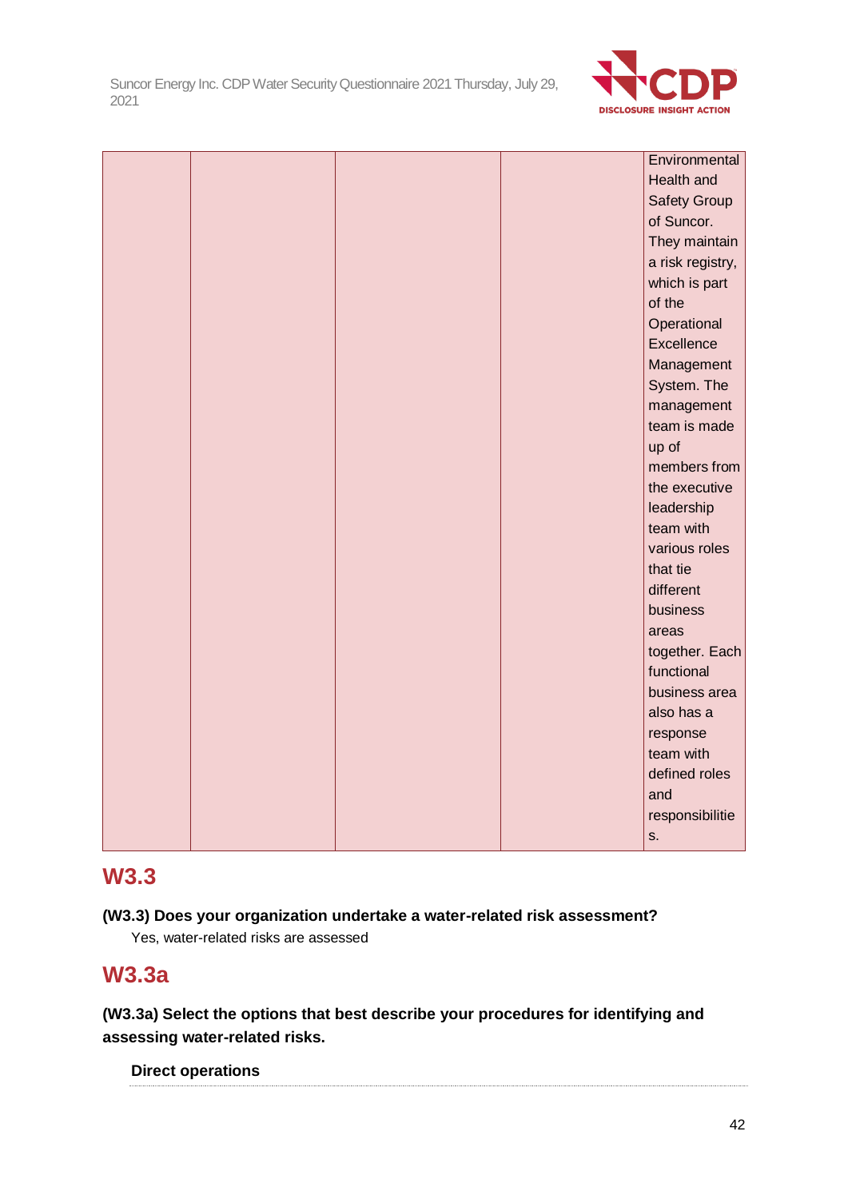| | | | | |
|---|---|---|---|---|
| | | | | Environmental Health and Safety Group of Suncor. They maintain a risk registry, which is part of the Operational Excellence Management System. The management team is made up of members from the executive leadership team with various roles that tie different business areas together. Each functional business area also has a response team with defined roles and responsibilities. |

## W3.3

**(W3.3) Does your organization undertake a water-related risk assessment?**

Yes, water-related risks are assessed

## W3.3a

**(W3.3a) Select the options that best describe your procedures for identifying and assessing water-related risks.**

**Direct operations**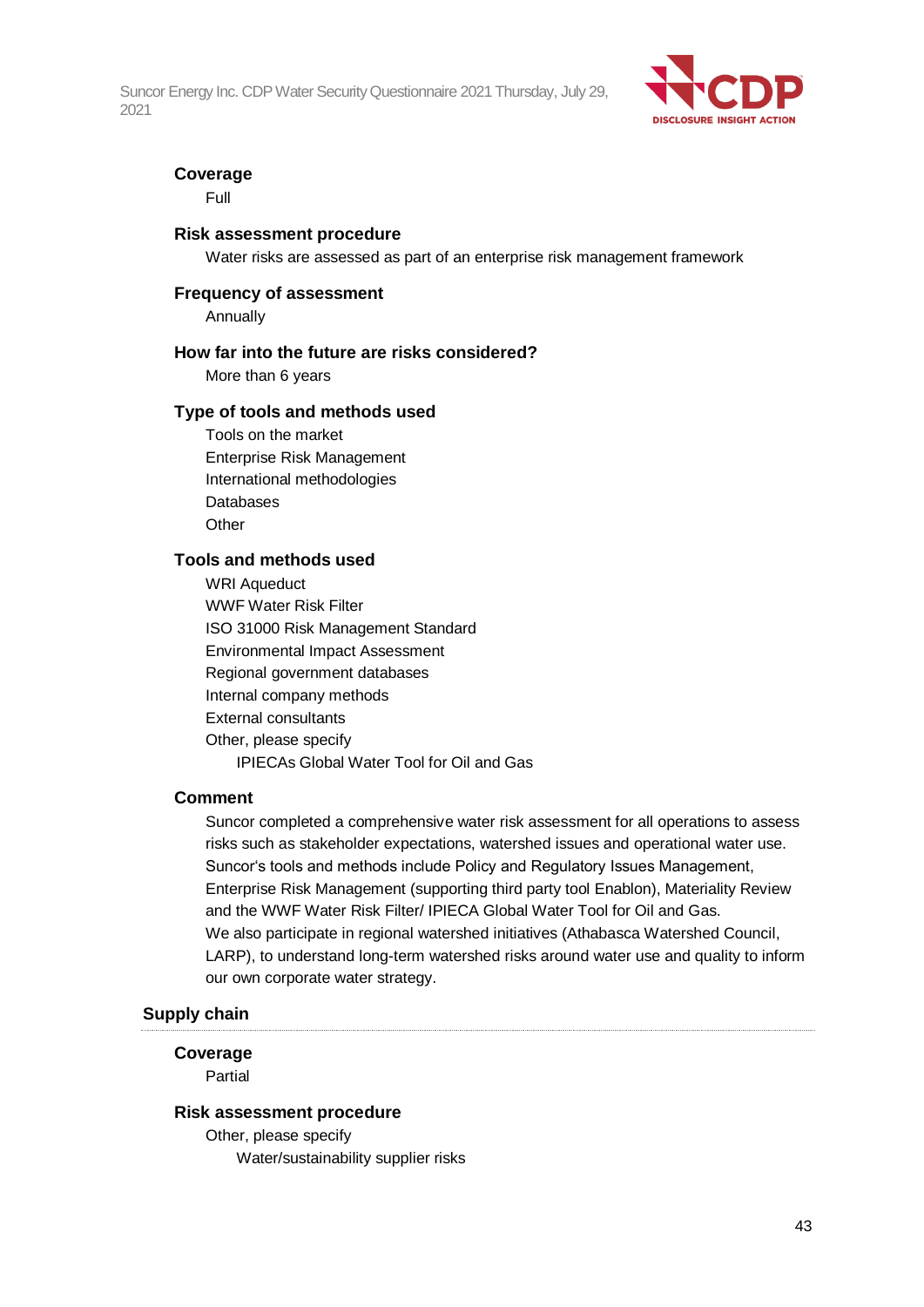#### Coverage

Full

#### Risk assessment procedure

Water risks are assessed as part of an enterprise risk management framework

#### Frequency of assessment

Annually

#### How far into the future are risks considered?

More than 6 years

#### Type of tools and methods used

Tools on the market
Enterprise Risk Management
International methodologies
Databases
Other

#### Tools and methods used

WRI Aqueduct
WWF Water Risk Filter
ISO 31000 Risk Management Standard
Environmental Impact Assessment
Regional government databases
Internal company methods
External consultants
Other, please specify
IPIECAs Global Water Tool for Oil and Gas

#### Comment

Suncor completed a comprehensive water risk assessment for all operations to assess risks such as stakeholder expectations, watershed issues and operational water use. Suncor's tools and methods include Policy and Regulatory Issues Management, Enterprise Risk Management (supporting third party tool Enablon), Materiality Review and the WWF Water Risk Filter/ IPIECA Global Water Tool for Oil and Gas.
We also participate in regional watershed initiatives (Athabasca Watershed Council, LARP), to understand long-term watershed risks around water use and quality to inform our own corporate water strategy.

### Supply chain

#### Coverage

Partial

#### Risk assessment procedure

Other, please specify
Water/sustainability supplier risks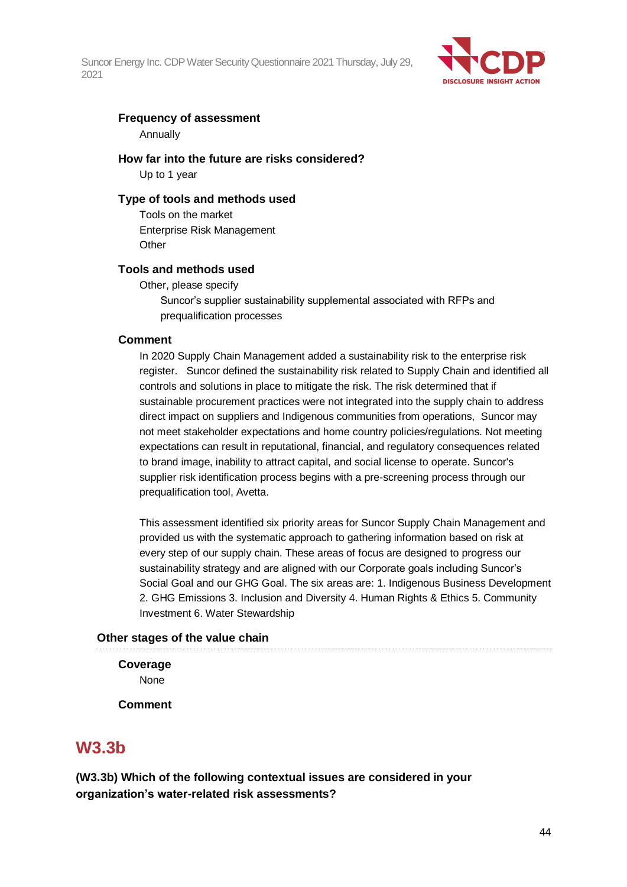**Frequency of assessment**

Annually

**How far into the future are risks considered?**

Up to 1 year

**Type of tools and methods used**

Tools on the market
Enterprise Risk Management
Other

**Tools and methods used**

Other, please specify

Suncor's supplier sustainability supplemental associated with RFPs and prequalification processes

**Comment**

In 2020 Supply Chain Management added a sustainability risk to the enterprise risk register. Suncor defined the sustainability risk related to Supply Chain and identified all controls and solutions in place to mitigate the risk. The risk determined that if sustainable procurement practices were not integrated into the supply chain to address direct impact on suppliers and Indigenous communities from operations, Suncor may not meet stakeholder expectations and home country policies/regulations. Not meeting expectations can result in reputational, financial, and regulatory consequences related to brand image, inability to attract capital, and social license to operate. Suncor's supplier risk identification process begins with a pre-screening process through our prequalification tool, Avetta.

This assessment identified six priority areas for Suncor Supply Chain Management and provided us with the systematic approach to gathering information based on risk at every step of our supply chain. These areas of focus are designed to progress our sustainability strategy and are aligned with our Corporate goals including Suncor's Social Goal and our GHG Goal. The six areas are: 1. Indigenous Business Development 2. GHG Emissions 3. Inclusion and Diversity 4. Human Rights & Ethics 5. Community Investment 6. Water Stewardship

### Other stages of the value chain

**Coverage**

None

**Comment**

## W3.3b

**(W3.3b) Which of the following contextual issues are considered in your organization's water-related risk assessments?**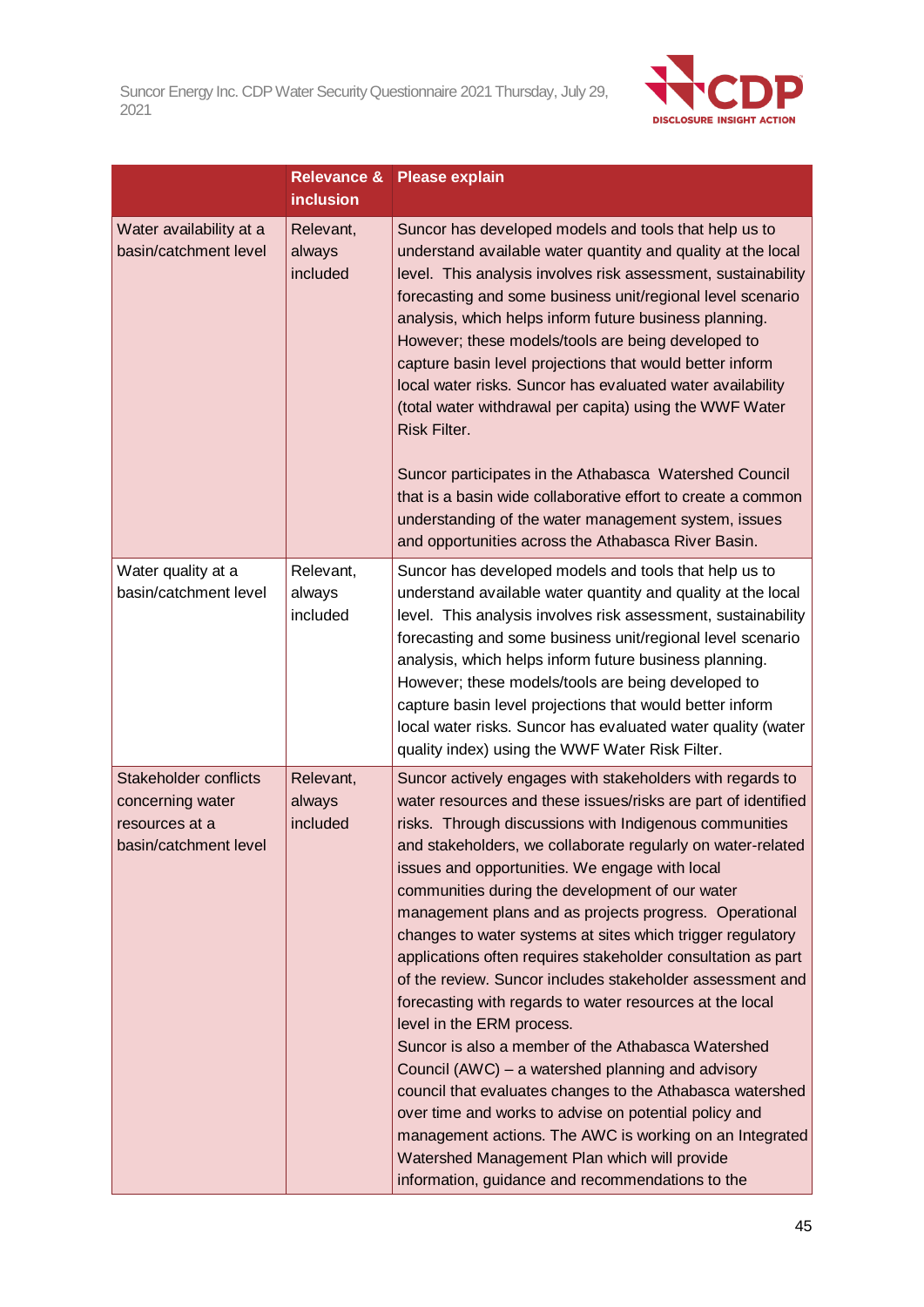| | Relevance & inclusion | Please explain |
|---|---|---|
| Water availability at a basin/catchment level | Relevant, always included | Suncor has developed models and tools that help us to understand available water quantity and quality at the local level. This analysis involves risk assessment, sustainability forecasting and some business unit/regional level scenario analysis, which helps inform future business planning. However; these models/tools are being developed to capture basin level projections that would better inform local water risks. Suncor has evaluated water availability (total water withdrawal per capita) using the WWF Water Risk Filter.<br><br>Suncor participates in the Athabasca Watershed Council that is a basin wide collaborative effort to create a common understanding of the water management system, issues and opportunities across the Athabasca River Basin. |
| Water quality at a basin/catchment level | Relevant, always included | Suncor has developed models and tools that help us to understand available water quantity and quality at the local level. This analysis involves risk assessment, sustainability forecasting and some business unit/regional level scenario analysis, which helps inform future business planning. However; these models/tools are being developed to capture basin level projections that would better inform local water risks. Suncor has evaluated water quality (water quality index) using the WWF Water Risk Filter. |
| Stakeholder conflicts concerning water resources at a basin/catchment level | Relevant, always included | Suncor actively engages with stakeholders with regards to water resources and these issues/risks are part of identified risks. Through discussions with Indigenous communities and stakeholders, we collaborate regularly on water-related issues and opportunities. We engage with local communities during the development of our water management plans and as projects progress. Operational changes to water systems at sites which trigger regulatory applications often requires stakeholder consultation as part of the review. Suncor includes stakeholder assessment and forecasting with regards to water resources at the local level in the ERM process.<br>Suncor is also a member of the Athabasca Watershed Council (AWC) – a watershed planning and advisory council that evaluates changes to the Athabasca watershed over time and works to advise on potential policy and management actions. The AWC is working on an Integrated Watershed Management Plan which will provide information, guidance and recommendations to the |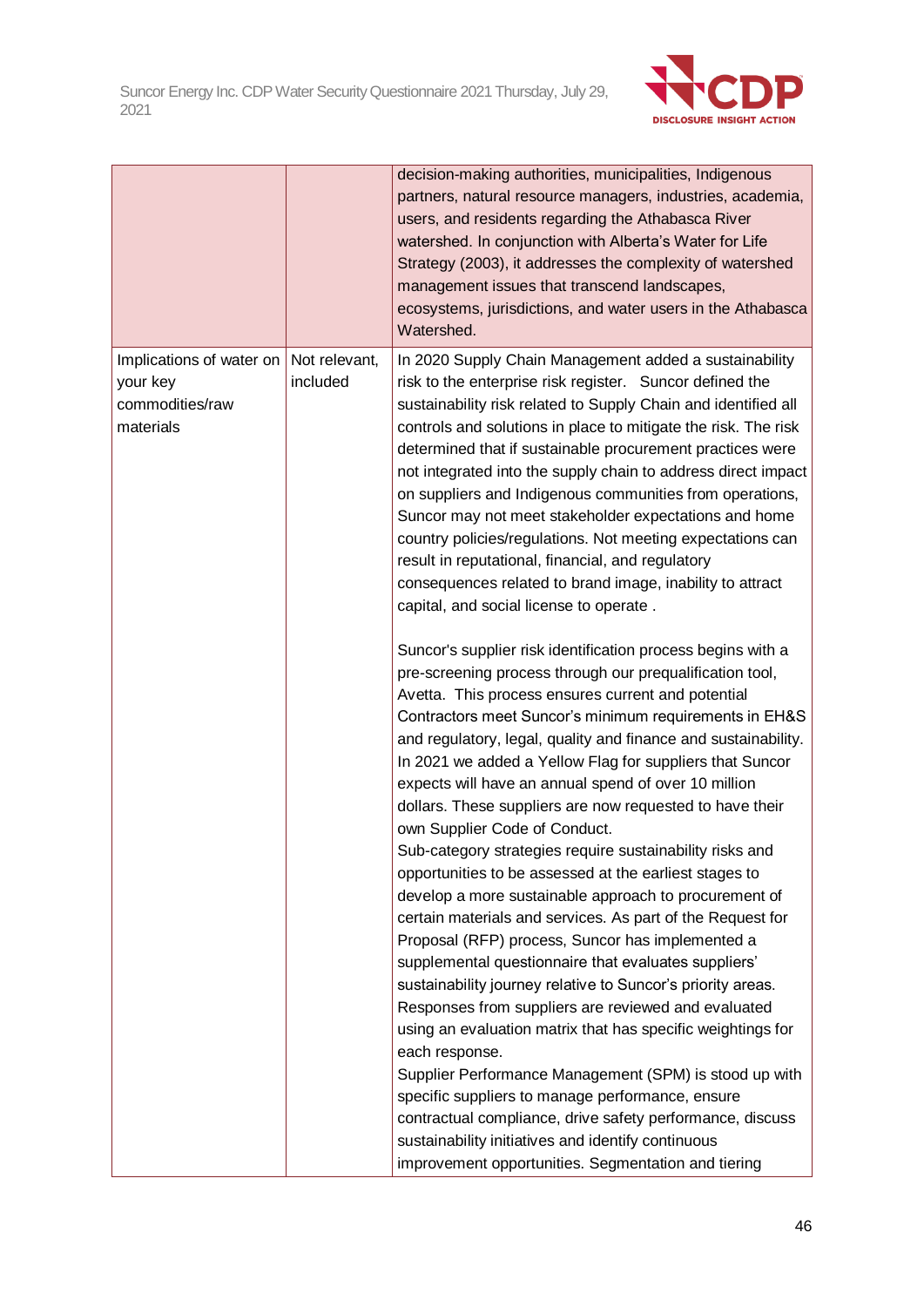| | | |
|---|---|---|
| | | decision-making authorities, municipalities, Indigenous partners, natural resource managers, industries, academia, users, and residents regarding the Athabasca River watershed. In conjunction with Alberta's Water for Life Strategy (2003), it addresses the complexity of watershed management issues that transcend landscapes, ecosystems, jurisdictions, and water users in the Athabasca Watershed. |
| Implications of water on your key commodities/raw materials | Not relevant, included | In 2020 Supply Chain Management added a sustainability risk to the enterprise risk register. Suncor defined the sustainability risk related to Supply Chain and identified all controls and solutions in place to mitigate the risk. The risk determined that if sustainable procurement practices were not integrated into the supply chain to address direct impact on suppliers and Indigenous communities from operations, Suncor may not meet stakeholder expectations and home country policies/regulations. Not meeting expectations can result in reputational, financial, and regulatory consequences related to brand image, inability to attract capital, and social license to operate .<br><br>Suncor's supplier risk identification process begins with a pre-screening process through our prequalification tool, Avetta. This process ensures current and potential Contractors meet Suncor's minimum requirements in EH&S and regulatory, legal, quality and finance and sustainability. In 2021 we added a Yellow Flag for suppliers that Suncor expects will have an annual spend of over 10 million dollars. These suppliers are now requested to have their own Supplier Code of Conduct.<br>Sub-category strategies require sustainability risks and opportunities to be assessed at the earliest stages to develop a more sustainable approach to procurement of certain materials and services. As part of the Request for Proposal (RFP) process, Suncor has implemented a supplemental questionnaire that evaluates suppliers' sustainability journey relative to Suncor's priority areas. Responses from suppliers are reviewed and evaluated using an evaluation matrix that has specific weightings for each response.<br>Supplier Performance Management (SPM) is stood up with specific suppliers to manage performance, ensure contractual compliance, drive safety performance, discuss sustainability initiatives and identify continuous improvement opportunities. Segmentation and tiering |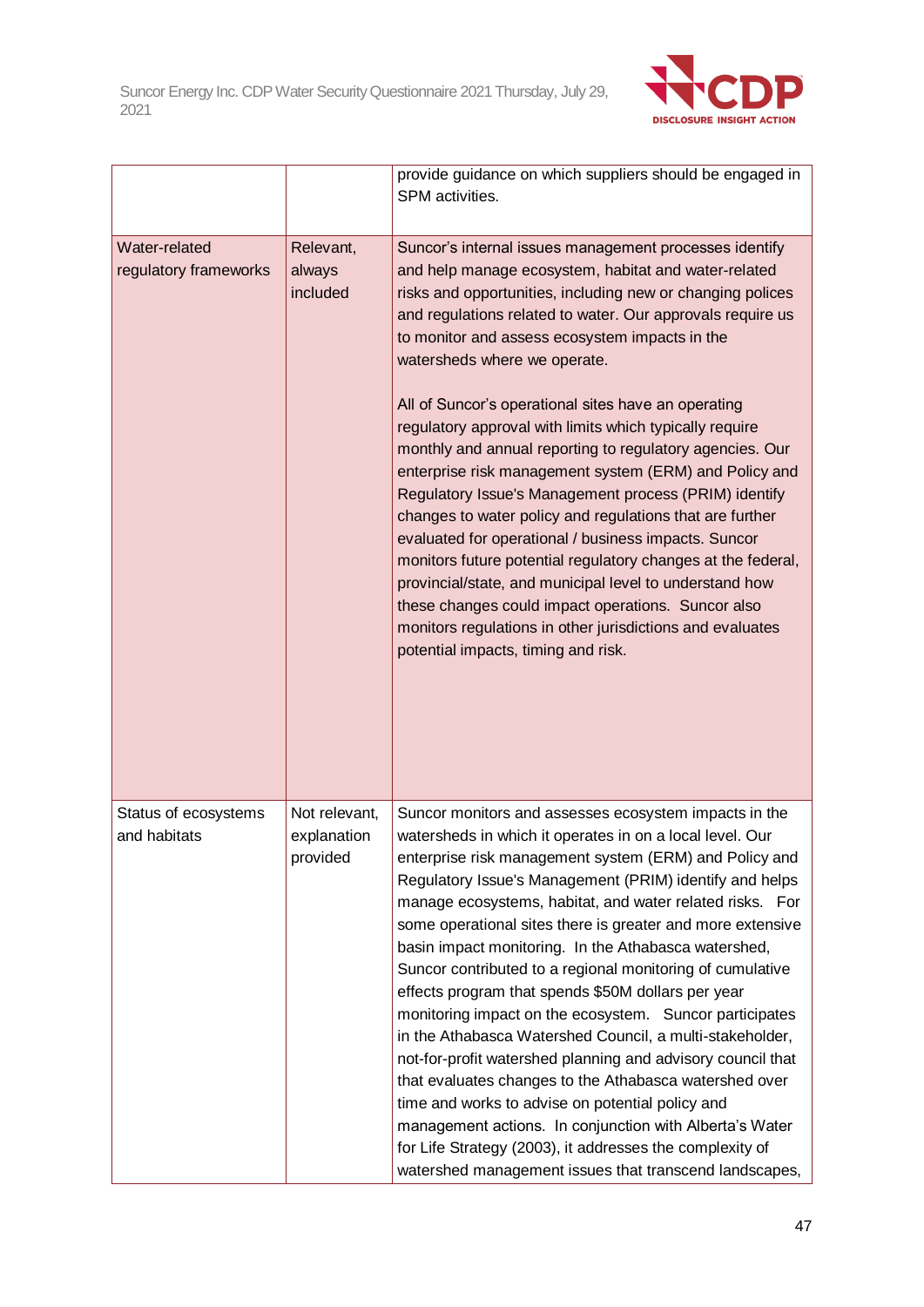| | | |
|---|---|---|
| | | provide guidance on which suppliers should be engaged in SPM activities. |
| Water-related regulatory frameworks | Relevant, always included | Suncor's internal issues management processes identify and help manage ecosystem, habitat and water-related risks and opportunities, including new or changing polices and regulations related to water. Our approvals require us to monitor and assess ecosystem impacts in the watersheds where we operate.<br><br>All of Suncor's operational sites have an operating regulatory approval with limits which typically require monthly and annual reporting to regulatory agencies. Our enterprise risk management system (ERM) and Policy and Regulatory Issue's Management process (PRIM) identify changes to water policy and regulations that are further evaluated for operational / business impacts. Suncor monitors future potential regulatory changes at the federal, provincial/state, and municipal level to understand how these changes could impact operations. Suncor also monitors regulations in other jurisdictions and evaluates potential impacts, timing and risk. |
| Status of ecosystems and habitats | Not relevant, explanation provided | Suncor monitors and assesses ecosystem impacts in the watersheds in which it operates in on a local level. Our enterprise risk management system (ERM) and Policy and Regulatory Issue's Management (PRIM) identify and helps manage ecosystems, habitat, and water related risks. For some operational sites there is greater and more extensive basin impact monitoring. In the Athabasca watershed, Suncor contributed to a regional monitoring of cumulative effects program that spends $50M dollars per year monitoring impact on the ecosystem. Suncor participates in the Athabasca Watershed Council, a multi-stakeholder, not-for-profit watershed planning and advisory council that that evaluates changes to the Athabasca watershed over time and works to advise on potential policy and management actions. In conjunction with Alberta's Water for Life Strategy (2003), it addresses the complexity of watershed management issues that transcend landscapes, |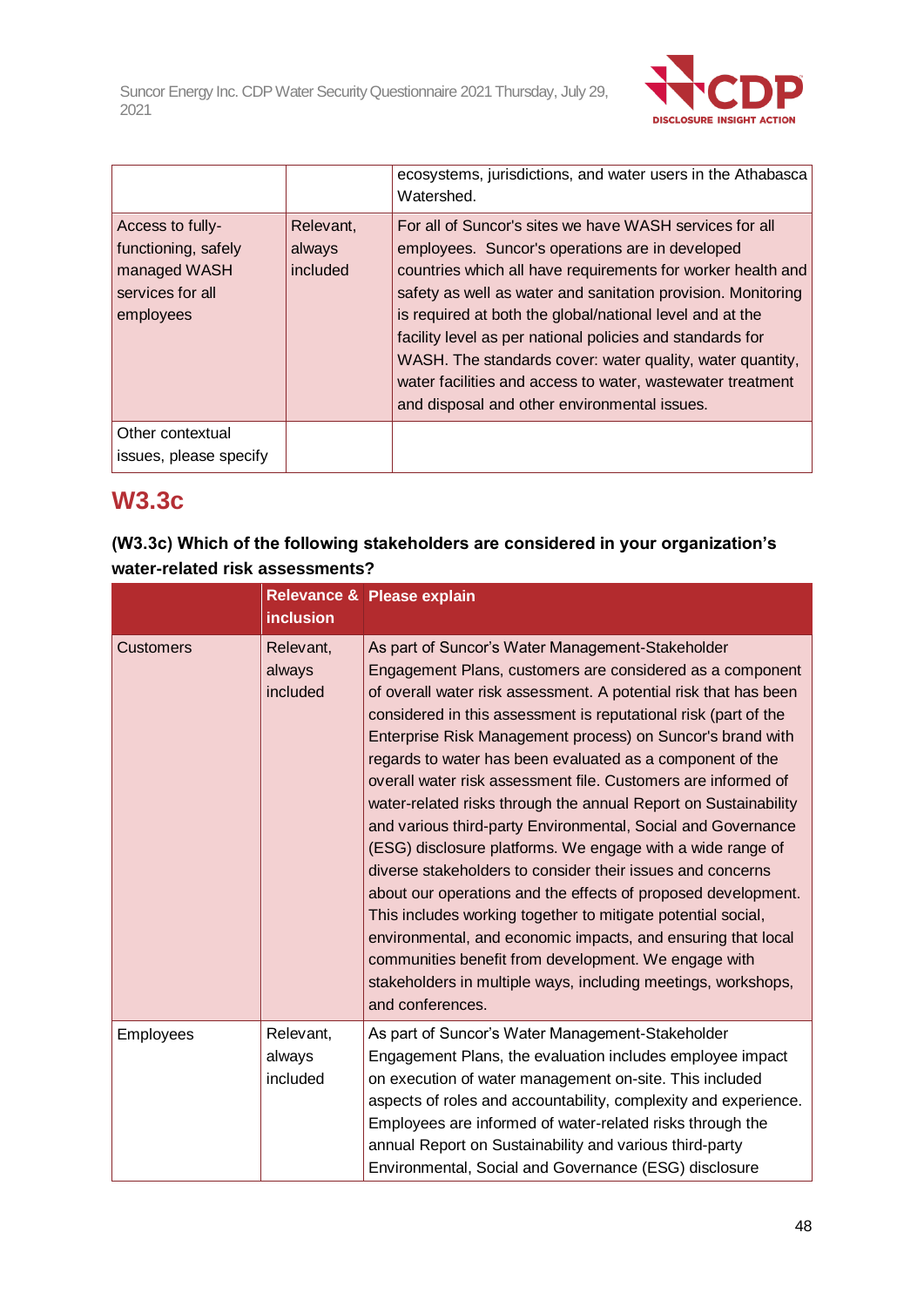| | | |
|---|---|---|
| | | ecosystems, jurisdictions, and water users in the Athabasca Watershed. |
| Access to fully-functioning, safely managed WASH services for all employees | Relevant, always included | For all of Suncor's sites we have WASH services for all employees. Suncor's operations are in developed countries which all have requirements for worker health and safety as well as water and sanitation provision. Monitoring is required at both the global/national level and at the facility level as per national policies and standards for WASH. The standards cover: water quality, water quantity, water facilities and access to water, wastewater treatment and disposal and other environmental issues. |
| Other contextual issues, please specify | | |

## W3.3c

**(W3.3c) Which of the following stakeholders are considered in your organization's water-related risk assessments?**

| | Relevance & inclusion | Please explain |
|---|---|---|
| Customers | Relevant, always included | As part of Suncor's Water Management-Stakeholder Engagement Plans, customers are considered as a component of overall water risk assessment. A potential risk that has been considered in this assessment is reputational risk (part of the Enterprise Risk Management process) on Suncor's brand with regards to water has been evaluated as a component of the overall water risk assessment file. Customers are informed of water-related risks through the annual Report on Sustainability and various third-party Environmental, Social and Governance (ESG) disclosure platforms. We engage with a wide range of diverse stakeholders to consider their issues and concerns about our operations and the effects of proposed development. This includes working together to mitigate potential social, environmental, and economic impacts, and ensuring that local communities benefit from development. We engage with stakeholders in multiple ways, including meetings, workshops, and conferences. |
| Employees | Relevant, always included | As part of Suncor's Water Management-Stakeholder Engagement Plans, the evaluation includes employee impact on execution of water management on-site. This included aspects of roles and accountability, complexity and experience. Employees are informed of water-related risks through the annual Report on Sustainability and various third-party Environmental, Social and Governance (ESG) disclosure |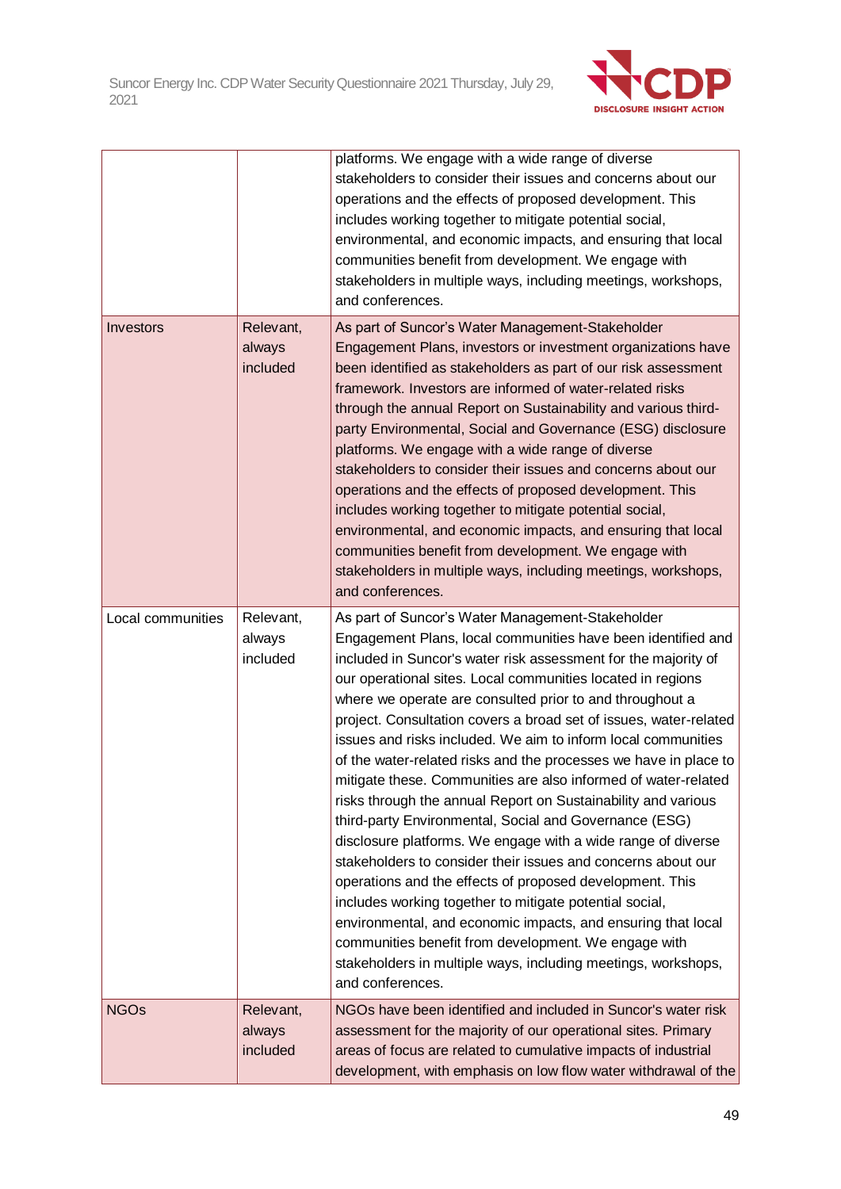| | | |
|---|---|---|
| | | platforms. We engage with a wide range of diverse stakeholders to consider their issues and concerns about our operations and the effects of proposed development. This includes working together to mitigate potential social, environmental, and economic impacts, and ensuring that local communities benefit from development. We engage with stakeholders in multiple ways, including meetings, workshops, and conferences. |
| Investors | Relevant, always included | As part of Suncor's Water Management-Stakeholder Engagement Plans, investors or investment organizations have been identified as stakeholders as part of our risk assessment framework. Investors are informed of water-related risks through the annual Report on Sustainability and various third-party Environmental, Social and Governance (ESG) disclosure platforms. We engage with a wide range of diverse stakeholders to consider their issues and concerns about our operations and the effects of proposed development. This includes working together to mitigate potential social, environmental, and economic impacts, and ensuring that local communities benefit from development. We engage with stakeholders in multiple ways, including meetings, workshops, and conferences. |
| Local communities | Relevant, always included | As part of Suncor's Water Management-Stakeholder Engagement Plans, local communities have been identified and included in Suncor's water risk assessment for the majority of our operational sites. Local communities located in regions where we operate are consulted prior to and throughout a project. Consultation covers a broad set of issues, water-related issues and risks included. We aim to inform local communities of the water-related risks and the processes we have in place to mitigate these. Communities are also informed of water-related risks through the annual Report on Sustainability and various third-party Environmental, Social and Governance (ESG) disclosure platforms. We engage with a wide range of diverse stakeholders to consider their issues and concerns about our operations and the effects of proposed development. This includes working together to mitigate potential social, environmental, and economic impacts, and ensuring that local communities benefit from development. We engage with stakeholders in multiple ways, including meetings, workshops, and conferences. |
| NGOs | Relevant, always included | NGOs have been identified and included in Suncor's water risk assessment for the majority of our operational sites. Primary areas of focus are related to cumulative impacts of industrial development, with emphasis on low flow water withdrawal of the |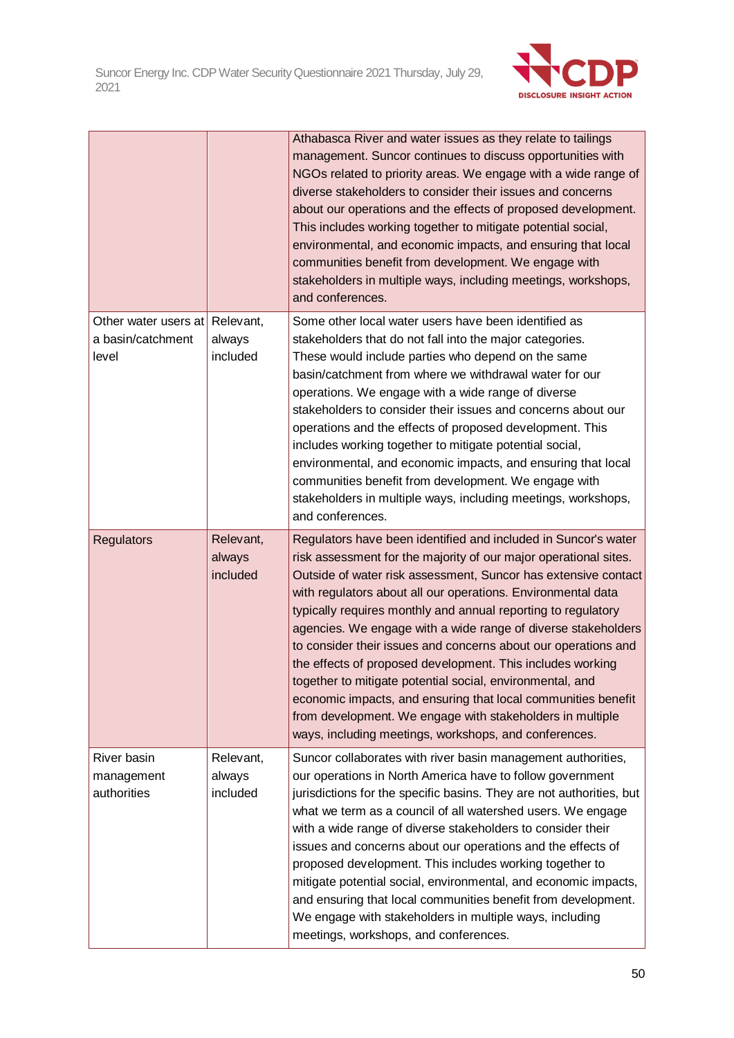| | | |
|---|---|---|
| | | Athabasca River and water issues as they relate to tailings management. Suncor continues to discuss opportunities with NGOs related to priority areas. We engage with a wide range of diverse stakeholders to consider their issues and concerns about our operations and the effects of proposed development. This includes working together to mitigate potential social, environmental, and economic impacts, and ensuring that local communities benefit from development. We engage with stakeholders in multiple ways, including meetings, workshops, and conferences. |
| Other water users at a basin/catchment level | Relevant, always included | Some other local water users have been identified as stakeholders that do not fall into the major categories. These would include parties who depend on the same basin/catchment from where we withdrawal water for our operations. We engage with a wide range of diverse stakeholders to consider their issues and concerns about our operations and the effects of proposed development. This includes working together to mitigate potential social, environmental, and economic impacts, and ensuring that local communities benefit from development. We engage with stakeholders in multiple ways, including meetings, workshops, and conferences. |
| Regulators | Relevant, always included | Regulators have been identified and included in Suncor's water risk assessment for the majority of our major operational sites. Outside of water risk assessment, Suncor has extensive contact with regulators about all our operations. Environmental data typically requires monthly and annual reporting to regulatory agencies. We engage with a wide range of diverse stakeholders to consider their issues and concerns about our operations and the effects of proposed development. This includes working together to mitigate potential social, environmental, and economic impacts, and ensuring that local communities benefit from development. We engage with stakeholders in multiple ways, including meetings, workshops, and conferences. |
| River basin management authorities | Relevant, always included | Suncor collaborates with river basin management authorities, our operations in North America have to follow government jurisdictions for the specific basins. They are not authorities, but what we term as a council of all watershed users. We engage with a wide range of diverse stakeholders to consider their issues and concerns about our operations and the effects of proposed development. This includes working together to mitigate potential social, environmental, and economic impacts, and ensuring that local communities benefit from development. We engage with stakeholders in multiple ways, including meetings, workshops, and conferences. |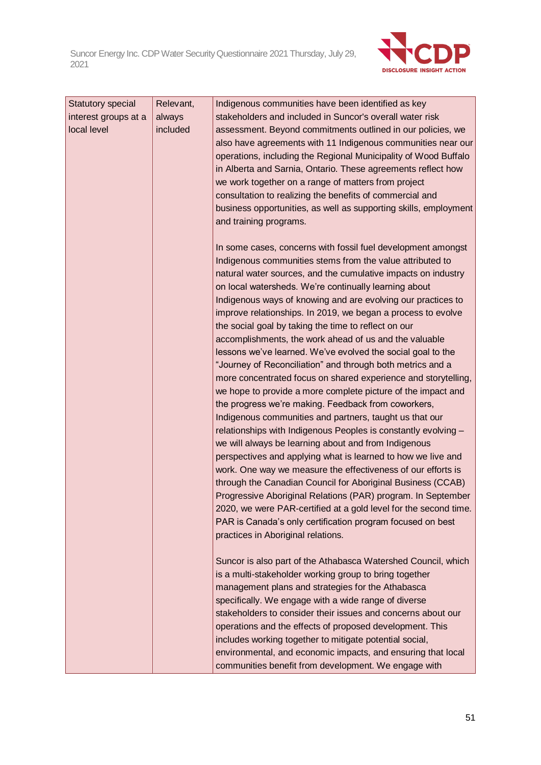| | | |
|---|---|---|
| Statutory special interest groups at a local level | Relevant, always included | Indigenous communities have been identified as key stakeholders and included in Suncor's overall water risk assessment. Beyond commitments outlined in our policies, we also have agreements with 11 Indigenous communities near our operations, including the Regional Municipality of Wood Buffalo in Alberta and Sarnia, Ontario. These agreements reflect how we work together on a range of matters from project consultation to realizing the benefits of commercial and business opportunities, as well as supporting skills, employment and training programs.<br><br>In some cases, concerns with fossil fuel development amongst Indigenous communities stems from the value attributed to natural water sources, and the cumulative impacts on industry on local watersheds. We're continually learning about Indigenous ways of knowing and are evolving our practices to improve relationships. In 2019, we began a process to evolve the social goal by taking the time to reflect on our accomplishments, the work ahead of us and the valuable lessons we've learned. We've evolved the social goal to the "Journey of Reconciliation" and through both metrics and a more concentrated focus on shared experience and storytelling, we hope to provide a more complete picture of the impact and the progress we're making. Feedback from coworkers, Indigenous communities and partners, taught us that our relationships with Indigenous Peoples is constantly evolving – we will always be learning about and from Indigenous perspectives and applying what is learned to how we live and work. One way we measure the effectiveness of our efforts is through the Canadian Council for Aboriginal Business (CCAB) Progressive Aboriginal Relations (PAR) program. In September 2020, we were PAR-certified at a gold level for the second time. PAR is Canada's only certification program focused on best practices in Aboriginal relations.<br><br>Suncor is also part of the Athabasca Watershed Council, which is a multi-stakeholder working group to bring together management plans and strategies for the Athabasca specifically. We engage with a wide range of diverse stakeholders to consider their issues and concerns about our operations and the effects of proposed development. This includes working together to mitigate potential social, environmental, and economic impacts, and ensuring that local communities benefit from development. We engage with |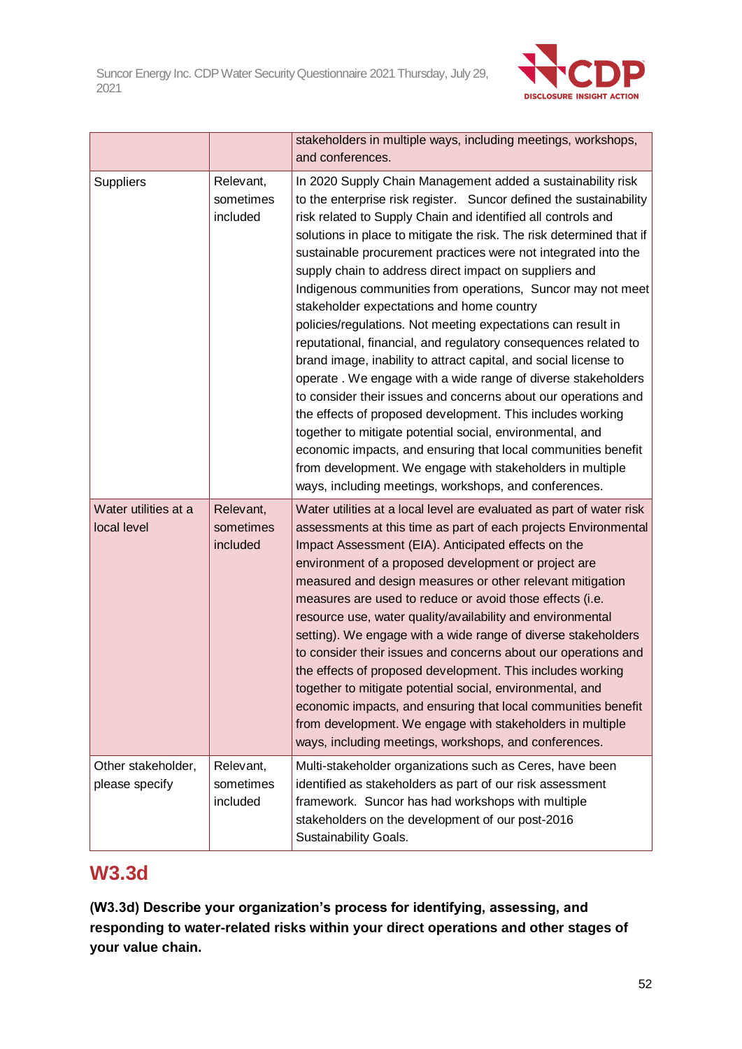| | | |
|---|---|---|
| | | stakeholders in multiple ways, including meetings, workshops, and conferences. |
| Suppliers | Relevant, sometimes included | In 2020 Supply Chain Management added a sustainability risk to the enterprise risk register. Suncor defined the sustainability risk related to Supply Chain and identified all controls and solutions in place to mitigate the risk. The risk determined that if sustainable procurement practices were not integrated into the supply chain to address direct impact on suppliers and Indigenous communities from operations, Suncor may not meet stakeholder expectations and home country policies/regulations. Not meeting expectations can result in reputational, financial, and regulatory consequences related to brand image, inability to attract capital, and social license to operate . We engage with a wide range of diverse stakeholders to consider their issues and concerns about our operations and the effects of proposed development. This includes working together to mitigate potential social, environmental, and economic impacts, and ensuring that local communities benefit from development. We engage with stakeholders in multiple ways, including meetings, workshops, and conferences. |
| Water utilities at a local level | Relevant, sometimes included | Water utilities at a local level are evaluated as part of water risk assessments at this time as part of each projects Environmental Impact Assessment (EIA). Anticipated effects on the environment of a proposed development or project are measured and design measures or other relevant mitigation measures are used to reduce or avoid those effects (i.e. resource use, water quality/availability and environmental setting). We engage with a wide range of diverse stakeholders to consider their issues and concerns about our operations and the effects of proposed development. This includes working together to mitigate potential social, environmental, and economic impacts, and ensuring that local communities benefit from development. We engage with stakeholders in multiple ways, including meetings, workshops, and conferences. |
| Other stakeholder, please specify | Relevant, sometimes included | Multi-stakeholder organizations such as Ceres, have been identified as stakeholders as part of our risk assessment framework. Suncor has had workshops with multiple stakeholders on the development of our post-2016 Sustainability Goals. |

## W3.3d

**(W3.3d) Describe your organization's process for identifying, assessing, and responding to water-related risks within your direct operations and other stages of your value chain.**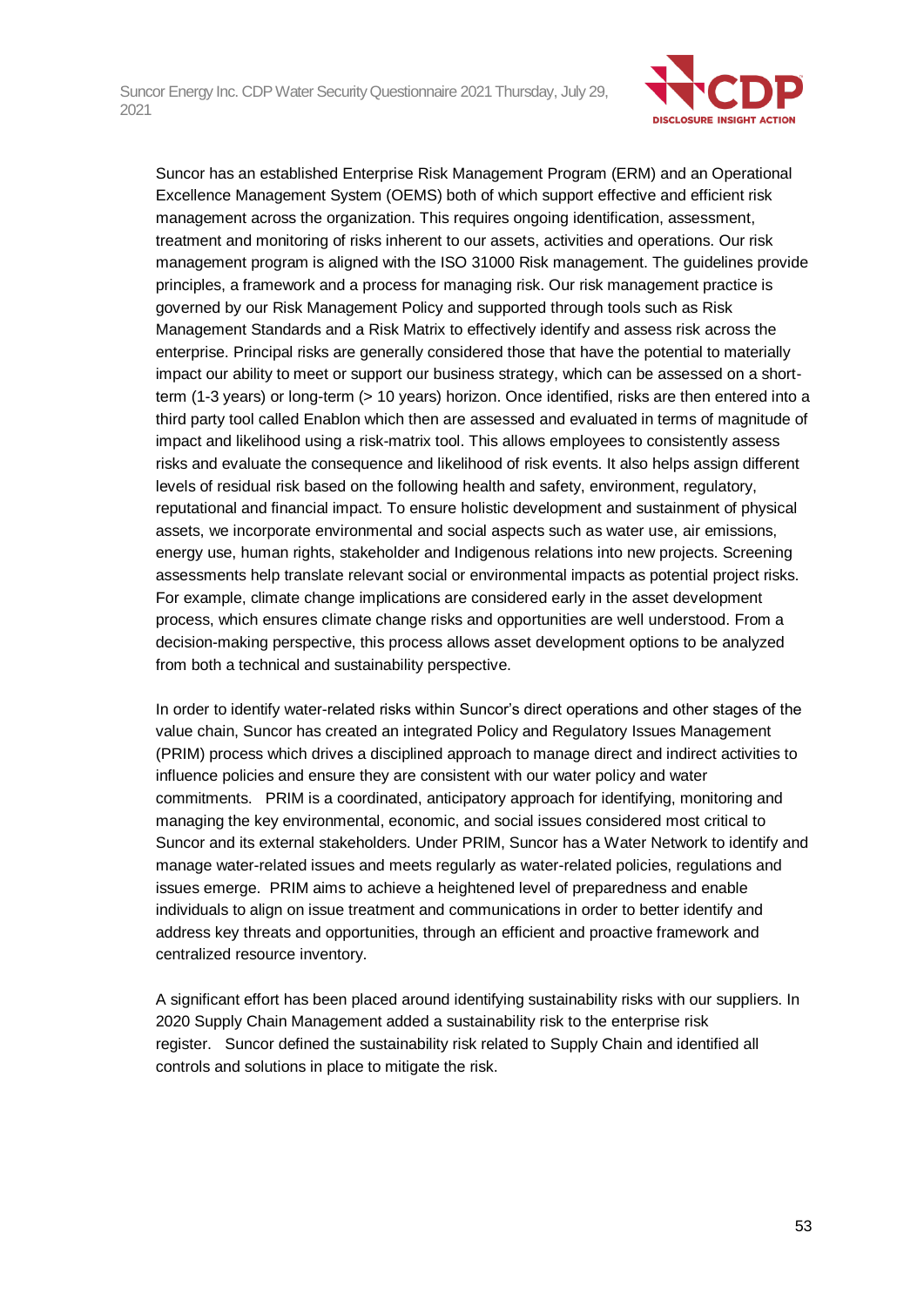Suncor has an established Enterprise Risk Management Program (ERM) and an Operational Excellence Management System (OEMS) both of which support effective and efficient risk management across the organization. This requires ongoing identification, assessment, treatment and monitoring of risks inherent to our assets, activities and operations. Our risk management program is aligned with the ISO 31000 Risk management. The guidelines provide principles, a framework and a process for managing risk. Our risk management practice is governed by our Risk Management Policy and supported through tools such as Risk Management Standards and a Risk Matrix to effectively identify and assess risk across the enterprise. Principal risks are generally considered those that have the potential to materially impact our ability to meet or support our business strategy, which can be assessed on a short-term (1-3 years) or long-term (> 10 years) horizon. Once identified, risks are then entered into a third party tool called Enablon which then are assessed and evaluated in terms of magnitude of impact and likelihood using a risk-matrix tool. This allows employees to consistently assess risks and evaluate the consequence and likelihood of risk events. It also helps assign different levels of residual risk based on the following health and safety, environment, regulatory, reputational and financial impact. To ensure holistic development and sustainment of physical assets, we incorporate environmental and social aspects such as water use, air emissions, energy use, human rights, stakeholder and Indigenous relations into new projects. Screening assessments help translate relevant social or environmental impacts as potential project risks. For example, climate change implications are considered early in the asset development process, which ensures climate change risks and opportunities are well understood. From a decision-making perspective, this process allows asset development options to be analyzed from both a technical and sustainability perspective.

In order to identify water-related risks within Suncor's direct operations and other stages of the value chain, Suncor has created an integrated Policy and Regulatory Issues Management (PRIM) process which drives a disciplined approach to manage direct and indirect activities to influence policies and ensure they are consistent with our water policy and water commitments. PRIM is a coordinated, anticipatory approach for identifying, monitoring and managing the key environmental, economic, and social issues considered most critical to Suncor and its external stakeholders. Under PRIM, Suncor has a Water Network to identify and manage water-related issues and meets regularly as water-related policies, regulations and issues emerge. PRIM aims to achieve a heightened level of preparedness and enable individuals to align on issue treatment and communications in order to better identify and address key threats and opportunities, through an efficient and proactive framework and centralized resource inventory.

A significant effort has been placed around identifying sustainability risks with our suppliers. In 2020 Supply Chain Management added a sustainability risk to the enterprise risk register. Suncor defined the sustainability risk related to Supply Chain and identified all controls and solutions in place to mitigate the risk.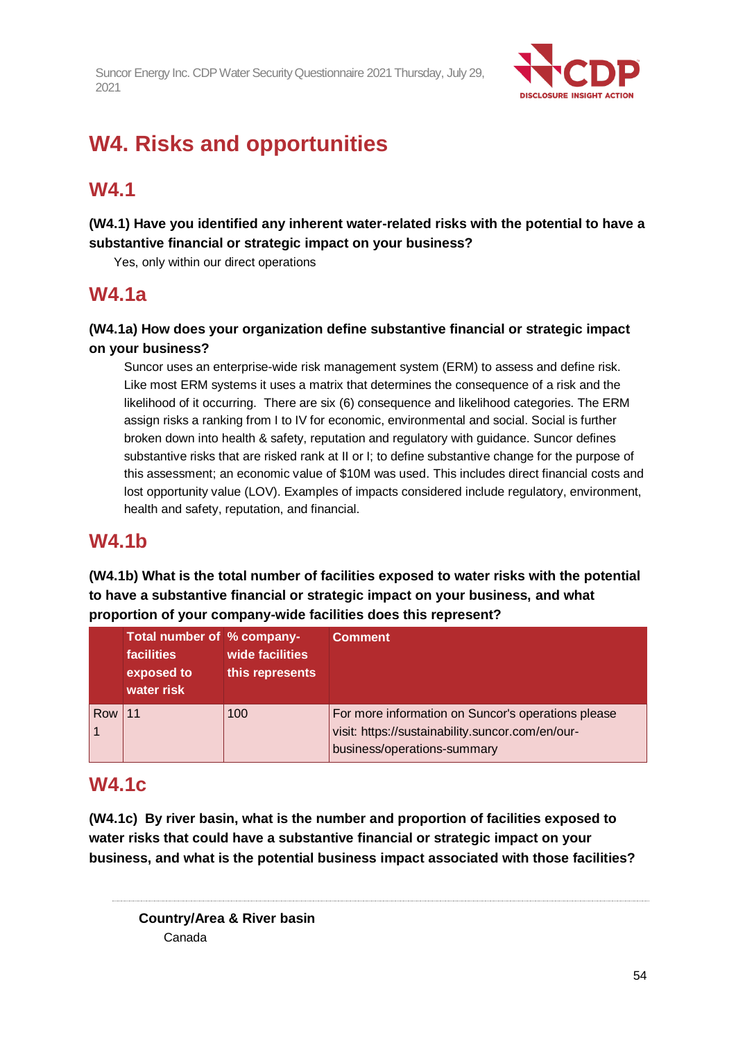# W4. Risks and opportunities

## W4.1

**(W4.1) Have you identified any inherent water-related risks with the potential to have a substantive financial or strategic impact on your business?**

Yes, only within our direct operations

## W4.1a

**(W4.1a) How does your organization define substantive financial or strategic impact on your business?**

Suncor uses an enterprise-wide risk management system (ERM) to assess and define risk. Like most ERM systems it uses a matrix that determines the consequence of a risk and the likelihood of it occurring. There are six (6) consequence and likelihood categories. The ERM assign risks a ranking from I to IV for economic, environmental and social. Social is further broken down into health & safety, reputation and regulatory with guidance. Suncor defines substantive risks that are risked rank at II or I; to define substantive change for the purpose of this assessment; an economic value of $10M was used. This includes direct financial costs and lost opportunity value (LOV). Examples of impacts considered include regulatory, environment, health and safety, reputation, and financial.

## W4.1b

**(W4.1b) What is the total number of facilities exposed to water risks with the potential to have a substantive financial or strategic impact on your business, and what proportion of your company-wide facilities does this represent?**

| | Total number of facilities exposed to water risk | % company-wide facilities this represents | Comment |
|---|---|---|---|
| Row 1 | 11 | 100 | For more information on Suncor's operations please visit: https://sustainability.suncor.com/en/our-business/operations-summary |

## W4.1c

**(W4.1c) By river basin, what is the number and proportion of facilities exposed to water risks that could have a substantive financial or strategic impact on your business, and what is the potential business impact associated with those facilities?**

**Country/Area & River basin**

Canada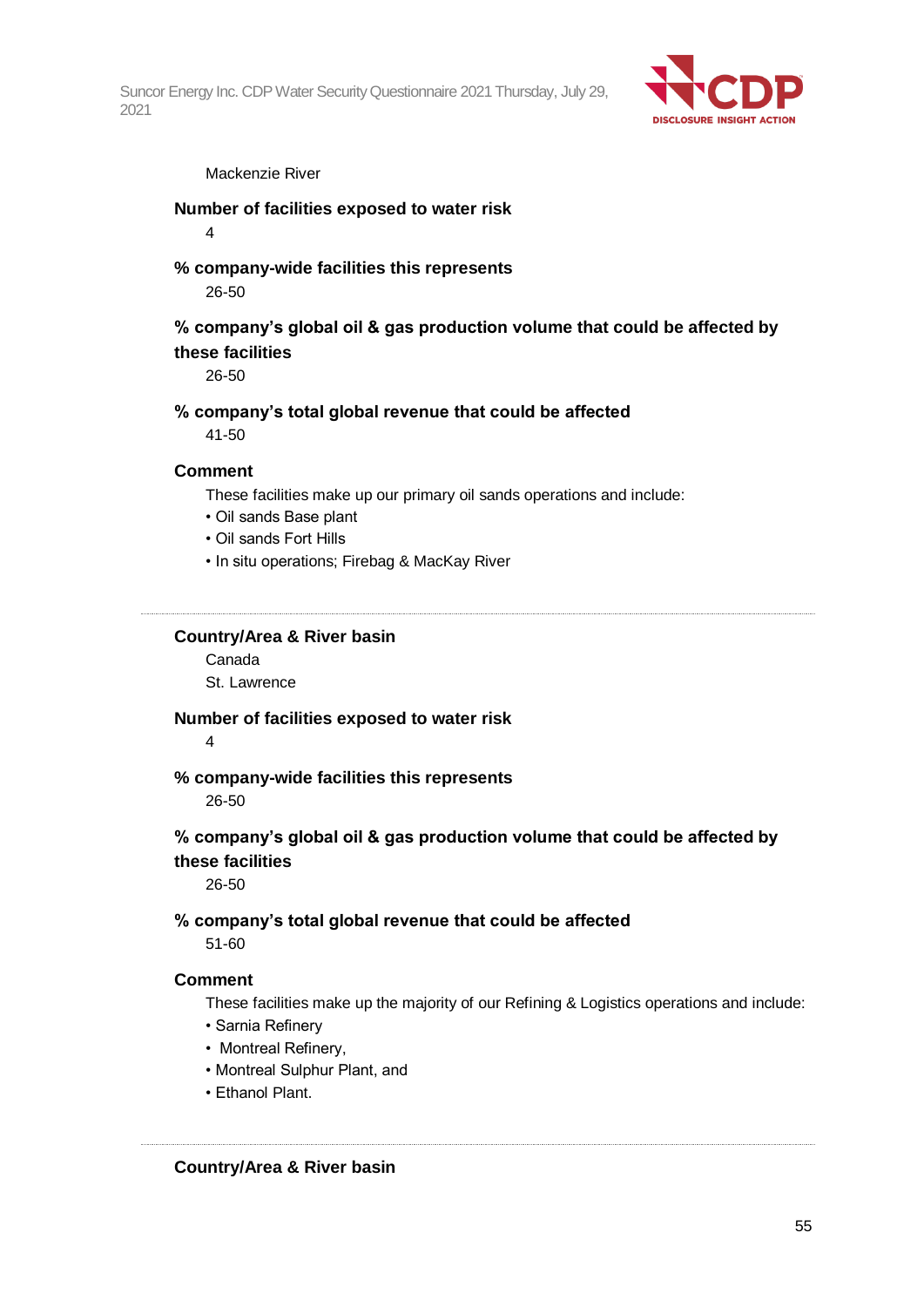Mackenzie River

**Number of facilities exposed to water risk**

4

**% company-wide facilities this represents**

26-50

**% company's global oil & gas production volume that could be affected by these facilities**

26-50

**% company's total global revenue that could be affected**

41-50

**Comment**

These facilities make up our primary oil sands operations and include:

- Oil sands Base plant
- Oil sands Fort Hills
- In situ operations; Firebag & MacKay River

---

**Country/Area & River basin**

Canada

St. Lawrence

**Number of facilities exposed to water risk**

4

**% company-wide facilities this represents**

26-50

**% company's global oil & gas production volume that could be affected by these facilities**

26-50

**% company's total global revenue that could be affected**

51-60

**Comment**

These facilities make up the majority of our Refining & Logistics operations and include:

- Sarnia Refinery
- Montreal Refinery,
- Montreal Sulphur Plant, and
- Ethanol Plant.

---

**Country/Area & River basin**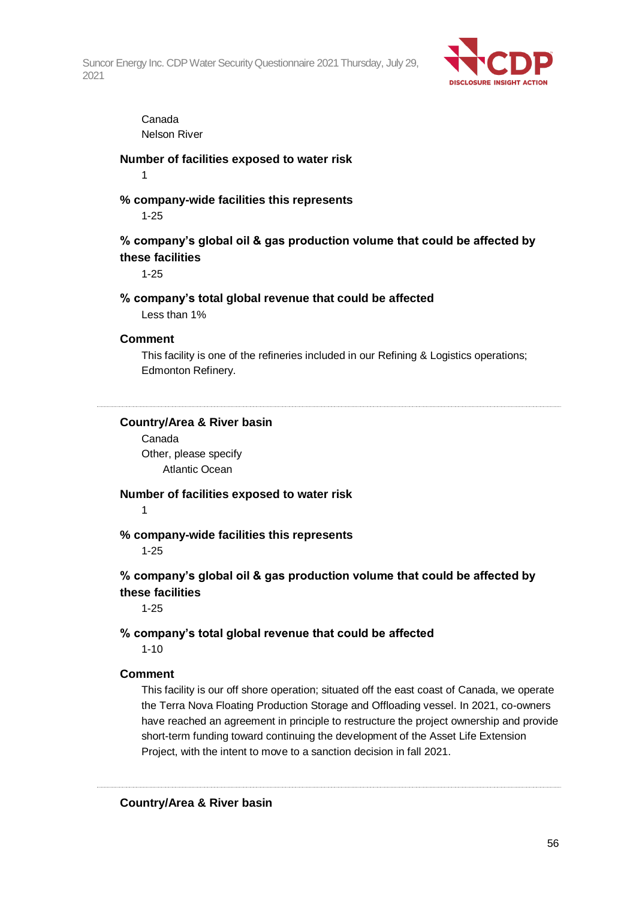Canada
Nelson River

**Number of facilities exposed to water risk**

1

**% company-wide facilities this represents**

1-25

**% company's global oil & gas production volume that could be affected by these facilities**

1-25

**% company's total global revenue that could be affected**

Less than 1%

**Comment**

This facility is one of the refineries included in our Refining & Logistics operations; Edmonton Refinery.

---

**Country/Area & River basin**

Canada
Other, please specify
Atlantic Ocean

**Number of facilities exposed to water risk**

1

**% company-wide facilities this represents**

1-25

**% company's global oil & gas production volume that could be affected by these facilities**

1-25

**% company's total global revenue that could be affected**

1-10

**Comment**

This facility is our off shore operation; situated off the east coast of Canada, we operate the Terra Nova Floating Production Storage and Offloading vessel. In 2021, co-owners have reached an agreement in principle to restructure the project ownership and provide short-term funding toward continuing the development of the Asset Life Extension Project, with the intent to move to a sanction decision in fall 2021.

---

**Country/Area & River basin**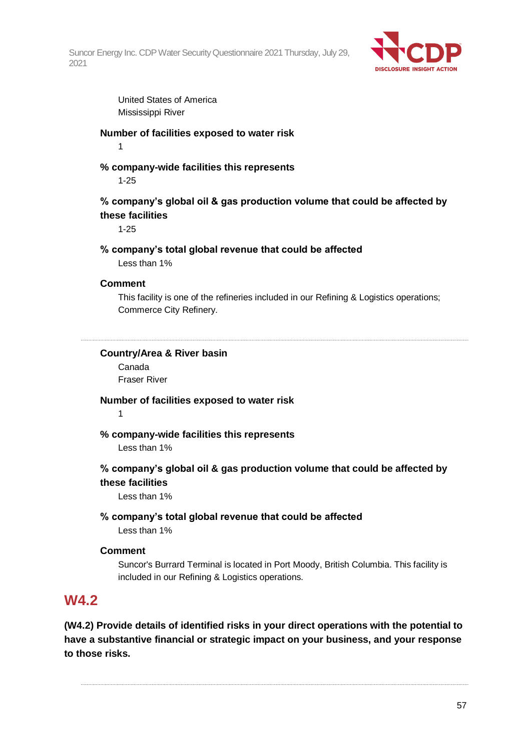United States of America
Mississippi River

**Number of facilities exposed to water risk**

1

**% company-wide facilities this represents**

1-25

**% company's global oil & gas production volume that could be affected by these facilities**

1-25

**% company's total global revenue that could be affected**

Less than 1%

**Comment**

This facility is one of the refineries included in our Refining & Logistics operations; Commerce City Refinery.

---

**Country/Area & River basin**

Canada
Fraser River

**Number of facilities exposed to water risk**

1

**% company-wide facilities this represents**

Less than 1%

**% company's global oil & gas production volume that could be affected by these facilities**

Less than 1%

**% company's total global revenue that could be affected**

Less than 1%

**Comment**

Suncor's Burrard Terminal is located in Port Moody, British Columbia. This facility is included in our Refining & Logistics operations.

## W4.2

**(W4.2) Provide details of identified risks in your direct operations with the potential to have a substantive financial or strategic impact on your business, and your response to those risks.**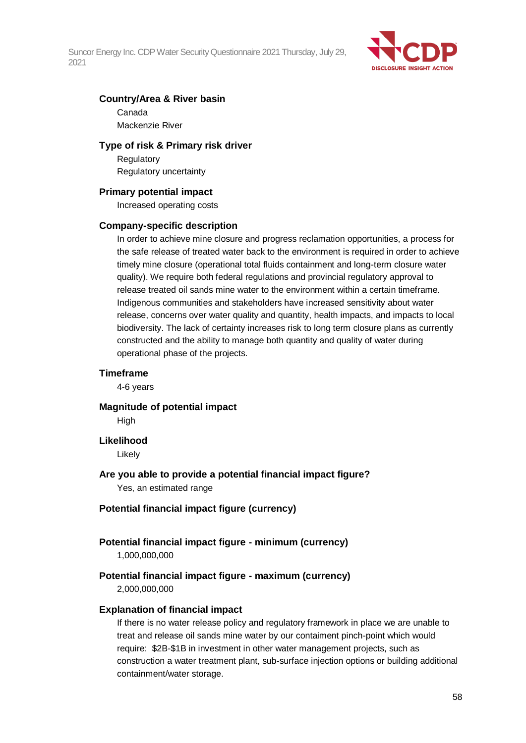**Country/Area & River basin**

Canada

Mackenzie River

**Type of risk & Primary risk driver**

Regulatory

Regulatory uncertainty

**Primary potential impact**

Increased operating costs

**Company-specific description**

In order to achieve mine closure and progress reclamation opportunities, a process for the safe release of treated water back to the environment is required in order to achieve timely mine closure (operational total fluids containment and long-term closure water quality). We require both federal regulations and provincial regulatory approval to release treated oil sands mine water to the environment within a certain timeframe. Indigenous communities and stakeholders have increased sensitivity about water release, concerns over water quality and quantity, health impacts, and impacts to local biodiversity. The lack of certainty increases risk to long term closure plans as currently constructed and the ability to manage both quantity and quality of water during operational phase of the projects.

**Timeframe**

4-6 years

**Magnitude of potential impact**

High

**Likelihood**

Likely

**Are you able to provide a potential financial impact figure?**

Yes, an estimated range

**Potential financial impact figure (currency)**

**Potential financial impact figure - minimum (currency)**

1,000,000,000

**Potential financial impact figure - maximum (currency)**

2,000,000,000

**Explanation of financial impact**

If there is no water release policy and regulatory framework in place we are unable to treat and release oil sands mine water by our containment pinch-point which would require: $2B-$1B in investment in other water management projects, such as construction a water treatment plant, sub-surface injection options or building additional containment/water storage.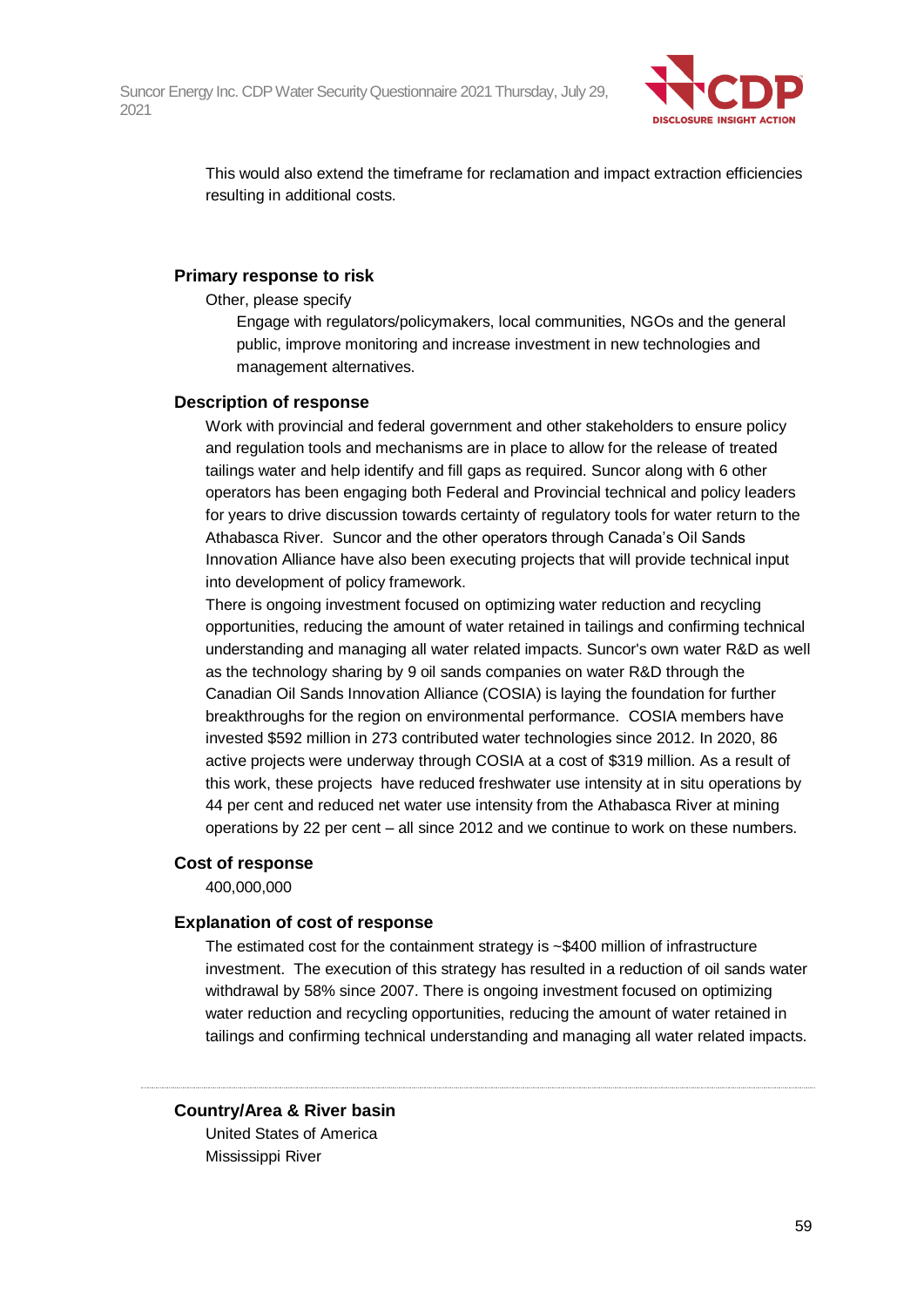This would also extend the timeframe for reclamation and impact extraction efficiencies resulting in additional costs.

**Primary response to risk**

Other, please specify

Engage with regulators/policymakers, local communities, NGOs and the general public, improve monitoring and increase investment in new technologies and management alternatives.

**Description of response**

Work with provincial and federal government and other stakeholders to ensure policy and regulation tools and mechanisms are in place to allow for the release of treated tailings water and help identify and fill gaps as required. Suncor along with 6 other operators has been engaging both Federal and Provincial technical and policy leaders for years to drive discussion towards certainty of regulatory tools for water return to the Athabasca River. Suncor and the other operators through Canada's Oil Sands Innovation Alliance have also been executing projects that will provide technical input into development of policy framework.

There is ongoing investment focused on optimizing water reduction and recycling opportunities, reducing the amount of water retained in tailings and confirming technical understanding and managing all water related impacts. Suncor's own water R&D as well as the technology sharing by 9 oil sands companies on water R&D through the Canadian Oil Sands Innovation Alliance (COSIA) is laying the foundation for further breakthroughs for the region on environmental performance. COSIA members have invested $592 million in 273 contributed water technologies since 2012. In 2020, 86 active projects were underway through COSIA at a cost of $319 million. As a result of this work, these projects have reduced freshwater use intensity at in situ operations by 44 per cent and reduced net water use intensity from the Athabasca River at mining operations by 22 per cent – all since 2012 and we continue to work on these numbers.

**Cost of response**

400,000,000

**Explanation of cost of response**

The estimated cost for the containment strategy is ~$400 million of infrastructure investment. The execution of this strategy has resulted in a reduction of oil sands water withdrawal by 58% since 2007. There is ongoing investment focused on optimizing water reduction and recycling opportunities, reducing the amount of water retained in tailings and confirming technical understanding and managing all water related impacts.

---

**Country/Area & River basin**

United States of America

Mississippi River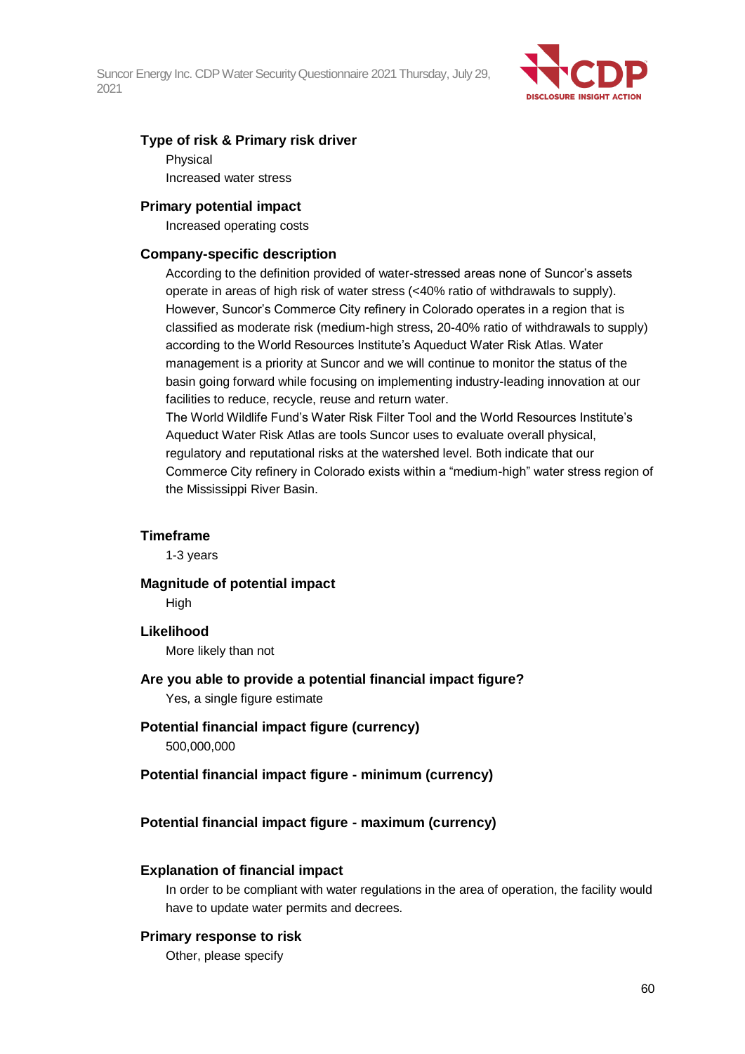#### Type of risk & Primary risk driver

Physical

Increased water stress

#### Primary potential impact

Increased operating costs

#### Company-specific description

According to the definition provided of water-stressed areas none of Suncor's assets operate in areas of high risk of water stress (<40% ratio of withdrawals to supply). However, Suncor's Commerce City refinery in Colorado operates in a region that is classified as moderate risk (medium-high stress, 20-40% ratio of withdrawals to supply) according to the World Resources Institute's Aqueduct Water Risk Atlas. Water management is a priority at Suncor and we will continue to monitor the status of the basin going forward while focusing on implementing industry-leading innovation at our facilities to reduce, recycle, reuse and return water.

The World Wildlife Fund's Water Risk Filter Tool and the World Resources Institute's Aqueduct Water Risk Atlas are tools Suncor uses to evaluate overall physical, regulatory and reputational risks at the watershed level. Both indicate that our Commerce City refinery in Colorado exists within a "medium-high" water stress region of the Mississippi River Basin.

#### Timeframe

1-3 years

#### Magnitude of potential impact

High

#### Likelihood

More likely than not

#### Are you able to provide a potential financial impact figure?

Yes, a single figure estimate

#### Potential financial impact figure (currency)

500,000,000

#### Potential financial impact figure - minimum (currency)

#### Potential financial impact figure - maximum (currency)

#### Explanation of financial impact

In order to be compliant with water regulations in the area of operation, the facility would have to update water permits and decrees.

#### Primary response to risk

Other, please specify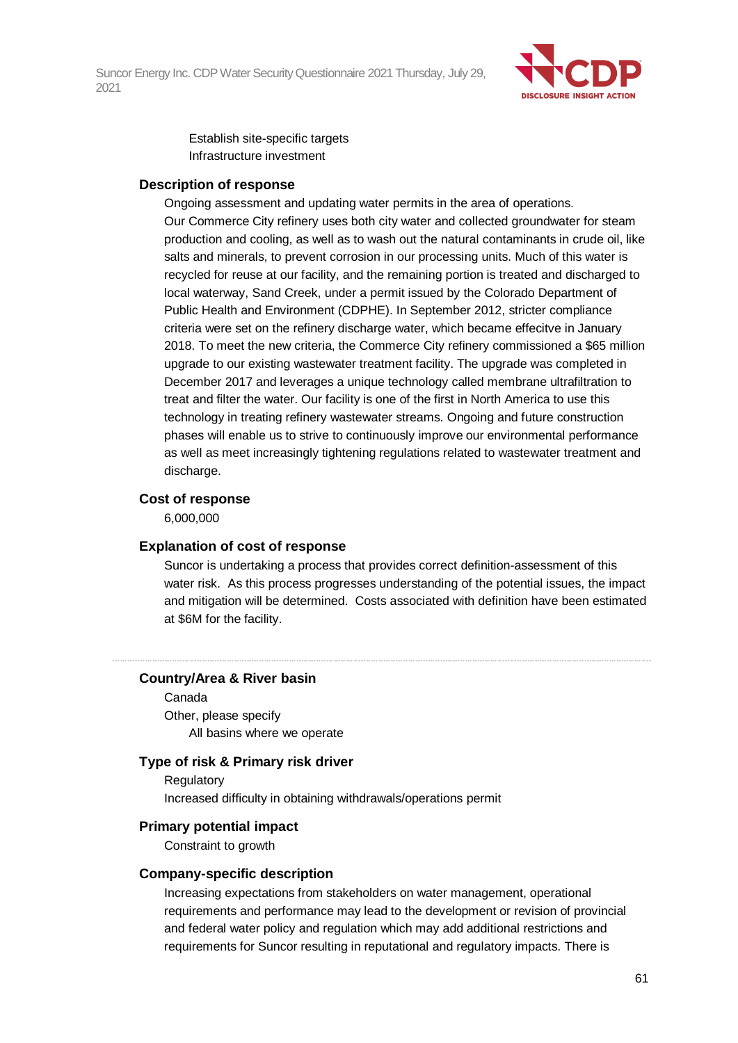Establish site-specific targets
Infrastructure investment

**Description of response**

Ongoing assessment and updating water permits in the area of operations.
Our Commerce City refinery uses both city water and collected groundwater for steam production and cooling, as well as to wash out the natural contaminants in crude oil, like salts and minerals, to prevent corrosion in our processing units. Much of this water is recycled for reuse at our facility, and the remaining portion is treated and discharged to local waterway, Sand Creek, under a permit issued by the Colorado Department of Public Health and Environment (CDPHE). In September 2012, stricter compliance criteria were set on the refinery discharge water, which became effecitve in January 2018. To meet the new criteria, the Commerce City refinery commissioned a $65 million upgrade to our existing wastewater treatment facility. The upgrade was completed in December 2017 and leverages a unique technology called membrane ultrafiltration to treat and filter the water. Our facility is one of the first in North America to use this technology in treating refinery wastewater streams. Ongoing and future construction phases will enable us to strive to continuously improve our environmental performance as well as meet increasingly tightening regulations related to wastewater treatment and discharge.

**Cost of response**

6,000,000

**Explanation of cost of response**

Suncor is undertaking a process that provides correct definition-assessment of this water risk. As this process progresses understanding of the potential issues, the impact and mitigation will be determined. Costs associated with definition have been estimated at $6M for the facility.

---

**Country/Area & River basin**

Canada
Other, please specify
All basins where we operate

**Type of risk & Primary risk driver**

Regulatory
Increased difficulty in obtaining withdrawals/operations permit

**Primary potential impact**

Constraint to growth

**Company-specific description**

Increasing expectations from stakeholders on water management, operational requirements and performance may lead to the development or revision of provincial and federal water policy and regulation which may add additional restrictions and requirements for Suncor resulting in reputational and regulatory impacts. There is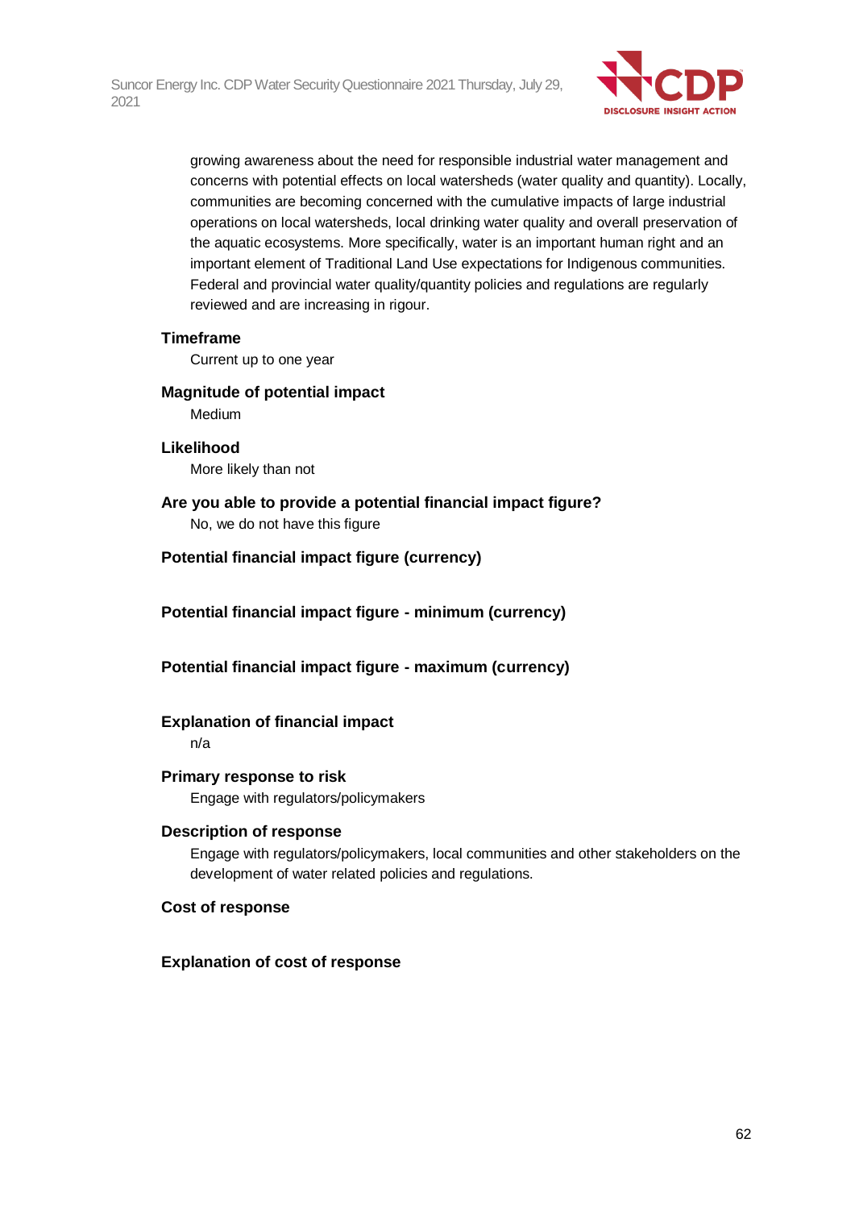growing awareness about the need for responsible industrial water management and concerns with potential effects on local watersheds (water quality and quantity). Locally, communities are becoming concerned with the cumulative impacts of large industrial operations on local watersheds, local drinking water quality and overall preservation of the aquatic ecosystems. More specifically, water is an important human right and an important element of Traditional Land Use expectations for Indigenous communities. Federal and provincial water quality/quantity policies and regulations are regularly reviewed and are increasing in rigour.

**Timeframe**

Current up to one year

**Magnitude of potential impact**

Medium

**Likelihood**

More likely than not

**Are you able to provide a potential financial impact figure?**

No, we do not have this figure

**Potential financial impact figure (currency)**

**Potential financial impact figure - minimum (currency)**

**Potential financial impact figure - maximum (currency)**

**Explanation of financial impact**

n/a

**Primary response to risk**

Engage with regulators/policymakers

**Description of response**

Engage with regulators/policymakers, local communities and other stakeholders on the development of water related policies and regulations.

**Cost of response**

**Explanation of cost of response**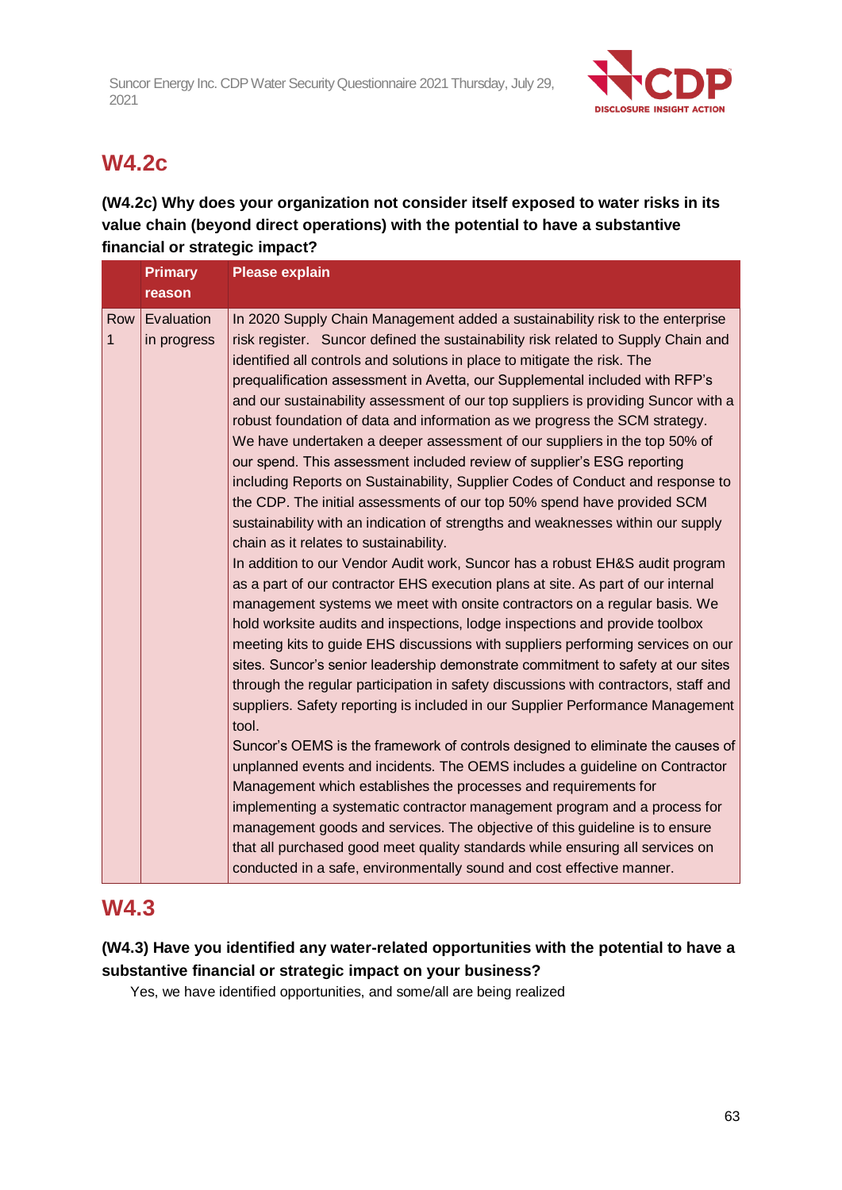## W4.2c

**(W4.2c) Why does your organization not consider itself exposed to water risks in its value chain (beyond direct operations) with the potential to have a substantive financial or strategic impact?**

| | Primary reason | Please explain |
|---|---|---|
| Row 1 | Evaluation in progress | In 2020 Supply Chain Management added a sustainability risk to the enterprise risk register. Suncor defined the sustainability risk related to Supply Chain and identified all controls and solutions in place to mitigate the risk. The prequalification assessment in Avetta, our Supplemental included with RFP's and our sustainability assessment of our top suppliers is providing Suncor with a robust foundation of data and information as we progress the SCM strategy. We have undertaken a deeper assessment of our suppliers in the top 50% of our spend. This assessment included review of supplier's ESG reporting including Reports on Sustainability, Supplier Codes of Conduct and response to the CDP. The initial assessments of our top 50% spend have provided SCM sustainability with an indication of strengths and weaknesses within our supply chain as it relates to sustainability.<br>In addition to our Vendor Audit work, Suncor has a robust EH&S audit program as a part of our contractor EHS execution plans at site. As part of our internal management systems we meet with onsite contractors on a regular basis. We hold worksite audits and inspections, lodge inspections and provide toolbox meeting kits to guide EHS discussions with suppliers performing services on our sites. Suncor's senior leadership demonstrate commitment to safety at our sites through the regular participation in safety discussions with contractors, staff and suppliers. Safety reporting is included in our Supplier Performance Management tool.<br>Suncor's OEMS is the framework of controls designed to eliminate the causes of unplanned events and incidents. The OEMS includes a guideline on Contractor Management which establishes the processes and requirements for implementing a systematic contractor management program and a process for management goods and services. The objective of this guideline is to ensure that all purchased good meet quality standards while ensuring all services on conducted in a safe, environmentally sound and cost effective manner. |

## W4.3

**(W4.3) Have you identified any water-related opportunities with the potential to have a substantive financial or strategic impact on your business?**

Yes, we have identified opportunities, and some/all are being realized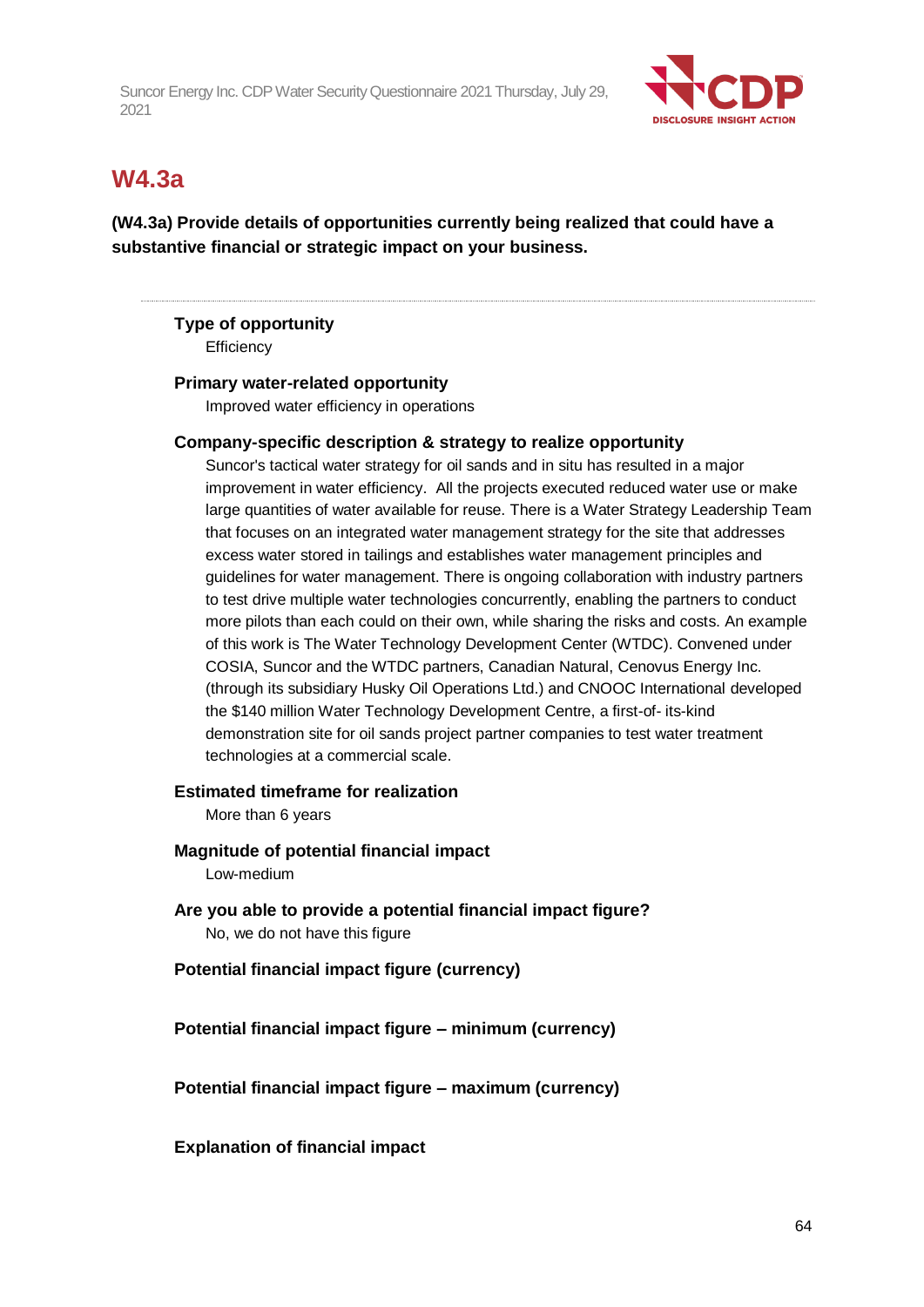# W4.3a

**(W4.3a) Provide details of opportunities currently being realized that could have a substantive financial or strategic impact on your business.**

---

**Type of opportunity**

Efficiency

**Primary water-related opportunity**

Improved water efficiency in operations

**Company-specific description & strategy to realize opportunity**

Suncor's tactical water strategy for oil sands and in situ has resulted in a major improvement in water efficiency. All the projects executed reduced water use or make large quantities of water available for reuse. There is a Water Strategy Leadership Team that focuses on an integrated water management strategy for the site that addresses excess water stored in tailings and establishes water management principles and guidelines for water management. There is ongoing collaboration with industry partners to test drive multiple water technologies concurrently, enabling the partners to conduct more pilots than each could on their own, while sharing the risks and costs. An example of this work is The Water Technology Development Center (WTDC). Convened under COSIA, Suncor and the WTDC partners, Canadian Natural, Cenovus Energy Inc. (through its subsidiary Husky Oil Operations Ltd.) and CNOOC International developed the $140 million Water Technology Development Centre, a first-of- its-kind demonstration site for oil sands project partner companies to test water treatment technologies at a commercial scale.

**Estimated timeframe for realization**

More than 6 years

**Magnitude of potential financial impact**

Low-medium

**Are you able to provide a potential financial impact figure?**

No, we do not have this figure

**Potential financial impact figure (currency)**

**Potential financial impact figure – minimum (currency)**

**Potential financial impact figure – maximum (currency)**

**Explanation of financial impact**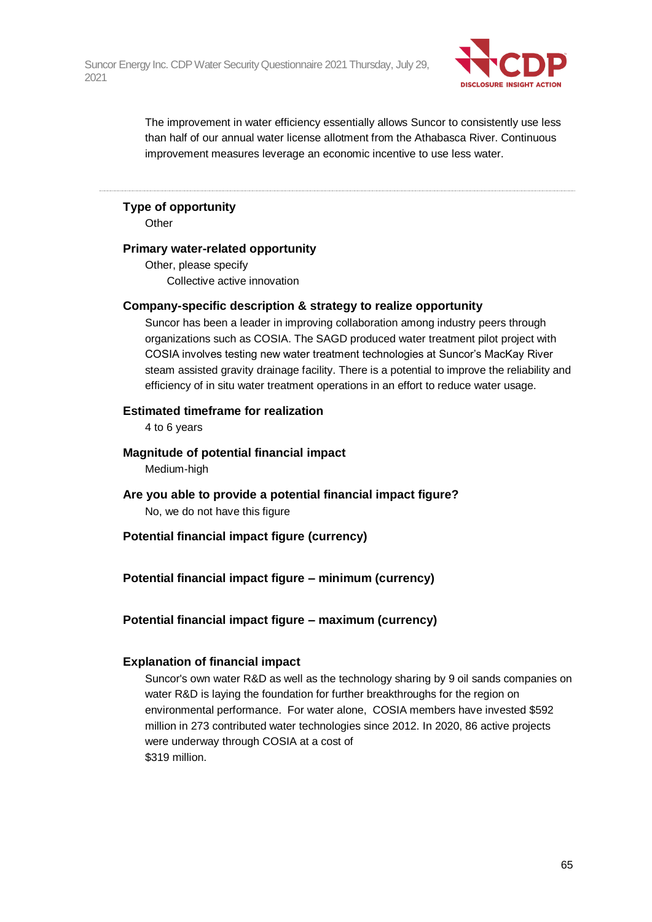The improvement in water efficiency essentially allows Suncor to consistently use less than half of our annual water license allotment from the Athabasca River. Continuous improvement measures leverage an economic incentive to use less water.

---

**Type of opportunity**

Other

**Primary water-related opportunity**

Other, please specify

Collective active innovation

**Company-specific description & strategy to realize opportunity**

Suncor has been a leader in improving collaboration among industry peers through organizations such as COSIA. The SAGD produced water treatment pilot project with COSIA involves testing new water treatment technologies at Suncor's MacKay River steam assisted gravity drainage facility. There is a potential to improve the reliability and efficiency of in situ water treatment operations in an effort to reduce water usage.

**Estimated timeframe for realization**

4 to 6 years

**Magnitude of potential financial impact**

Medium-high

**Are you able to provide a potential financial impact figure?**

No, we do not have this figure

**Potential financial impact figure (currency)**

**Potential financial impact figure – minimum (currency)**

**Potential financial impact figure – maximum (currency)**

**Explanation of financial impact**

Suncor's own water R&D as well as the technology sharing by 9 oil sands companies on water R&D is laying the foundation for further breakthroughs for the region on environmental performance. For water alone, COSIA members have invested $592 million in 273 contributed water technologies since 2012. In 2020, 86 active projects were underway through COSIA at a cost of
$319 million.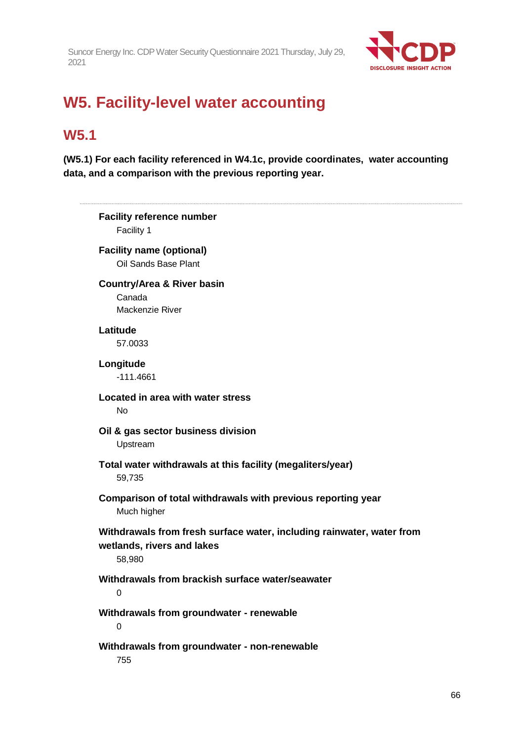# W5. Facility-level water accounting

## W5.1

**(W5.1) For each facility referenced in W4.1c, provide coordinates, water accounting data, and a comparison with the previous reporting year.**

---

**Facility reference number**

Facility 1

**Facility name (optional)**

Oil Sands Base Plant

**Country/Area & River basin**

Canada

Mackenzie River

**Latitude**

57.0033

**Longitude**

-111.4661

**Located in area with water stress**

No

**Oil & gas sector business division**

Upstream

**Total water withdrawals at this facility (megaliters/year)**

59,735

**Comparison of total withdrawals with previous reporting year**

Much higher

**Withdrawals from fresh surface water, including rainwater, water from wetlands, rivers and lakes**

58,980

**Withdrawals from brackish surface water/seawater**

0

**Withdrawals from groundwater - renewable**

0

**Withdrawals from groundwater - non-renewable**

755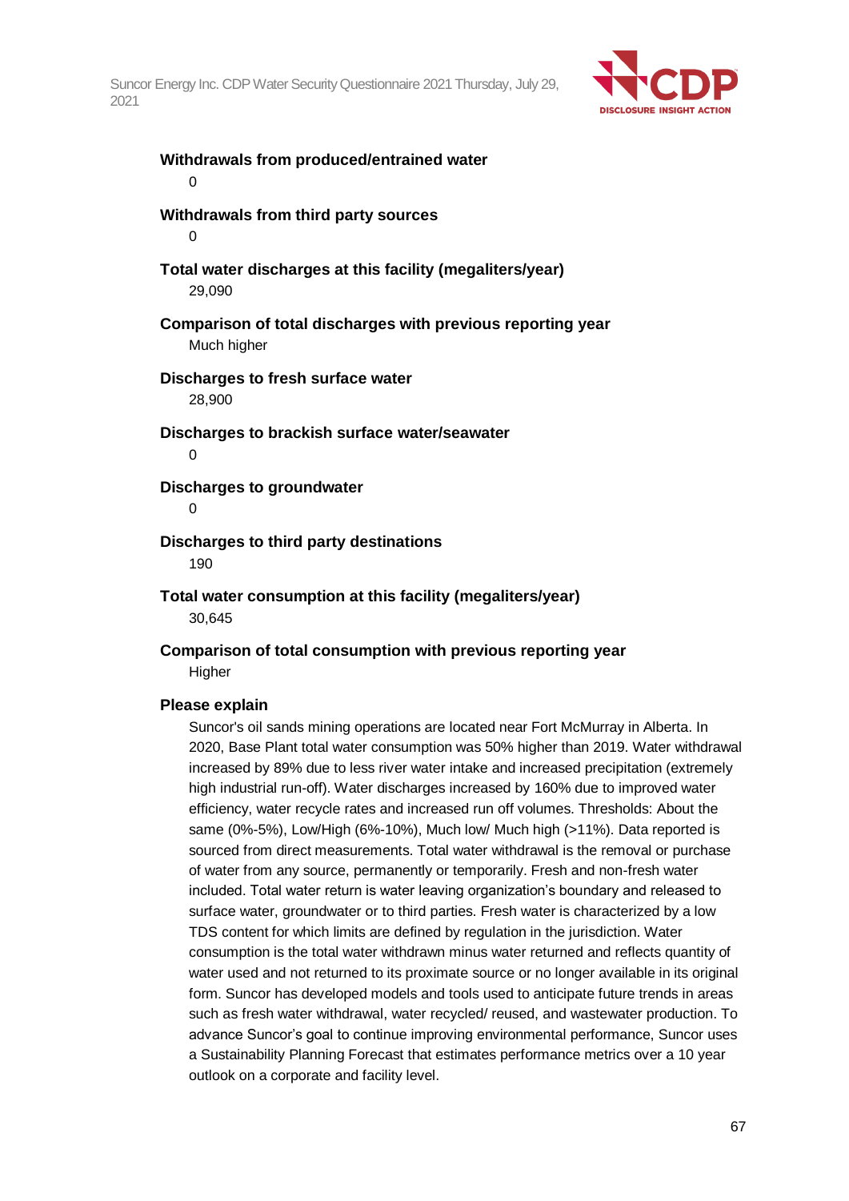**Withdrawals from produced/entrained water**

0

**Withdrawals from third party sources**

0

**Total water discharges at this facility (megaliters/year)**

29,090

**Comparison of total discharges with previous reporting year**

Much higher

**Discharges to fresh surface water**

28,900

**Discharges to brackish surface water/seawater**

0

**Discharges to groundwater**

0

**Discharges to third party destinations**

190

**Total water consumption at this facility (megaliters/year)**

30,645

**Comparison of total consumption with previous reporting year**

Higher

**Please explain**

Suncor's oil sands mining operations are located near Fort McMurray in Alberta. In 2020, Base Plant total water consumption was 50% higher than 2019. Water withdrawal increased by 89% due to less river water intake and increased precipitation (extremely high industrial run-off). Water discharges increased by 160% due to improved water efficiency, water recycle rates and increased run off volumes. Thresholds: About the same (0%-5%), Low/High (6%-10%), Much low/ Much high (>11%). Data reported is sourced from direct measurements. Total water withdrawal is the removal or purchase of water from any source, permanently or temporarily. Fresh and non-fresh water included. Total water return is water leaving organization's boundary and released to surface water, groundwater or to third parties. Fresh water is characterized by a low TDS content for which limits are defined by regulation in the jurisdiction. Water consumption is the total water withdrawn minus water returned and reflects quantity of water used and not returned to its proximate source or no longer available in its original form. Suncor has developed models and tools used to anticipate future trends in areas such as fresh water withdrawal, water recycled/ reused, and wastewater production. To advance Suncor's goal to continue improving environmental performance, Suncor uses a Sustainability Planning Forecast that estimates performance metrics over a 10 year outlook on a corporate and facility level.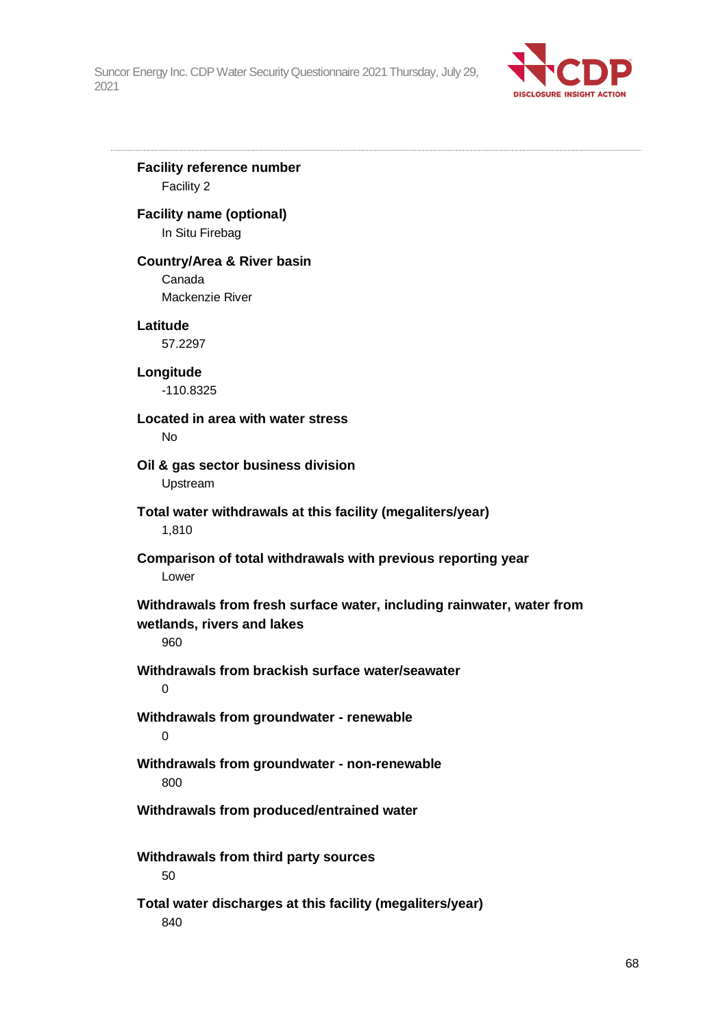**Facility reference number**

Facility 2

**Facility name (optional)**

In Situ Firebag

**Country/Area & River basin**

Canada

Mackenzie River

**Latitude**

57.2297

**Longitude**

-110.8325

**Located in area with water stress**

No

**Oil & gas sector business division**

Upstream

**Total water withdrawals at this facility (megaliters/year)**

1,810

**Comparison of total withdrawals with previous reporting year**

Lower

**Withdrawals from fresh surface water, including rainwater, water from wetlands, rivers and lakes**

960

**Withdrawals from brackish surface water/seawater**

0

**Withdrawals from groundwater - renewable**

0

**Withdrawals from groundwater - non-renewable**

800

**Withdrawals from produced/entrained water**

**Withdrawals from third party sources**

50

**Total water discharges at this facility (megaliters/year)**

840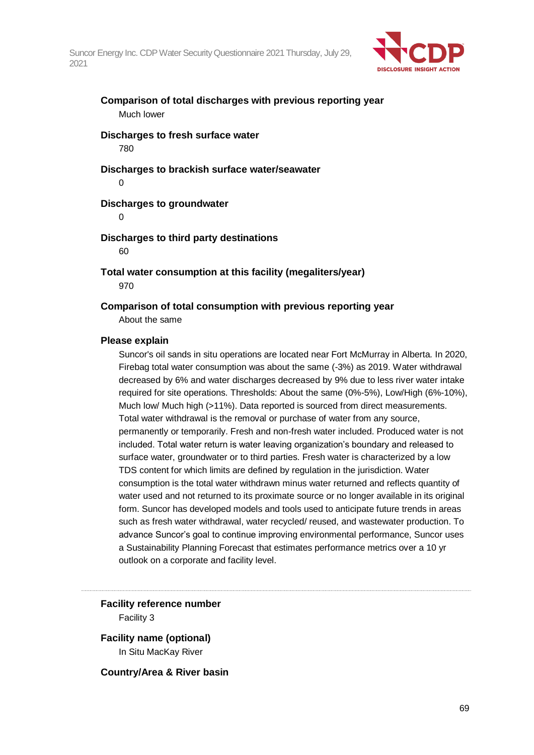**Comparison of total discharges with previous reporting year**

Much lower

**Discharges to fresh surface water**

780

**Discharges to brackish surface water/seawater**

0

**Discharges to groundwater**

0

**Discharges to third party destinations**

60

**Total water consumption at this facility (megaliters/year)**

970

**Comparison of total consumption with previous reporting year**

About the same

**Please explain**

Suncor's oil sands in situ operations are located near Fort McMurray in Alberta. In 2020, Firebag total water consumption was about the same (-3%) as 2019. Water withdrawal decreased by 6% and water discharges decreased by 9% due to less river water intake required for site operations. Thresholds: About the same (0%-5%), Low/High (6%-10%), Much low/ Much high (>11%). Data reported is sourced from direct measurements. Total water withdrawal is the removal or purchase of water from any source, permanently or temporarily. Fresh and non-fresh water included. Produced water is not included. Total water return is water leaving organization's boundary and released to surface water, groundwater or to third parties. Fresh water is characterized by a low TDS content for which limits are defined by regulation in the jurisdiction. Water consumption is the total water withdrawn minus water returned and reflects quantity of water used and not returned to its proximate source or no longer available in its original form. Suncor has developed models and tools used to anticipate future trends in areas such as fresh water withdrawal, water recycled/ reused, and wastewater production. To advance Suncor's goal to continue improving environmental performance, Suncor uses a Sustainability Planning Forecast that estimates performance metrics over a 10 yr outlook on a corporate and facility level.

---

**Facility reference number**

Facility 3

**Facility name (optional)**

In Situ MacKay River

**Country/Area & River basin**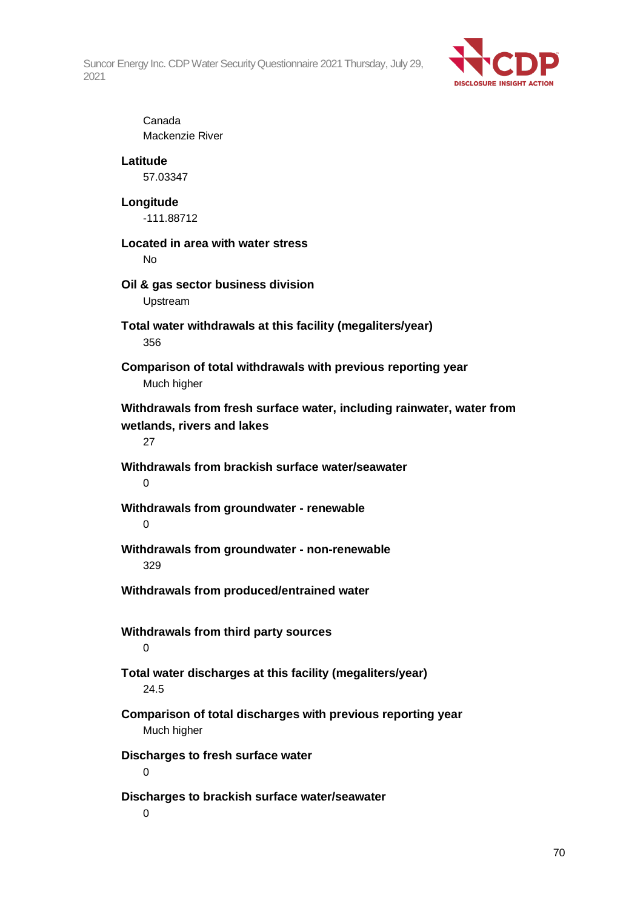Canada
Mackenzie River

**Latitude**
57.03347

**Longitude**
-111.88712

**Located in area with water stress**
No

**Oil & gas sector business division**
Upstream

**Total water withdrawals at this facility (megaliters/year)**
356

**Comparison of total withdrawals with previous reporting year**
Much higher

**Withdrawals from fresh surface water, including rainwater, water from wetlands, rivers and lakes**
27

**Withdrawals from brackish surface water/seawater**
0

**Withdrawals from groundwater - renewable**
0

**Withdrawals from groundwater - non-renewable**
329

**Withdrawals from produced/entrained water**

**Withdrawals from third party sources**
0

**Total water discharges at this facility (megaliters/year)**
24.5

**Comparison of total discharges with previous reporting year**
Much higher

**Discharges to fresh surface water**
0

**Discharges to brackish surface water/seawater**
0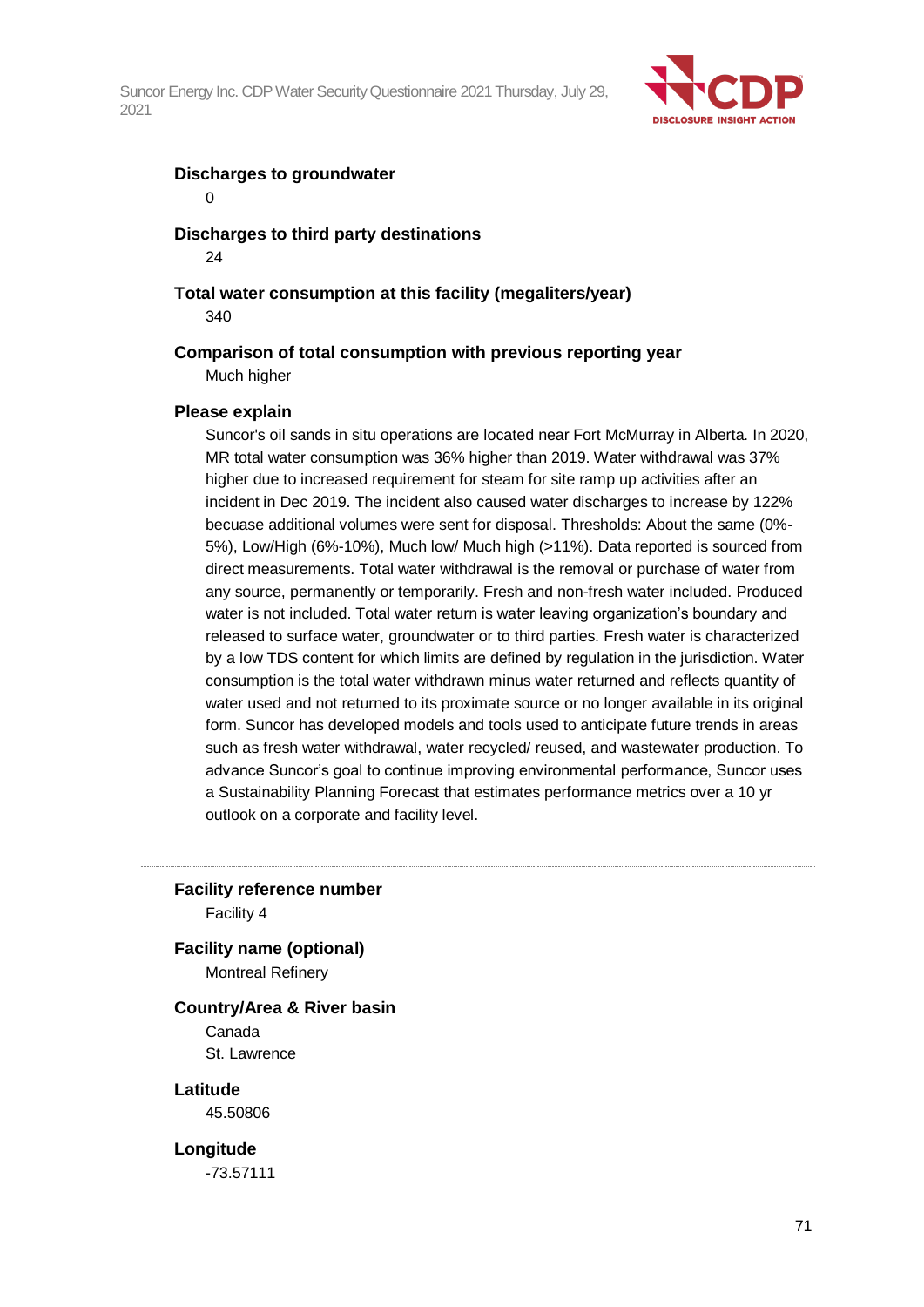**Discharges to groundwater**

0

**Discharges to third party destinations**

24

**Total water consumption at this facility (megaliters/year)**

340

**Comparison of total consumption with previous reporting year**

Much higher

**Please explain**

Suncor's oil sands in situ operations are located near Fort McMurray in Alberta. In 2020, MR total water consumption was 36% higher than 2019. Water withdrawal was 37% higher due to increased requirement for steam for site ramp up activities after an incident in Dec 2019. The incident also caused water discharges to increase by 122% becuase additional volumes were sent for disposal. Thresholds: About the same (0%-5%), Low/High (6%-10%), Much low/ Much high (>11%). Data reported is sourced from direct measurements. Total water withdrawal is the removal or purchase of water from any source, permanently or temporarily. Fresh and non-fresh water included. Produced water is not included. Total water return is water leaving organization's boundary and released to surface water, groundwater or to third parties. Fresh water is characterized by a low TDS content for which limits are defined by regulation in the jurisdiction. Water consumption is the total water withdrawn minus water returned and reflects quantity of water used and not returned to its proximate source or no longer available in its original form. Suncor has developed models and tools used to anticipate future trends in areas such as fresh water withdrawal, water recycled/ reused, and wastewater production. To advance Suncor's goal to continue improving environmental performance, Suncor uses a Sustainability Planning Forecast that estimates performance metrics over a 10 yr outlook on a corporate and facility level.

---

**Facility reference number**

Facility 4

**Facility name (optional)**

Montreal Refinery

**Country/Area & River basin**

Canada

St. Lawrence

**Latitude**

45.50806

**Longitude**

-73.57111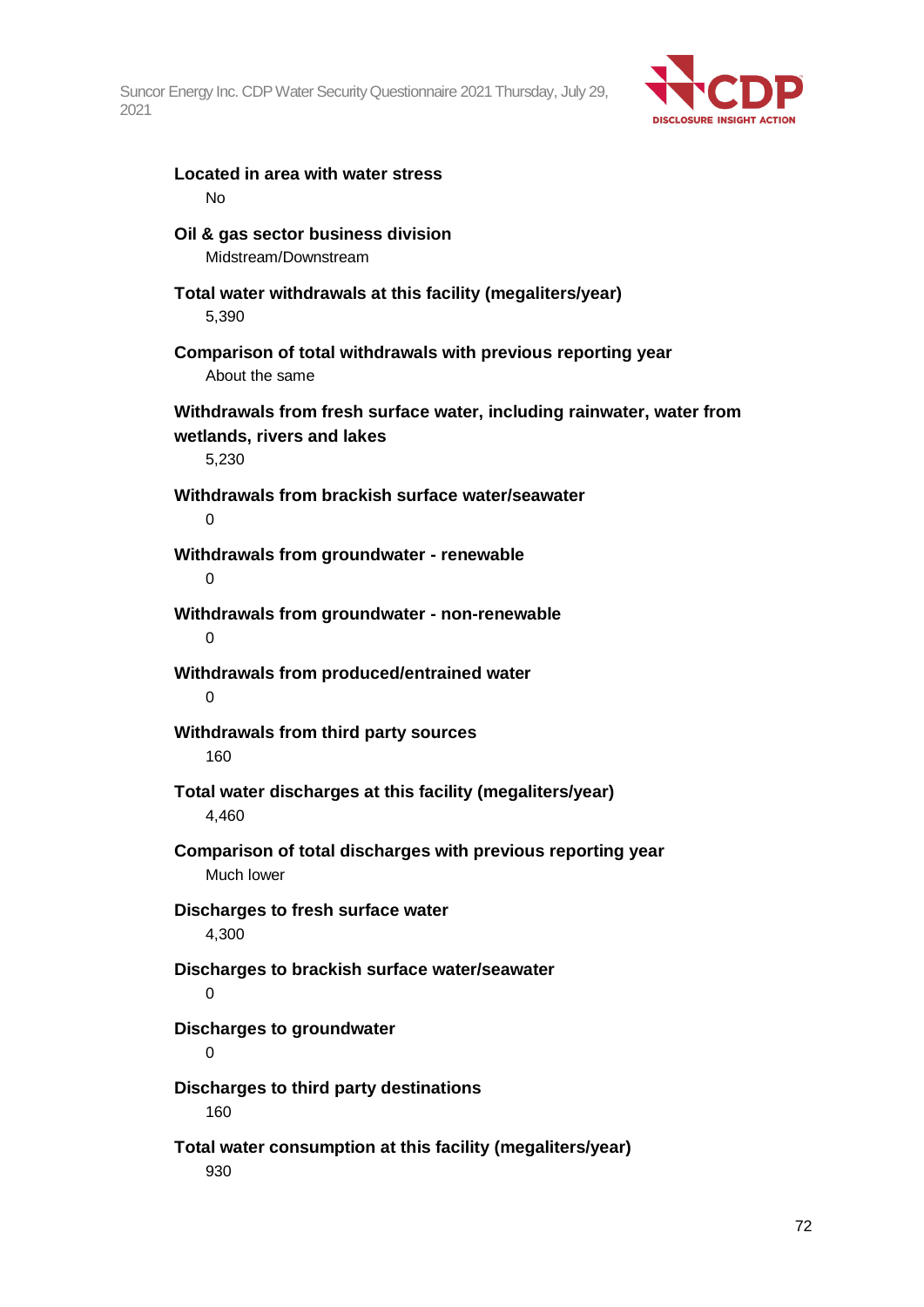**Located in area with water stress**

No

**Oil & gas sector business division**

Midstream/Downstream

**Total water withdrawals at this facility (megaliters/year)**

5,390

**Comparison of total withdrawals with previous reporting year**

About the same

**Withdrawals from fresh surface water, including rainwater, water from wetlands, rivers and lakes**

5,230

**Withdrawals from brackish surface water/seawater**

0

**Withdrawals from groundwater - renewable**

0

**Withdrawals from groundwater - non-renewable**

0

**Withdrawals from produced/entrained water**

0

**Withdrawals from third party sources**

160

**Total water discharges at this facility (megaliters/year)**

4,460

**Comparison of total discharges with previous reporting year**

Much lower

**Discharges to fresh surface water**

4,300

**Discharges to brackish surface water/seawater**

0

**Discharges to groundwater**

0

**Discharges to third party destinations**

160

**Total water consumption at this facility (megaliters/year)**

930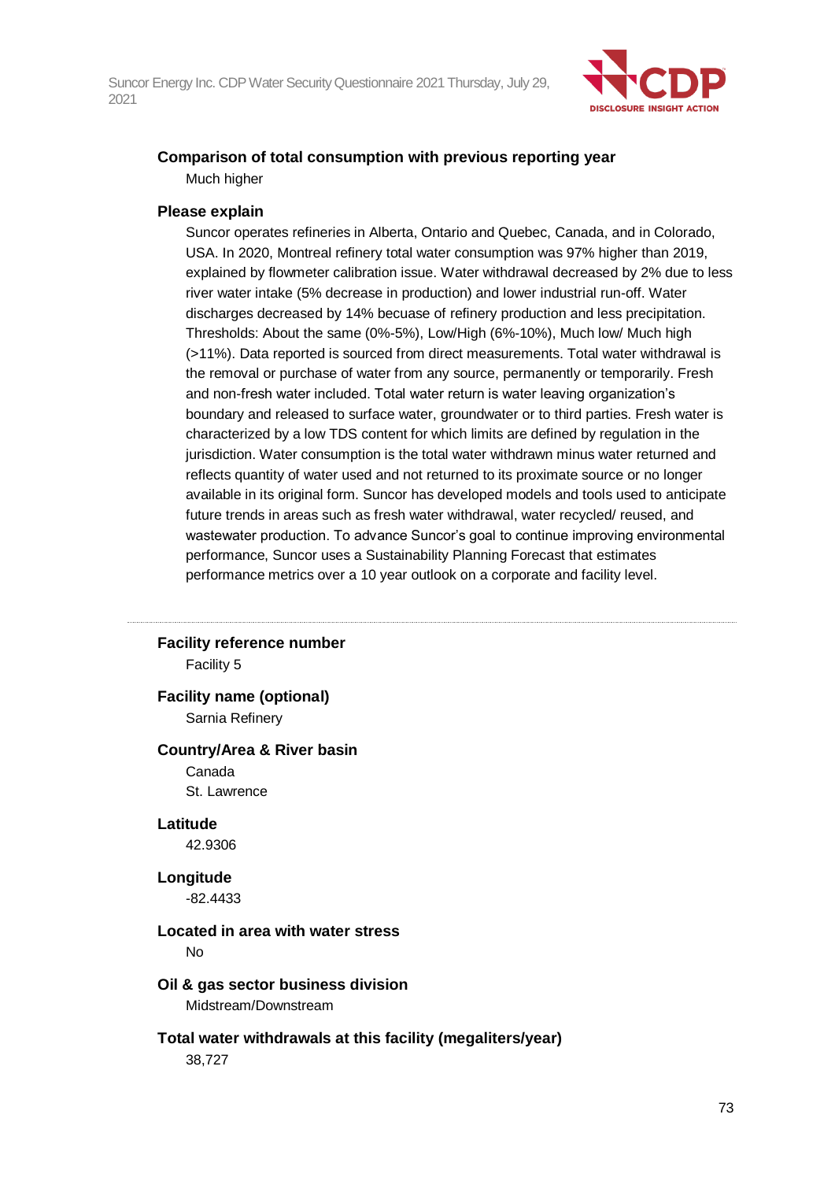**Comparison of total consumption with previous reporting year**

Much higher

**Please explain**

Suncor operates refineries in Alberta, Ontario and Quebec, Canada, and in Colorado, USA. In 2020, Montreal refinery total water consumption was 97% higher than 2019, explained by flowmeter calibration issue. Water withdrawal decreased by 2% due to less river water intake (5% decrease in production) and lower industrial run-off. Water discharges decreased by 14% becuase of refinery production and less precipitation. Thresholds: About the same (0%-5%), Low/High (6%-10%), Much low/ Much high (>11%). Data reported is sourced from direct measurements. Total water withdrawal is the removal or purchase of water from any source, permanently or temporarily. Fresh and non-fresh water included. Total water return is water leaving organization's boundary and released to surface water, groundwater or to third parties. Fresh water is characterized by a low TDS content for which limits are defined by regulation in the jurisdiction. Water consumption is the total water withdrawn minus water returned and reflects quantity of water used and not returned to its proximate source or no longer available in its original form. Suncor has developed models and tools used to anticipate future trends in areas such as fresh water withdrawal, water recycled/ reused, and wastewater production. To advance Suncor's goal to continue improving environmental performance, Suncor uses a Sustainability Planning Forecast that estimates performance metrics over a 10 year outlook on a corporate and facility level.

---

**Facility reference number**

Facility 5

**Facility name (optional)**

Sarnia Refinery

**Country/Area & River basin**

Canada

St. Lawrence

**Latitude**

42.9306

**Longitude**

-82.4433

**Located in area with water stress**

No

**Oil & gas sector business division**

Midstream/Downstream

**Total water withdrawals at this facility (megaliters/year)**

38,727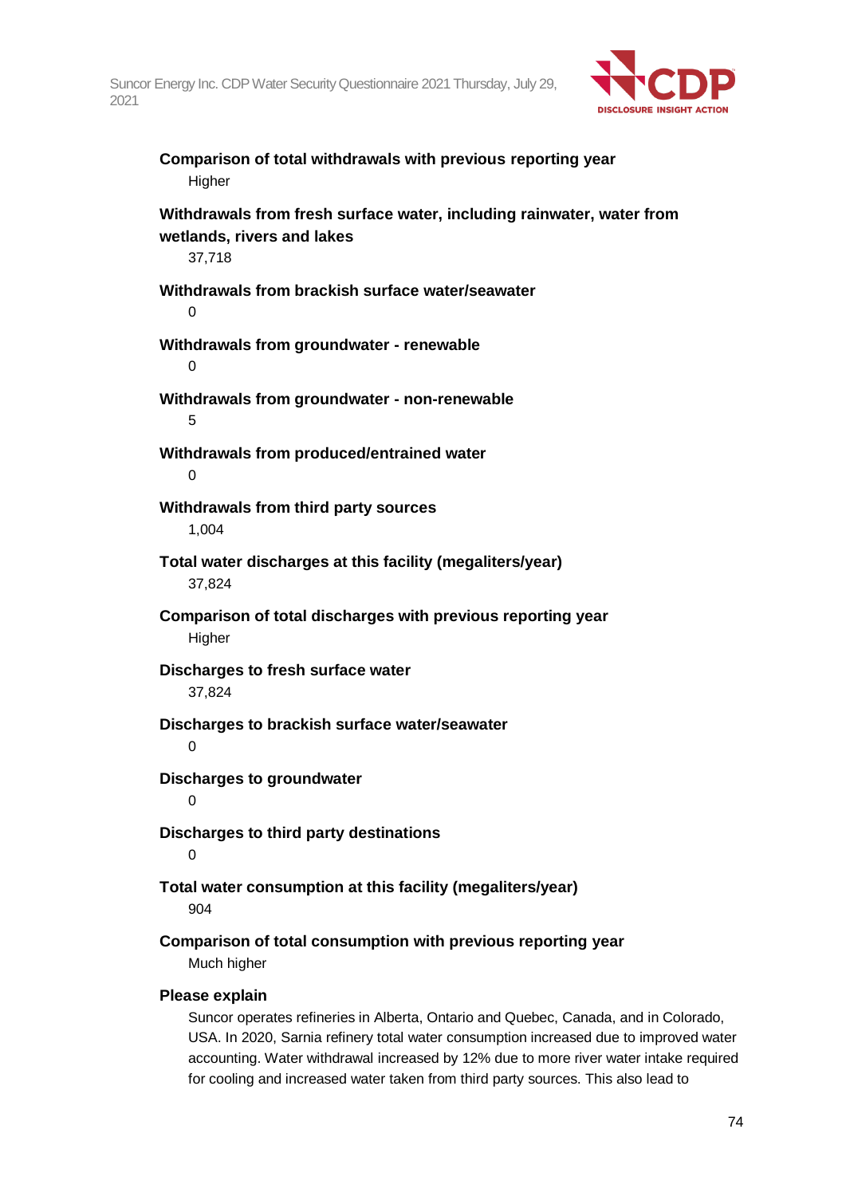**Comparison of total withdrawals with previous reporting year**

Higher

**Withdrawals from fresh surface water, including rainwater, water from wetlands, rivers and lakes**

37,718

**Withdrawals from brackish surface water/seawater**

0

**Withdrawals from groundwater - renewable**

0

**Withdrawals from groundwater - non-renewable**

5

**Withdrawals from produced/entrained water**

0

**Withdrawals from third party sources**

1,004

**Total water discharges at this facility (megaliters/year)**

37,824

**Comparison of total discharges with previous reporting year**

Higher

**Discharges to fresh surface water**

37,824

**Discharges to brackish surface water/seawater**

0

**Discharges to groundwater**

0

**Discharges to third party destinations**

0

**Total water consumption at this facility (megaliters/year)**

904

**Comparison of total consumption with previous reporting year**

Much higher

**Please explain**

Suncor operates refineries in Alberta, Ontario and Quebec, Canada, and in Colorado, USA. In 2020, Sarnia refinery total water consumption increased due to improved water accounting. Water withdrawal increased by 12% due to more river water intake required for cooling and increased water taken from third party sources. This also lead to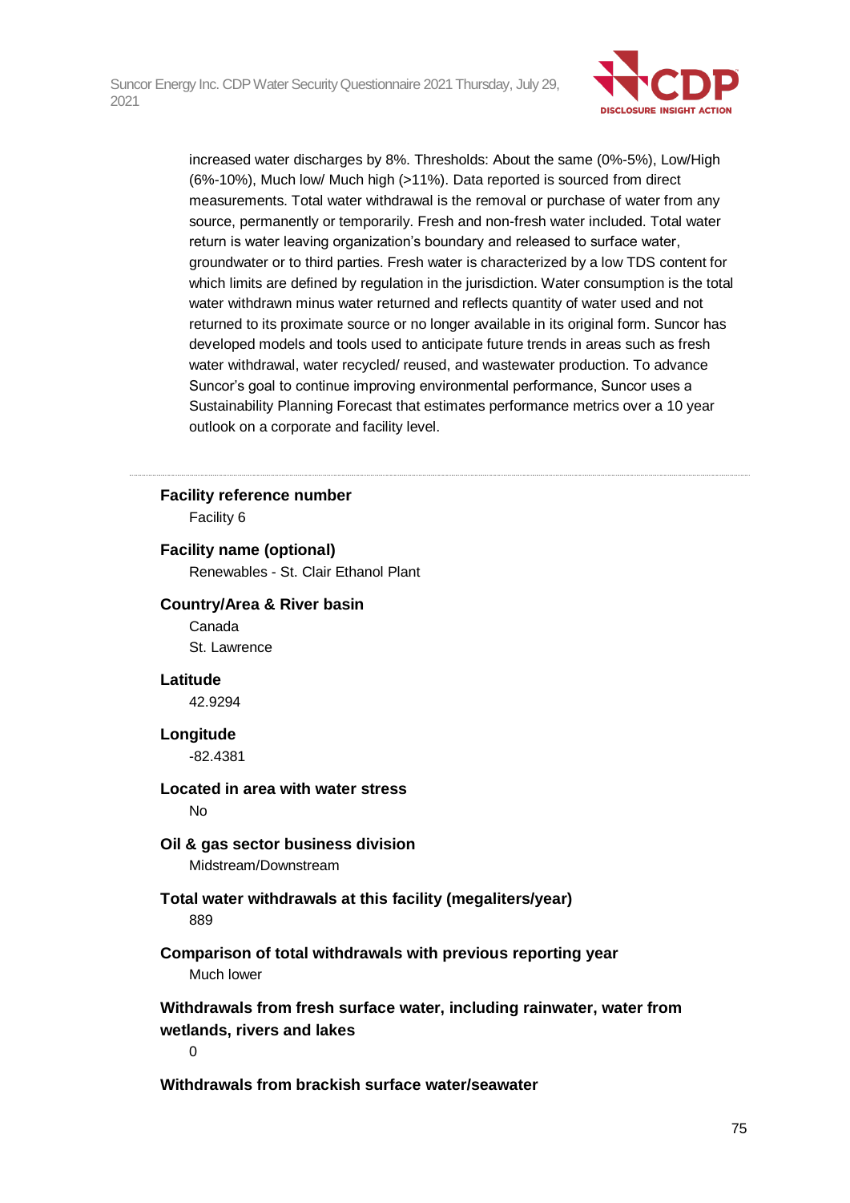increased water discharges by 8%. Thresholds: About the same (0%-5%), Low/High (6%-10%), Much low/ Much high (>11%). Data reported is sourced from direct measurements. Total water withdrawal is the removal or purchase of water from any source, permanently or temporarily. Fresh and non-fresh water included. Total water return is water leaving organization's boundary and released to surface water, groundwater or to third parties. Fresh water is characterized by a low TDS content for which limits are defined by regulation in the jurisdiction. Water consumption is the total water withdrawn minus water returned and reflects quantity of water used and not returned to its proximate source or no longer available in its original form. Suncor has developed models and tools used to anticipate future trends in areas such as fresh water withdrawal, water recycled/ reused, and wastewater production. To advance Suncor's goal to continue improving environmental performance, Suncor uses a Sustainability Planning Forecast that estimates performance metrics over a 10 year outlook on a corporate and facility level.

---

**Facility reference number**

Facility 6

**Facility name (optional)**

Renewables - St. Clair Ethanol Plant

**Country/Area & River basin**

Canada

St. Lawrence

**Latitude**

42.9294

**Longitude**

-82.4381

**Located in area with water stress**

No

**Oil & gas sector business division**

Midstream/Downstream

**Total water withdrawals at this facility (megaliters/year)**

889

**Comparison of total withdrawals with previous reporting year**

Much lower

**Withdrawals from fresh surface water, including rainwater, water from wetlands, rivers and lakes**

0

**Withdrawals from brackish surface water/seawater**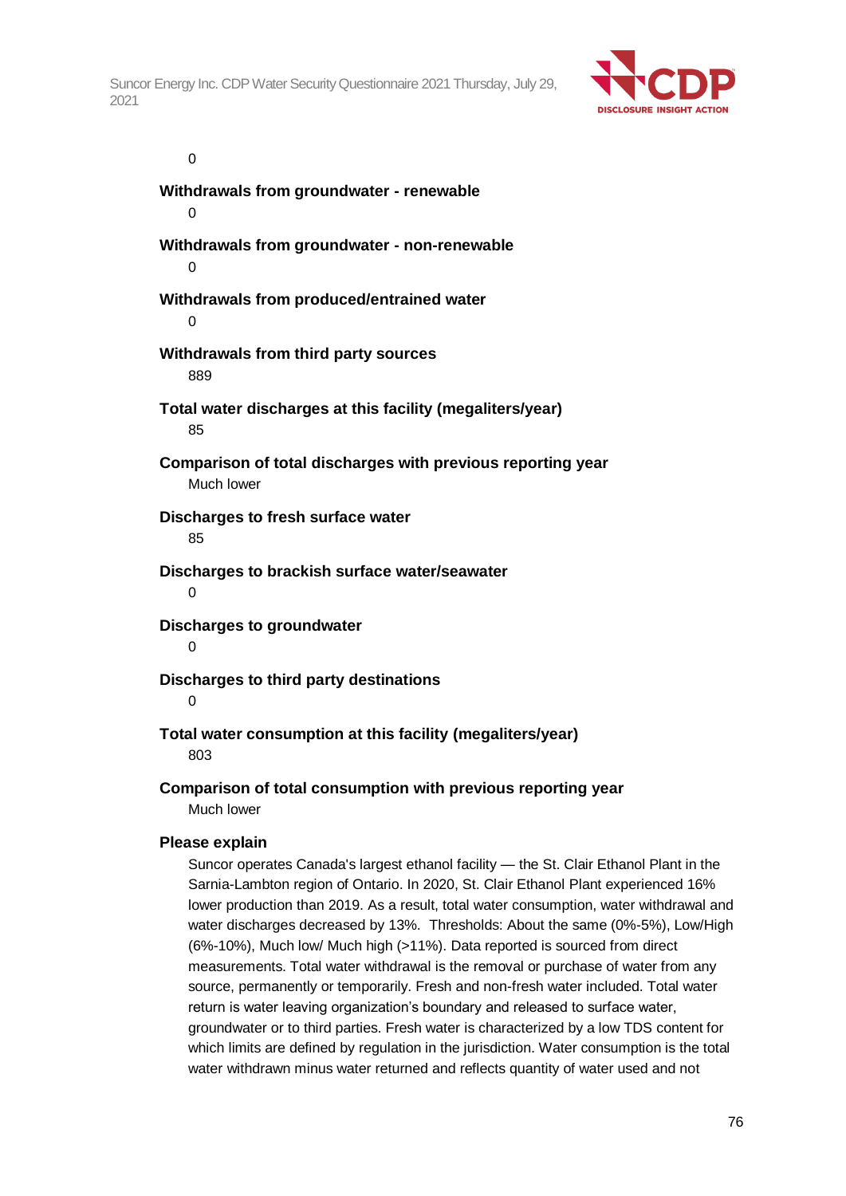0

**Withdrawals from groundwater - renewable**

0

**Withdrawals from groundwater - non-renewable**

0

**Withdrawals from produced/entrained water**

0

**Withdrawals from third party sources**

889

**Total water discharges at this facility (megaliters/year)**

85

**Comparison of total discharges with previous reporting year**

Much lower

**Discharges to fresh surface water**

85

**Discharges to brackish surface water/seawater**

0

**Discharges to groundwater**

0

**Discharges to third party destinations**

0

**Total water consumption at this facility (megaliters/year)**

803

**Comparison of total consumption with previous reporting year**

Much lower

**Please explain**

Suncor operates Canada's largest ethanol facility — the St. Clair Ethanol Plant in the Sarnia-Lambton region of Ontario. In 2020, St. Clair Ethanol Plant experienced 16% lower production than 2019. As a result, total water consumption, water withdrawal and water discharges decreased by 13%. Thresholds: About the same (0%-5%), Low/High (6%-10%), Much low/ Much high (>11%). Data reported is sourced from direct measurements. Total water withdrawal is the removal or purchase of water from any source, permanently or temporarily. Fresh and non-fresh water included. Total water return is water leaving organization's boundary and released to surface water, groundwater or to third parties. Fresh water is characterized by a low TDS content for which limits are defined by regulation in the jurisdiction. Water consumption is the total water withdrawn minus water returned and reflects quantity of water used and not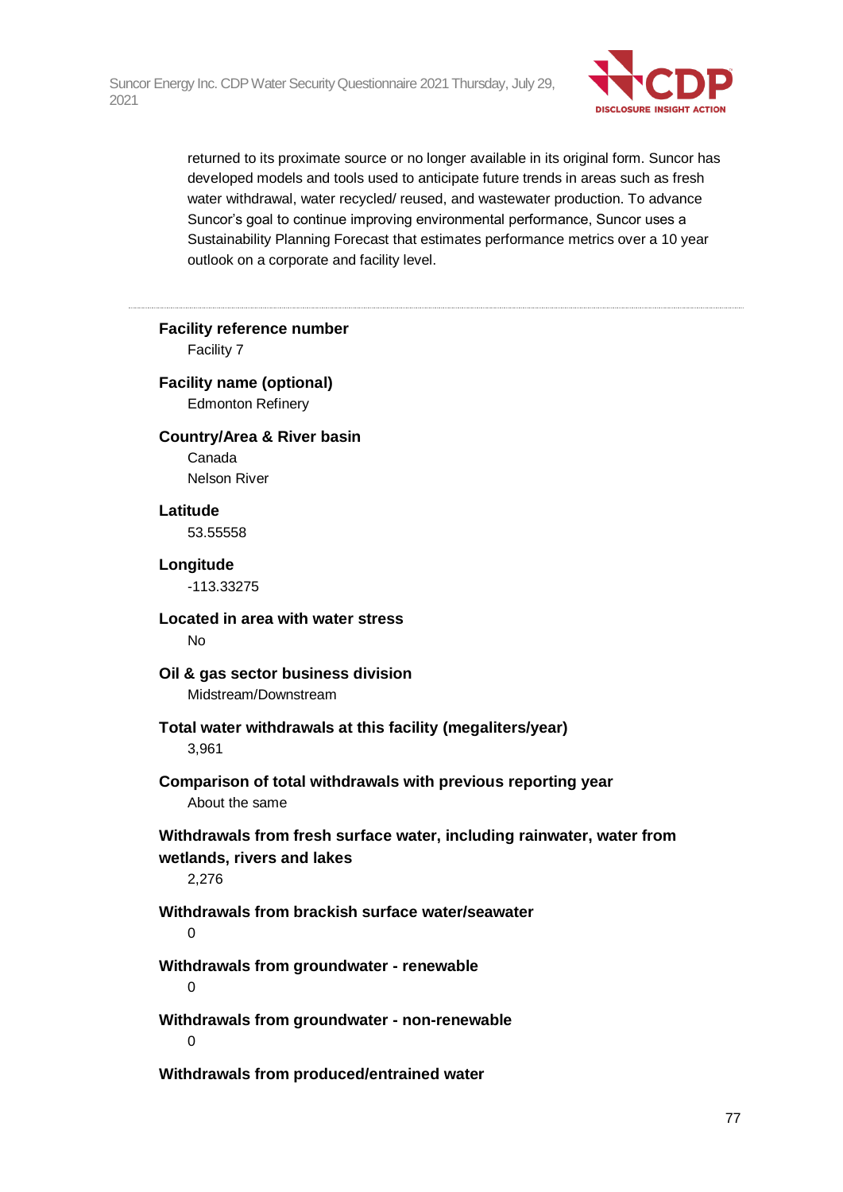returned to its proximate source or no longer available in its original form. Suncor has developed models and tools used to anticipate future trends in areas such as fresh water withdrawal, water recycled/ reused, and wastewater production. To advance Suncor's goal to continue improving environmental performance, Suncor uses a Sustainability Planning Forecast that estimates performance metrics over a 10 year outlook on a corporate and facility level.

---

**Facility reference number**

Facility 7

**Facility name (optional)**

Edmonton Refinery

**Country/Area & River basin**

Canada

Nelson River

**Latitude**

53.55558

**Longitude**

-113.33275

**Located in area with water stress**

No

**Oil & gas sector business division**

Midstream/Downstream

**Total water withdrawals at this facility (megaliters/year)**

3,961

**Comparison of total withdrawals with previous reporting year**

About the same

**Withdrawals from fresh surface water, including rainwater, water from wetlands, rivers and lakes**

2,276

**Withdrawals from brackish surface water/seawater**

0

**Withdrawals from groundwater - renewable**

0

**Withdrawals from groundwater - non-renewable**

0

**Withdrawals from produced/entrained water**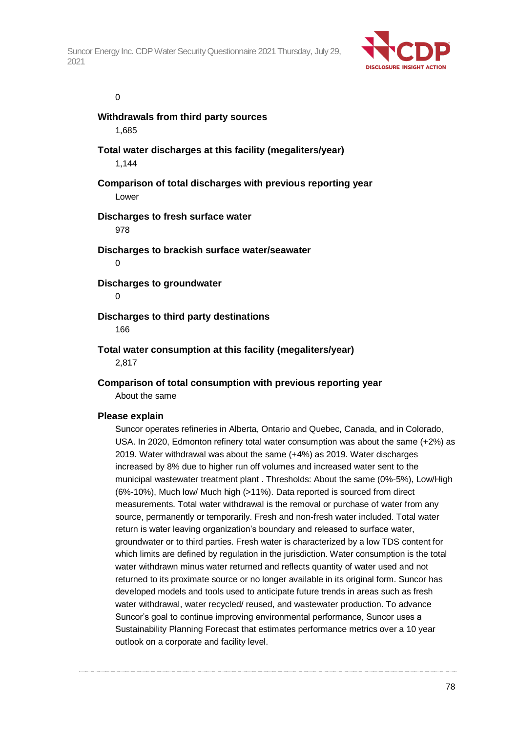0

**Withdrawals from third party sources**

1,685

**Total water discharges at this facility (megaliters/year)**

1,144

**Comparison of total discharges with previous reporting year**

Lower

**Discharges to fresh surface water**

978

**Discharges to brackish surface water/seawater**

0

**Discharges to groundwater**

0

**Discharges to third party destinations**

166

**Total water consumption at this facility (megaliters/year)**

2,817

**Comparison of total consumption with previous reporting year**

About the same

**Please explain**

Suncor operates refineries in Alberta, Ontario and Quebec, Canada, and in Colorado, USA. In 2020, Edmonton refinery total water consumption was about the same (+2%) as 2019. Water withdrawal was about the same (+4%) as 2019. Water discharges increased by 8% due to higher run off volumes and increased water sent to the municipal wastewater treatment plant . Thresholds: About the same (0%-5%), Low/High (6%-10%), Much low/ Much high (>11%). Data reported is sourced from direct measurements. Total water withdrawal is the removal or purchase of water from any source, permanently or temporarily. Fresh and non-fresh water included. Total water return is water leaving organization's boundary and released to surface water, groundwater or to third parties. Fresh water is characterized by a low TDS content for which limits are defined by regulation in the jurisdiction. Water consumption is the total water withdrawn minus water returned and reflects quantity of water used and not returned to its proximate source or no longer available in its original form. Suncor has developed models and tools used to anticipate future trends in areas such as fresh water withdrawal, water recycled/ reused, and wastewater production. To advance Suncor's goal to continue improving environmental performance, Suncor uses a Sustainability Planning Forecast that estimates performance metrics over a 10 year outlook on a corporate and facility level.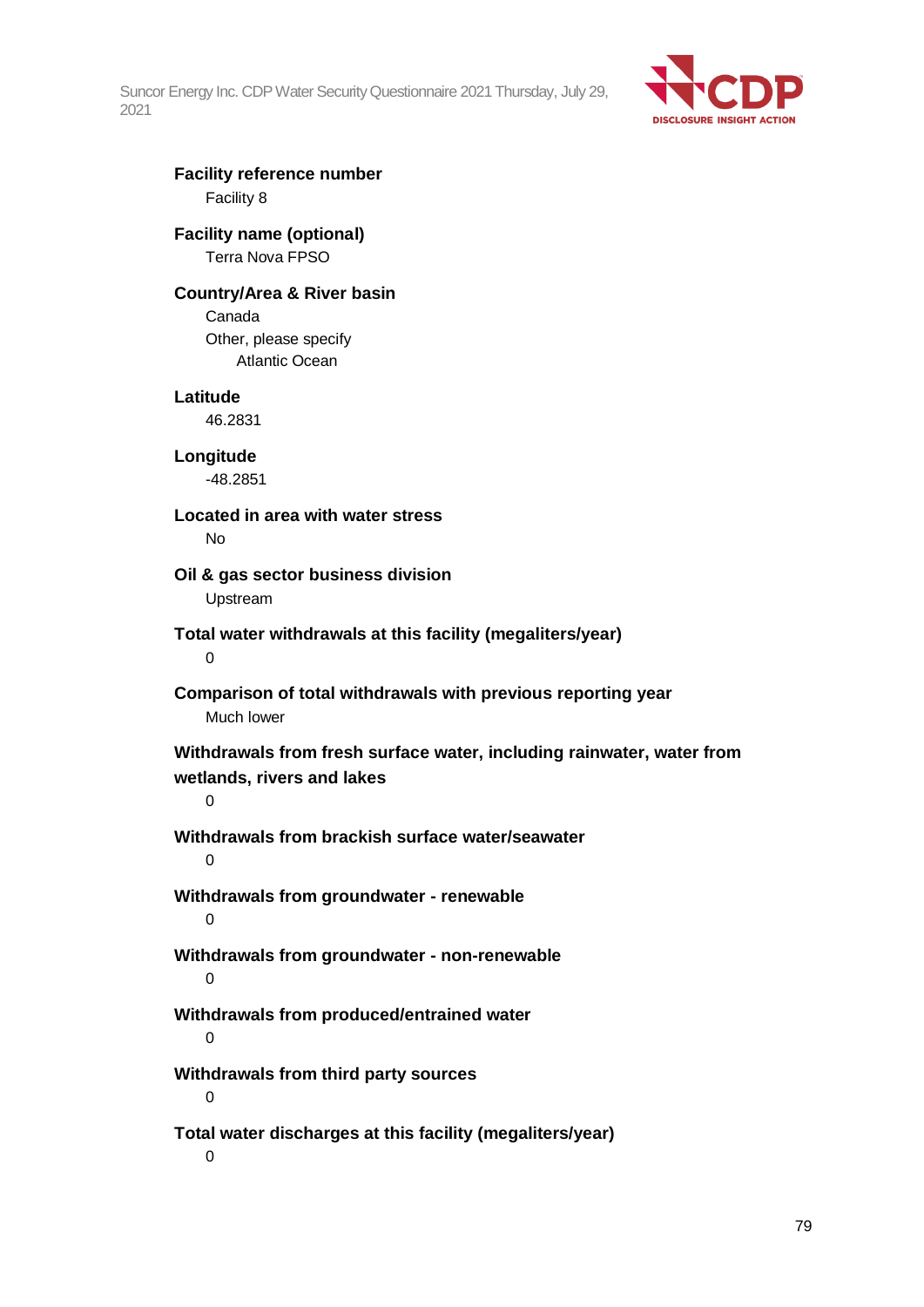**Facility reference number**

Facility 8

**Facility name (optional)**

Terra Nova FPSO

**Country/Area & River basin**

Canada

Other, please specify

Atlantic Ocean

**Latitude**

46.2831

**Longitude**

-48.2851

**Located in area with water stress**

No

**Oil & gas sector business division**

Upstream

**Total water withdrawals at this facility (megaliters/year)**

0

**Comparison of total withdrawals with previous reporting year**

Much lower

**Withdrawals from fresh surface water, including rainwater, water from wetlands, rivers and lakes**

0

**Withdrawals from brackish surface water/seawater**

0

**Withdrawals from groundwater - renewable**

0

**Withdrawals from groundwater - non-renewable**

0

**Withdrawals from produced/entrained water**

0

**Withdrawals from third party sources**

0

**Total water discharges at this facility (megaliters/year)**

0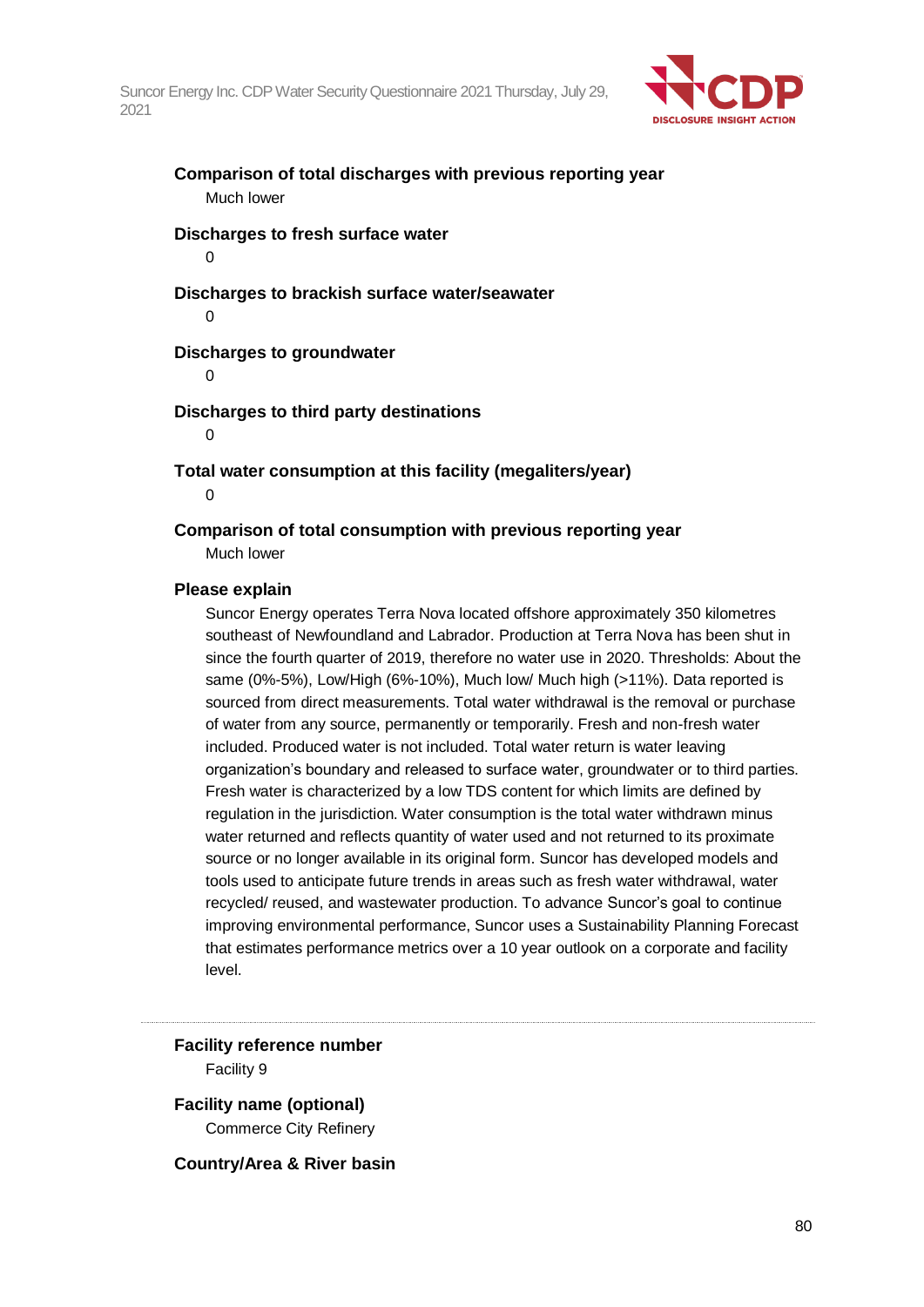**Comparison of total discharges with previous reporting year**

Much lower

**Discharges to fresh surface water**

0

**Discharges to brackish surface water/seawater**

0

**Discharges to groundwater**

0

**Discharges to third party destinations**

0

**Total water consumption at this facility (megaliters/year)**

0

**Comparison of total consumption with previous reporting year**

Much lower

**Please explain**

Suncor Energy operates Terra Nova located offshore approximately 350 kilometres southeast of Newfoundland and Labrador. Production at Terra Nova has been shut in since the fourth quarter of 2019, therefore no water use in 2020. Thresholds: About the same (0%-5%), Low/High (6%-10%), Much low/ Much high (>11%). Data reported is sourced from direct measurements. Total water withdrawal is the removal or purchase of water from any source, permanently or temporarily. Fresh and non-fresh water included. Produced water is not included. Total water return is water leaving organization's boundary and released to surface water, groundwater or to third parties. Fresh water is characterized by a low TDS content for which limits are defined by regulation in the jurisdiction. Water consumption is the total water withdrawn minus water returned and reflects quantity of water used and not returned to its proximate source or no longer available in its original form. Suncor has developed models and tools used to anticipate future trends in areas such as fresh water withdrawal, water recycled/ reused, and wastewater production. To advance Suncor's goal to continue improving environmental performance, Suncor uses a Sustainability Planning Forecast that estimates performance metrics over a 10 year outlook on a corporate and facility level.

---

**Facility reference number**

Facility 9

**Facility name (optional)**

Commerce City Refinery

**Country/Area & River basin**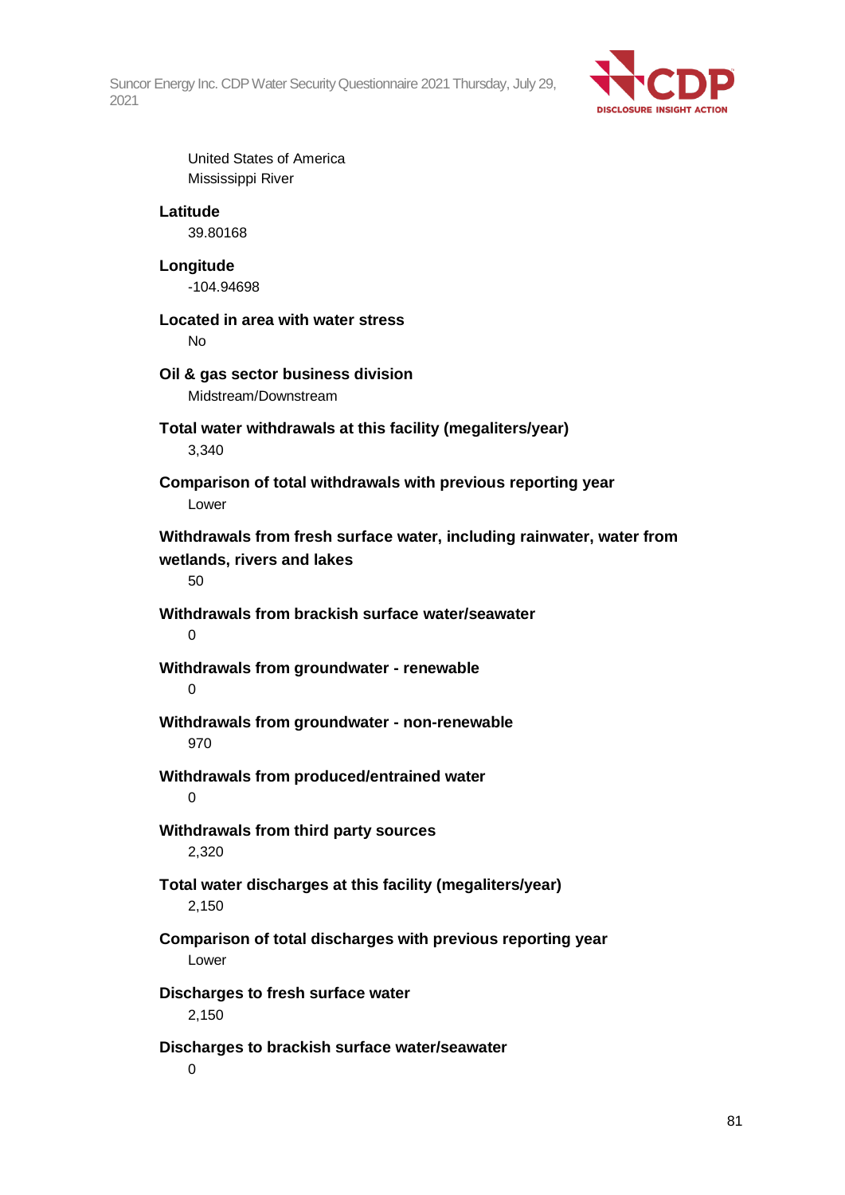United States of America
Mississippi River

**Latitude**
39.80168

**Longitude**
-104.94698

**Located in area with water stress**
No

**Oil & gas sector business division**
Midstream/Downstream

**Total water withdrawals at this facility (megaliters/year)**
3,340

**Comparison of total withdrawals with previous reporting year**
Lower

**Withdrawals from fresh surface water, including rainwater, water from wetlands, rivers and lakes**
50

**Withdrawals from brackish surface water/seawater**
0

**Withdrawals from groundwater - renewable**
0

**Withdrawals from groundwater - non-renewable**
970

**Withdrawals from produced/entrained water**
0

**Withdrawals from third party sources**
2,320

**Total water discharges at this facility (megaliters/year)**
2,150

**Comparison of total discharges with previous reporting year**
Lower

**Discharges to fresh surface water**
2,150

**Discharges to brackish surface water/seawater**
0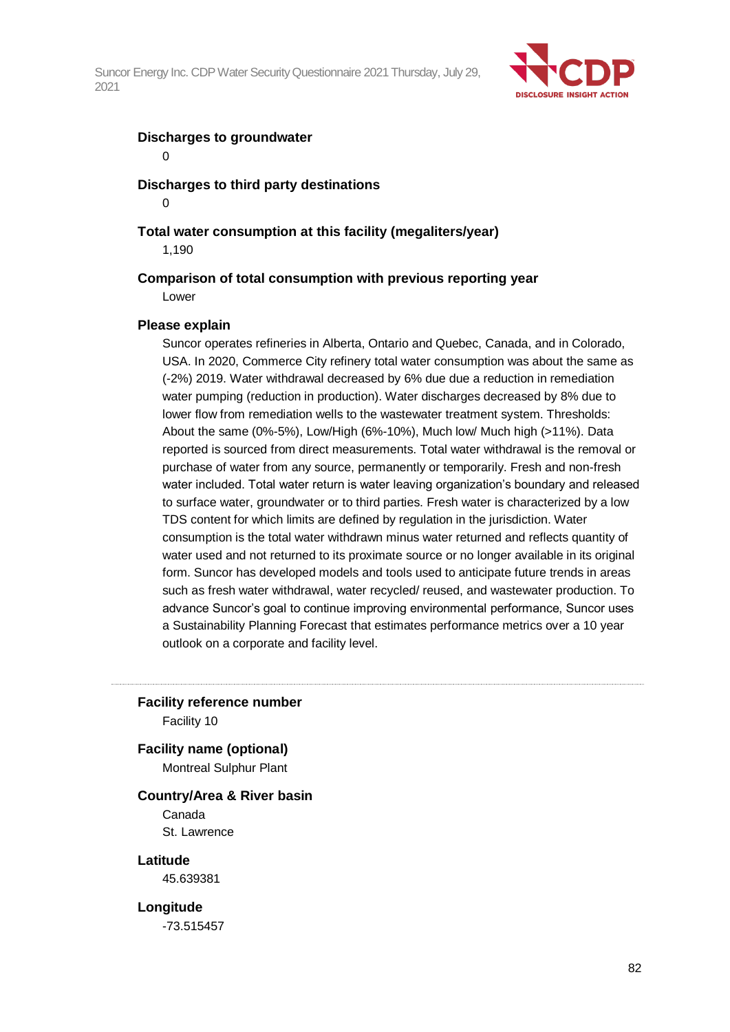**Discharges to groundwater**

0

**Discharges to third party destinations**

0

**Total water consumption at this facility (megaliters/year)**

1,190

**Comparison of total consumption with previous reporting year**

Lower

**Please explain**

Suncor operates refineries in Alberta, Ontario and Quebec, Canada, and in Colorado, USA. In 2020, Commerce City refinery total water consumption was about the same as (-2%) 2019. Water withdrawal decreased by 6% due due a reduction in remediation water pumping (reduction in production). Water discharges decreased by 8% due to lower flow from remediation wells to the wastewater treatment system. Thresholds: About the same (0%-5%), Low/High (6%-10%), Much low/ Much high (>11%). Data reported is sourced from direct measurements. Total water withdrawal is the removal or purchase of water from any source, permanently or temporarily. Fresh and non-fresh water included. Total water return is water leaving organization's boundary and released to surface water, groundwater or to third parties. Fresh water is characterized by a low TDS content for which limits are defined by regulation in the jurisdiction. Water consumption is the total water withdrawn minus water returned and reflects quantity of water used and not returned to its proximate source or no longer available in its original form. Suncor has developed models and tools used to anticipate future trends in areas such as fresh water withdrawal, water recycled/ reused, and wastewater production. To advance Suncor's goal to continue improving environmental performance, Suncor uses a Sustainability Planning Forecast that estimates performance metrics over a 10 year outlook on a corporate and facility level.

---

**Facility reference number**

Facility 10

**Facility name (optional)**

Montreal Sulphur Plant

**Country/Area & River basin**

Canada

St. Lawrence

**Latitude**

45.639381

**Longitude**

-73.515457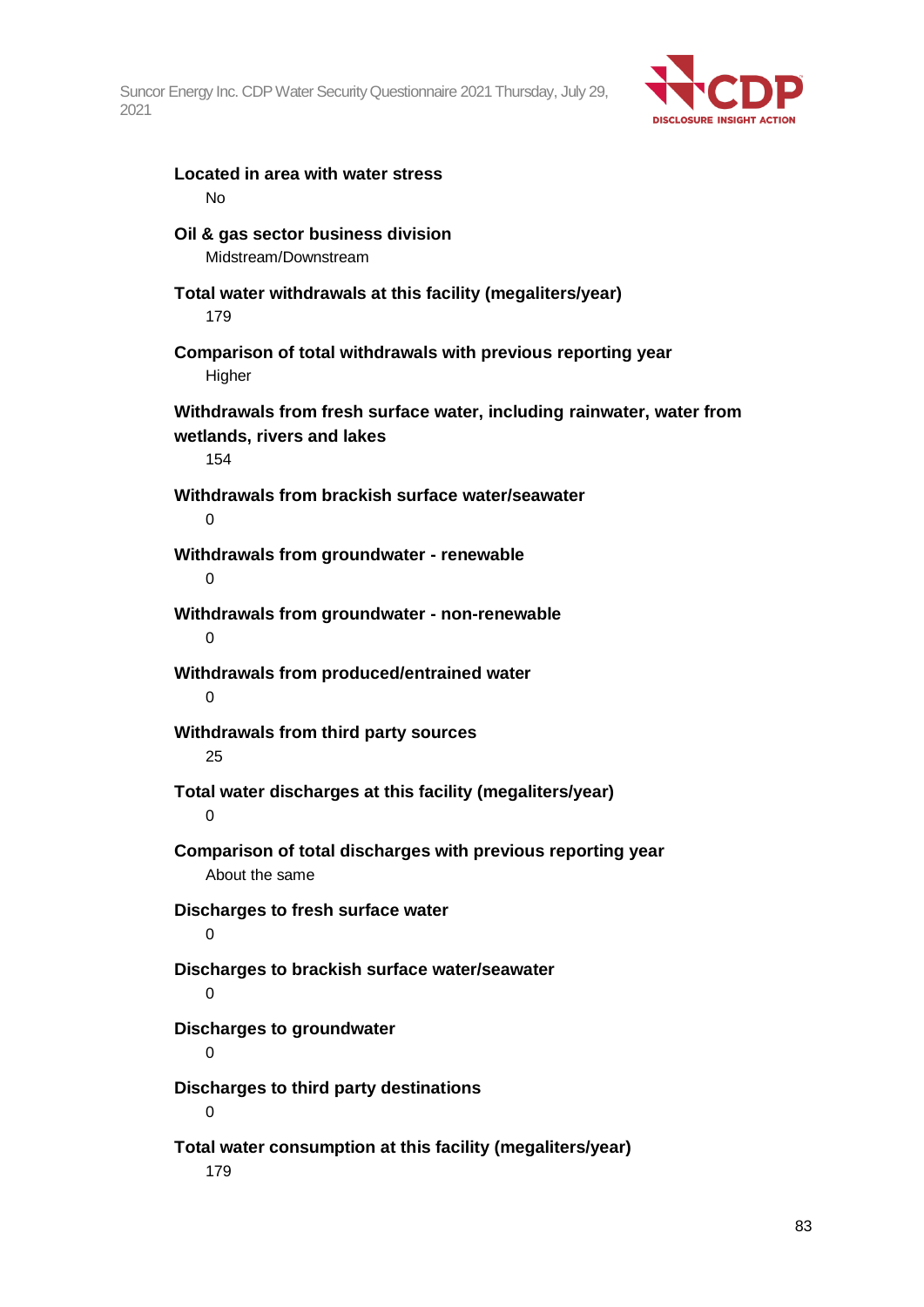**Located in area with water stress**

No

**Oil & gas sector business division**

Midstream/Downstream

**Total water withdrawals at this facility (megaliters/year)**

179

**Comparison of total withdrawals with previous reporting year**

Higher

**Withdrawals from fresh surface water, including rainwater, water from wetlands, rivers and lakes**

154

**Withdrawals from brackish surface water/seawater**

0

**Withdrawals from groundwater - renewable**

0

**Withdrawals from groundwater - non-renewable**

0

**Withdrawals from produced/entrained water**

0

**Withdrawals from third party sources**

25

**Total water discharges at this facility (megaliters/year)**

0

**Comparison of total discharges with previous reporting year**

About the same

**Discharges to fresh surface water**

0

**Discharges to brackish surface water/seawater**

0

**Discharges to groundwater**

0

**Discharges to third party destinations**

0

**Total water consumption at this facility (megaliters/year)**

179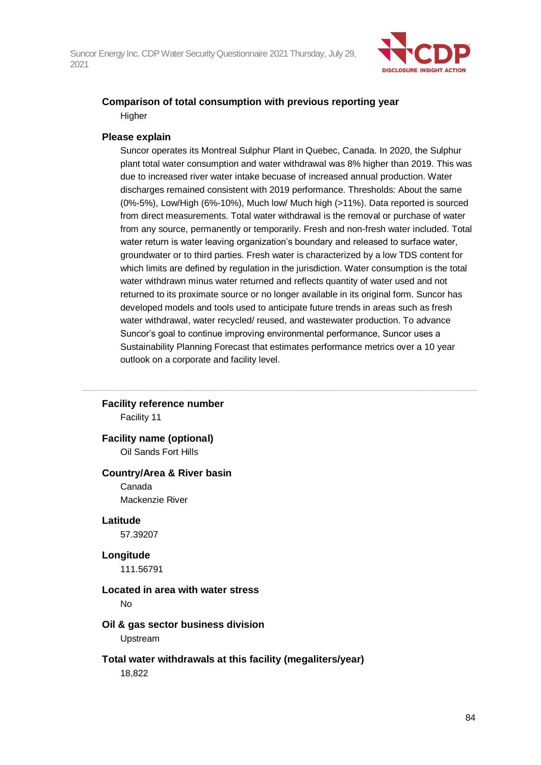#### Comparison of total consumption with previous reporting year

Higher

#### Please explain

Suncor operates its Montreal Sulphur Plant in Quebec, Canada. In 2020, the Sulphur plant total water consumption and water withdrawal was 8% higher than 2019. This was due to increased river water intake becuase of increased annual production. Water discharges remained consistent with 2019 performance. Thresholds: About the same (0%-5%), Low/High (6%-10%), Much low/ Much high (>11%). Data reported is sourced from direct measurements. Total water withdrawal is the removal or purchase of water from any source, permanently or temporarily. Fresh and non-fresh water included. Total water return is water leaving organization's boundary and released to surface water, groundwater or to third parties. Fresh water is characterized by a low TDS content for which limits are defined by regulation in the jurisdiction. Water consumption is the total water withdrawn minus water returned and reflects quantity of water used and not returned to its proximate source or no longer available in its original form. Suncor has developed models and tools used to anticipate future trends in areas such as fresh water withdrawal, water recycled/ reused, and wastewater production. To advance Suncor's goal to continue improving environmental performance, Suncor uses a Sustainability Planning Forecast that estimates performance metrics over a 10 year outlook on a corporate and facility level.

---

#### Facility reference number

Facility 11

#### Facility name (optional)

Oil Sands Fort Hills

#### Country/Area & River basin

Canada

Mackenzie River

#### Latitude

57.39207

#### Longitude

111.56791

#### Located in area with water stress

No

#### Oil & gas sector business division

Upstream

#### Total water withdrawals at this facility (megaliters/year)

18,822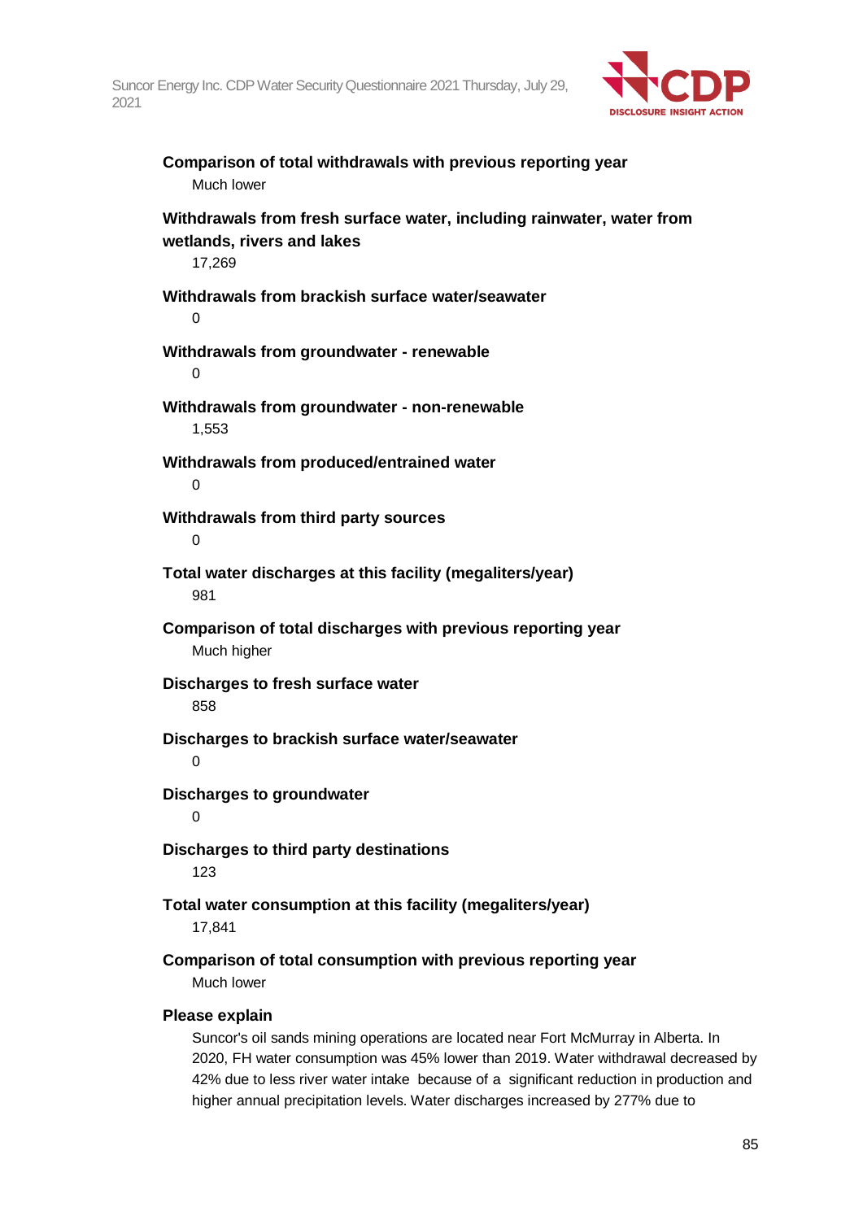**Comparison of total withdrawals with previous reporting year**

Much lower

**Withdrawals from fresh surface water, including rainwater, water from wetlands, rivers and lakes**

17,269

**Withdrawals from brackish surface water/seawater**

0

**Withdrawals from groundwater - renewable**

0

**Withdrawals from groundwater - non-renewable**

1,553

**Withdrawals from produced/entrained water**

0

**Withdrawals from third party sources**

0

**Total water discharges at this facility (megaliters/year)**

981

**Comparison of total discharges with previous reporting year**

Much higher

**Discharges to fresh surface water**

858

**Discharges to brackish surface water/seawater**

0

**Discharges to groundwater**

0

**Discharges to third party destinations**

123

**Total water consumption at this facility (megaliters/year)**

17,841

**Comparison of total consumption with previous reporting year**

Much lower

**Please explain**

Suncor's oil sands mining operations are located near Fort McMurray in Alberta. In 2020, FH water consumption was 45% lower than 2019. Water withdrawal decreased by 42% due to less river water intake because of a significant reduction in production and higher annual precipitation levels. Water discharges increased by 277% due to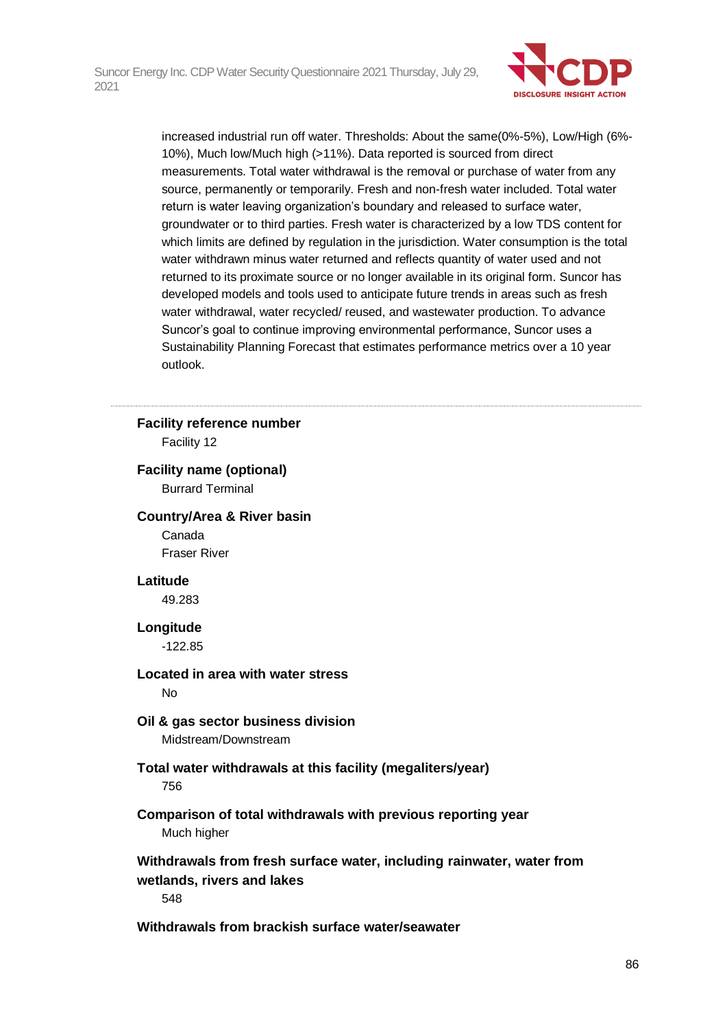increased industrial run off water. Thresholds: About the same(0%-5%), Low/High (6%-10%), Much low/Much high (>11%). Data reported is sourced from direct measurements. Total water withdrawal is the removal or purchase of water from any source, permanently or temporarily. Fresh and non-fresh water included. Total water return is water leaving organization's boundary and released to surface water, groundwater or to third parties. Fresh water is characterized by a low TDS content for which limits are defined by regulation in the jurisdiction. Water consumption is the total water withdrawn minus water returned and reflects quantity of water used and not returned to its proximate source or no longer available in its original form. Suncor has developed models and tools used to anticipate future trends in areas such as fresh water withdrawal, water recycled/ reused, and wastewater production. To advance Suncor's goal to continue improving environmental performance, Suncor uses a Sustainability Planning Forecast that estimates performance metrics over a 10 year outlook.

---

**Facility reference number**

Facility 12

**Facility name (optional)**

Burrard Terminal

**Country/Area & River basin**

Canada

Fraser River

**Latitude**

49.283

**Longitude**

-122.85

**Located in area with water stress**

No

**Oil & gas sector business division**

Midstream/Downstream

**Total water withdrawals at this facility (megaliters/year)**

756

**Comparison of total withdrawals with previous reporting year**

Much higher

**Withdrawals from fresh surface water, including rainwater, water from wetlands, rivers and lakes**

548

**Withdrawals from brackish surface water/seawater**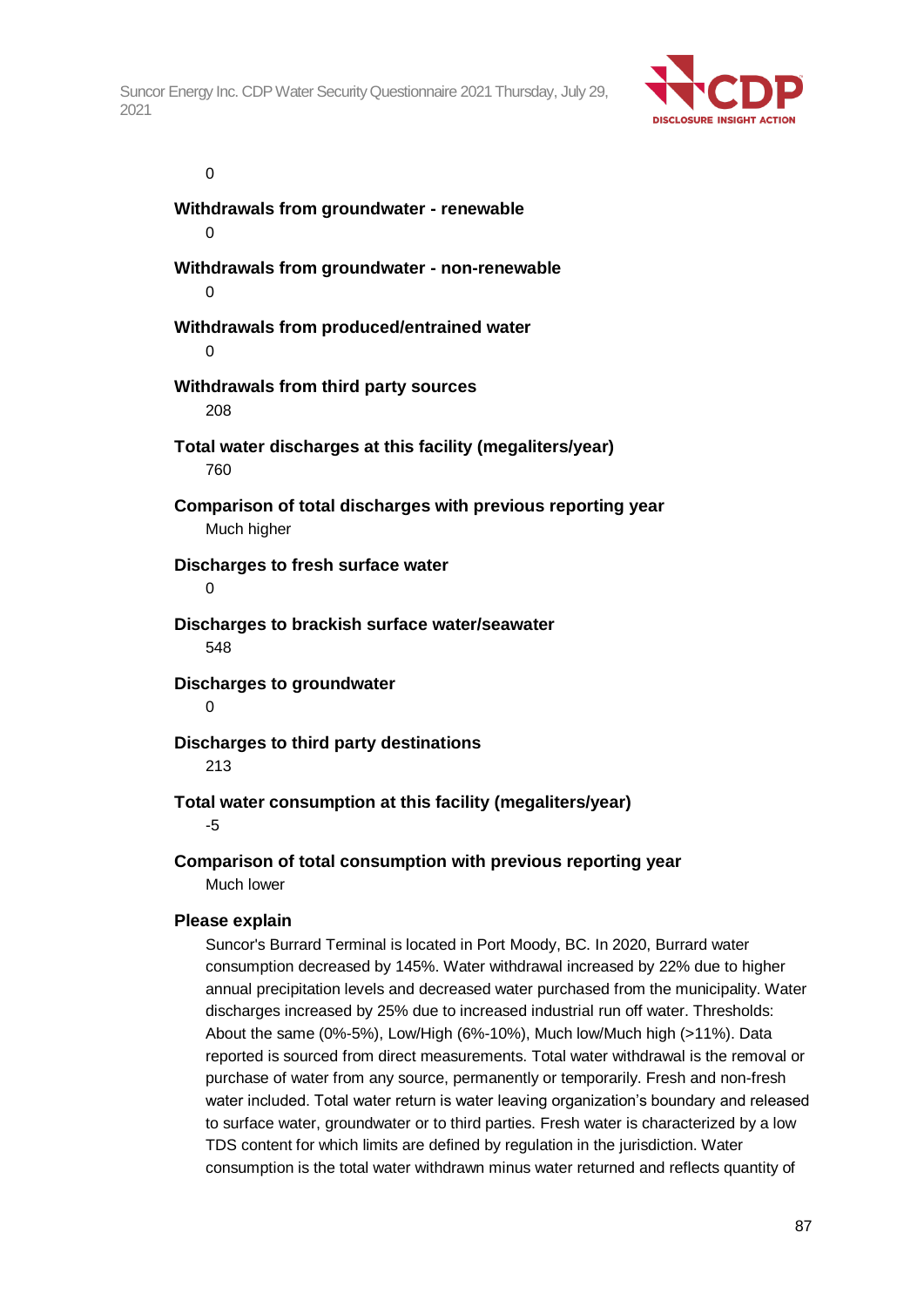0

**Withdrawals from groundwater - renewable**

0

**Withdrawals from groundwater - non-renewable**

0

**Withdrawals from produced/entrained water**

0

**Withdrawals from third party sources**

208

**Total water discharges at this facility (megaliters/year)**

760

**Comparison of total discharges with previous reporting year**

Much higher

**Discharges to fresh surface water**

0

**Discharges to brackish surface water/seawater**

548

**Discharges to groundwater**

0

**Discharges to third party destinations**

213

**Total water consumption at this facility (megaliters/year)**

-5

**Comparison of total consumption with previous reporting year**

Much lower

**Please explain**

Suncor's Burrard Terminal is located in Port Moody, BC. In 2020, Burrard water consumption decreased by 145%. Water withdrawal increased by 22% due to higher annual precipitation levels and decreased water purchased from the municipality. Water discharges increased by 25% due to increased industrial run off water. Thresholds: About the same (0%-5%), Low/High (6%-10%), Much low/Much high (>11%). Data reported is sourced from direct measurements. Total water withdrawal is the removal or purchase of water from any source, permanently or temporarily. Fresh and non-fresh water included. Total water return is water leaving organization's boundary and released to surface water, groundwater or to third parties. Fresh water is characterized by a low TDS content for which limits are defined by regulation in the jurisdiction. Water consumption is the total water withdrawn minus water returned and reflects quantity of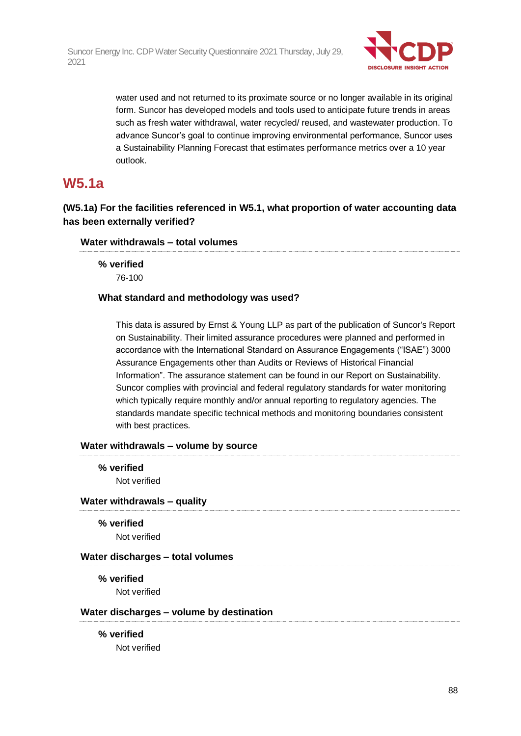water used and not returned to its proximate source or no longer available in its original form. Suncor has developed models and tools used to anticipate future trends in areas such as fresh water withdrawal, water recycled/ reused, and wastewater production. To advance Suncor's goal to continue improving environmental performance, Suncor uses a Sustainability Planning Forecast that estimates performance metrics over a 10 year outlook.

## W5.1a

**(W5.1a) For the facilities referenced in W5.1, what proportion of water accounting data has been externally verified?**

### Water withdrawals – total volumes

**% verified**

76-100

**What standard and methodology was used?**

This data is assured by Ernst & Young LLP as part of the publication of Suncor's Report on Sustainability. Their limited assurance procedures were planned and performed in accordance with the International Standard on Assurance Engagements ("ISAE") 3000 Assurance Engagements other than Audits or Reviews of Historical Financial Information". The assurance statement can be found in our Report on Sustainability. Suncor complies with provincial and federal regulatory standards for water monitoring which typically require monthly and/or annual reporting to regulatory agencies. The standards mandate specific technical methods and monitoring boundaries consistent with best practices.

### Water withdrawals – volume by source

**% verified**

Not verified

### Water withdrawals – quality

**% verified**

Not verified

### Water discharges – total volumes

**% verified**

Not verified

### Water discharges – volume by destination

**% verified**

Not verified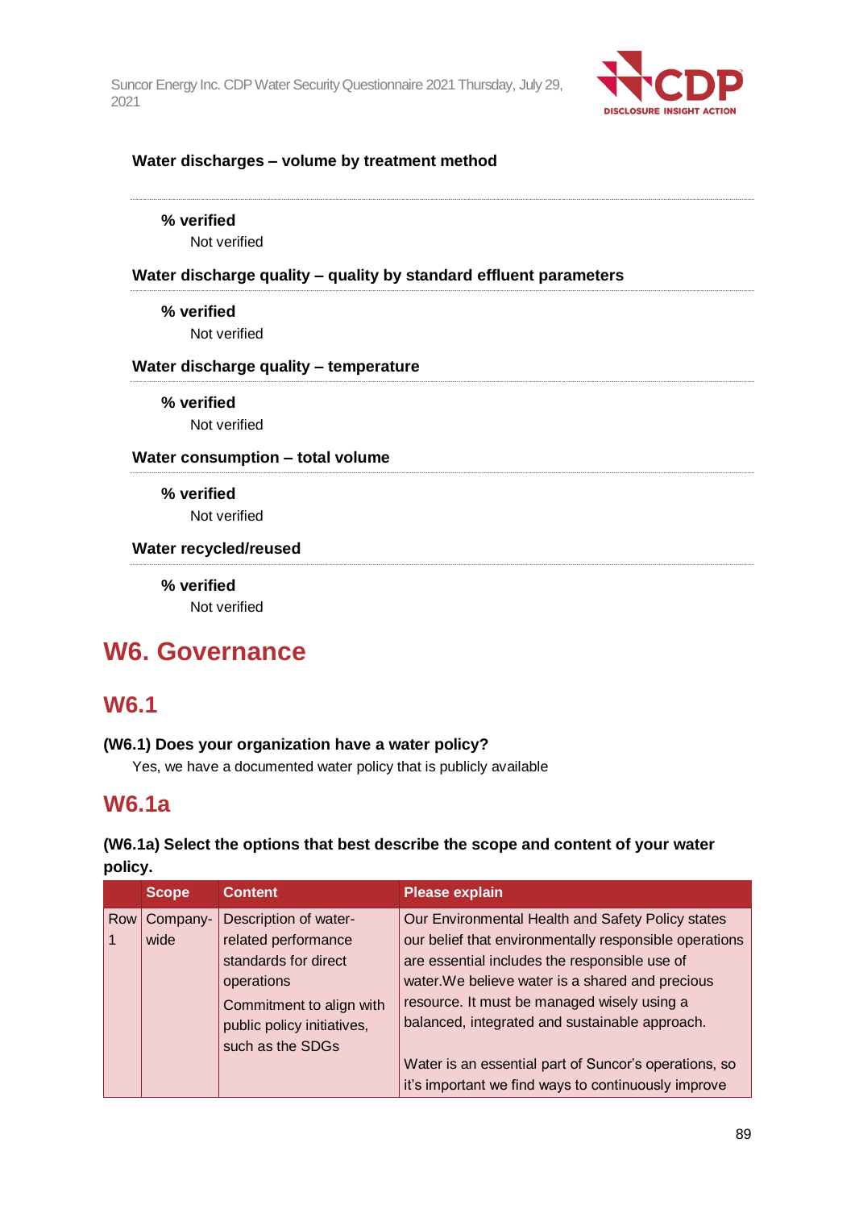**Water discharges – volume by treatment method**

**% verified**

Not verified

**Water discharge quality – quality by standard effluent parameters**

**% verified**

Not verified

**Water discharge quality – temperature**

**% verified**

Not verified

**Water consumption – total volume**

**% verified**

Not verified

**Water recycled/reused**

**% verified**

Not verified

# W6. Governance

## W6.1

**(W6.1) Does your organization have a water policy?**

Yes, we have a documented water policy that is publicly available

## W6.1a

**(W6.1a) Select the options that best describe the scope and content of your water policy.**

| | Scope | Content | Please explain |
|---|---|---|---|
| Row 1 | Company-wide | Description of water-related performance standards for direct operations<br><br>Commitment to align with public policy initiatives, such as the SDGs | Our Environmental Health and Safety Policy states our belief that environmentally responsible operations are essential includes the responsible use of water.We believe water is a shared and precious resource. It must be managed wisely using a balanced, integrated and sustainable approach.<br><br>Water is an essential part of Suncor's operations, so it's important we find ways to continuously improve |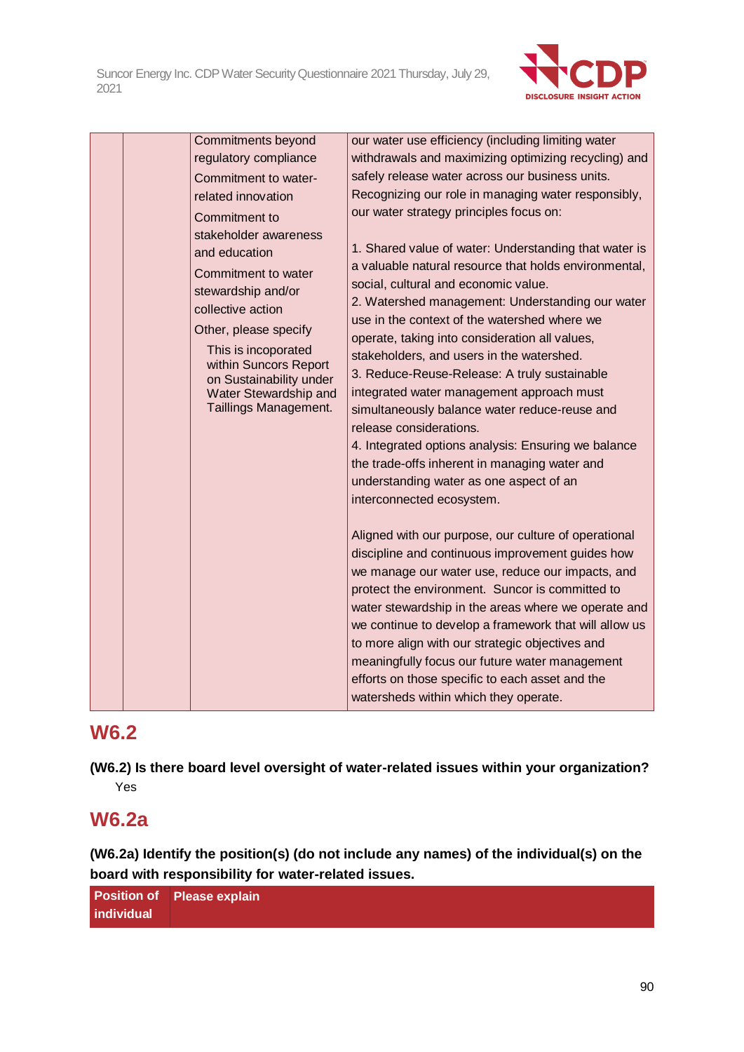| | | | |
|---|---|---|---|
| | | Commitments beyond regulatory compliance<br>Commitment to water-related innovation<br>Commitment to stakeholder awareness and education<br>Commitment to water stewardship and/or collective action<br>Other, please specify<br>This is incoporated within Suncors Report on Sustainability under Water Stewardship and Taillings Management. | our water use efficiency (including limiting water withdrawals and maximizing optimizing recycling) and safely release water across our business units. Recognizing our role in managing water responsibly, our water strategy principles focus on:<br><br>1. Shared value of water: Understanding that water is a valuable natural resource that holds environmental, social, cultural and economic value.<br>2. Watershed management: Understanding our water use in the context of the watershed where we operate, taking into consideration all values, stakeholders, and users in the watershed.<br>3. Reduce-Reuse-Release: A truly sustainable integrated water management approach must simultaneously balance water reduce-reuse and release considerations.<br>4. Integrated options analysis: Ensuring we balance the trade-offs inherent in managing water and understanding water as one aspect of an interconnected ecosystem.<br><br>Aligned with our purpose, our culture of operational discipline and continuous improvement guides how we manage our water use, reduce our impacts, and protect the environment. Suncor is committed to water stewardship in the areas where we operate and we continue to develop a framework that will allow us to more align with our strategic objectives and meaningfully focus our future water management efforts on those specific to each asset and the watersheds within which they operate. |

## W6.2

**(W6.2) Is there board level oversight of water-related issues within your organization?**

Yes

## W6.2a

**(W6.2a) Identify the position(s) (do not include any names) of the individual(s) on the board with responsibility for water-related issues.**

| Position of individual | Please explain |
|---|---|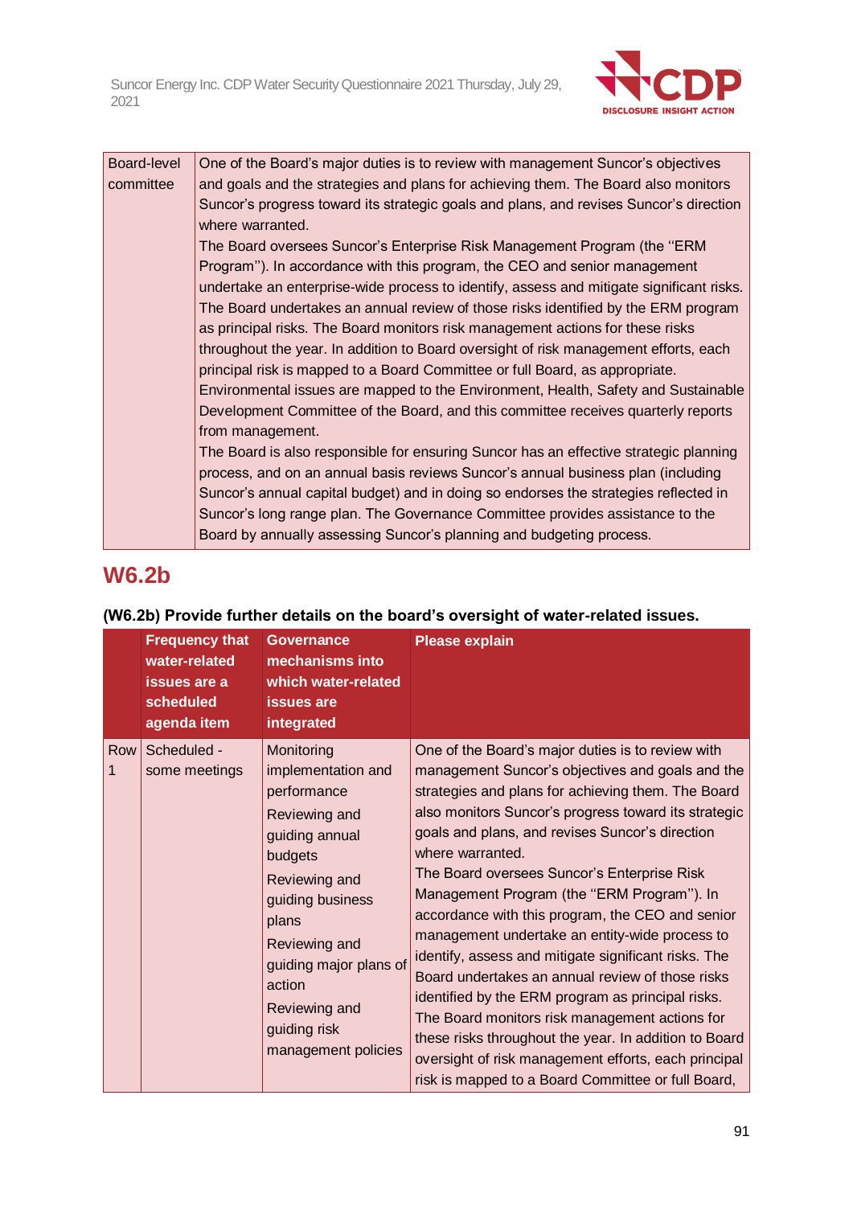| | |
|---|---|
| Board-level committee | One of the Board's major duties is to review with management Suncor's objectives and goals and the strategies and plans for achieving them. The Board also monitors Suncor's progress toward its strategic goals and plans, and revises Suncor's direction where warranted.<br>The Board oversees Suncor's Enterprise Risk Management Program (the "ERM Program"). In accordance with this program, the CEO and senior management undertake an enterprise-wide process to identify, assess and mitigate significant risks. The Board undertakes an annual review of those risks identified by the ERM program as principal risks. The Board monitors risk management actions for these risks throughout the year. In addition to Board oversight of risk management efforts, each principal risk is mapped to a Board Committee or full Board, as appropriate. Environmental issues are mapped to the Environment, Health, Safety and Sustainable Development Committee of the Board, and this committee receives quarterly reports from management.<br>The Board is also responsible for ensuring Suncor has an effective strategic planning process, and on an annual basis reviews Suncor's annual business plan (including Suncor's annual capital budget) and in doing so endorses the strategies reflected in Suncor's long range plan. The Governance Committee provides assistance to the Board by annually assessing Suncor's planning and budgeting process. |

## W6.2b

**(W6.2b) Provide further details on the board's oversight of water-related issues.**

| | Frequency that water-related issues are a scheduled agenda item | Governance mechanisms into which water-related issues are integrated | Please explain |
|---|---|---|---|
| Row 1 | Scheduled - some meetings | Monitoring implementation and performance<br>Reviewing and guiding annual budgets<br>Reviewing and guiding business plans<br>Reviewing and guiding major plans of action<br>Reviewing and guiding risk management policies | One of the Board's major duties is to review with management Suncor's objectives and goals and the strategies and plans for achieving them. The Board also monitors Suncor's progress toward its strategic goals and plans, and revises Suncor's direction where warranted.<br>The Board oversees Suncor's Enterprise Risk Management Program (the "ERM Program"). In accordance with this program, the CEO and senior management undertake an entity-wide process to identify, assess and mitigate significant risks. The Board undertakes an annual review of those risks identified by the ERM program as principal risks. The Board monitors risk management actions for these risks throughout the year. In addition to Board oversight of risk management efforts, each principal risk is mapped to a Board Committee or full Board, |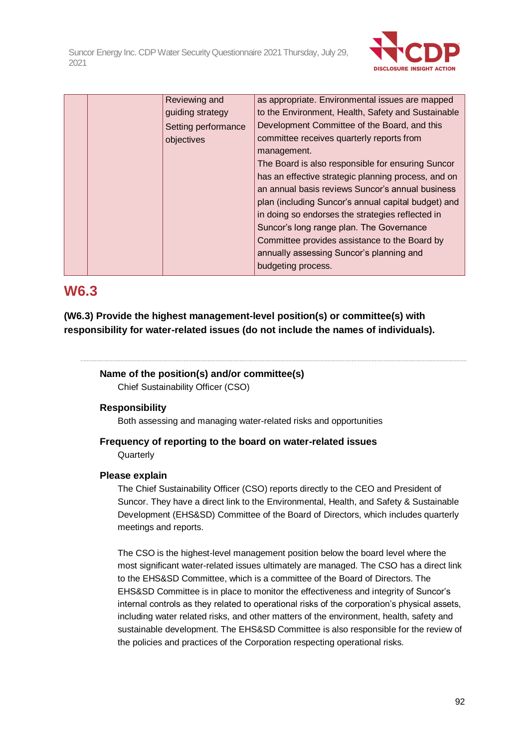| | | | |
|---|---|---|---|
| | | Reviewing and guiding strategy<br>Setting performance objectives | as appropriate. Environmental issues are mapped to the Environment, Health, Safety and Sustainable Development Committee of the Board, and this committee receives quarterly reports from management.<br>The Board is also responsible for ensuring Suncor has an effective strategic planning process, and on an annual basis reviews Suncor's annual business plan (including Suncor's annual capital budget) and in doing so endorses the strategies reflected in Suncor's long range plan. The Governance Committee provides assistance to the Board by annually assessing Suncor's planning and budgeting process. |

## W6.3

**(W6.3) Provide the highest management-level position(s) or committee(s) with responsibility for water-related issues (do not include the names of individuals).**

---

**Name of the position(s) and/or committee(s)**

Chief Sustainability Officer (CSO)

**Responsibility**

Both assessing and managing water-related risks and opportunities

**Frequency of reporting to the board on water-related issues**

Quarterly

**Please explain**

The Chief Sustainability Officer (CSO) reports directly to the CEO and President of Suncor. They have a direct link to the Environmental, Health, and Safety & Sustainable Development (EHS&SD) Committee of the Board of Directors, which includes quarterly meetings and reports.

The CSO is the highest-level management position below the board level where the most significant water-related issues ultimately are managed. The CSO has a direct link to the EHS&SD Committee, which is a committee of the Board of Directors. The EHS&SD Committee is in place to monitor the effectiveness and integrity of Suncor's internal controls as they related to operational risks of the corporation's physical assets, including water related risks, and other matters of the environment, health, safety and sustainable development. The EHS&SD Committee is also responsible for the review of the policies and practices of the Corporation respecting operational risks.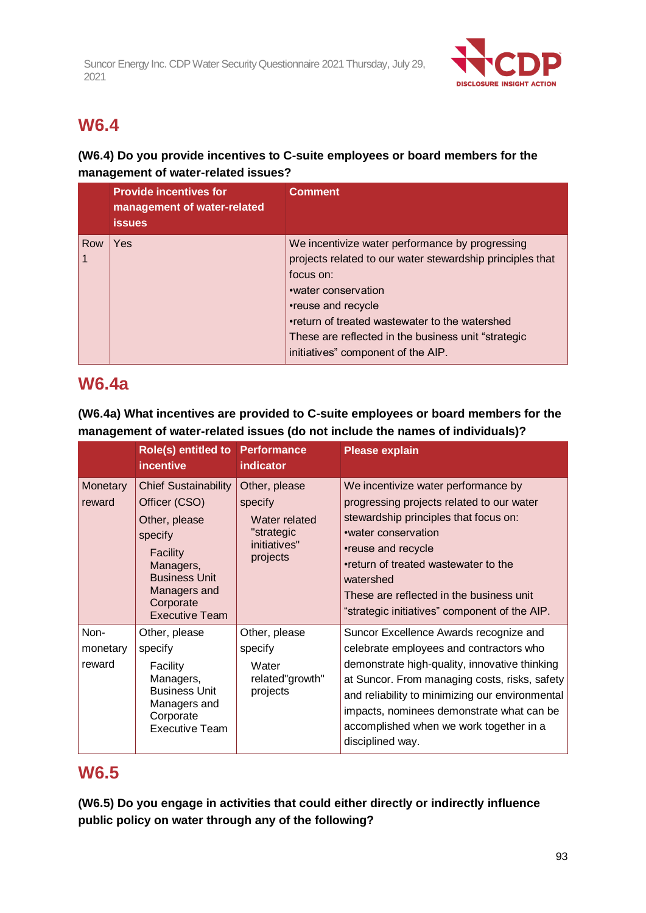## W6.4

**(W6.4) Do you provide incentives to C-suite employees or board members for the management of water-related issues?**

| | Provide incentives for management of water-related issues | Comment |
|---|---|---|
| Row 1 | Yes | We incentivize water performance by progressing projects related to our water stewardship principles that focus on:<br>•water conservation<br>•reuse and recycle<br>•return of treated wastewater to the watershed<br>These are reflected in the business unit "strategic initiatives" component of the AIP. |

## W6.4a

**(W6.4a) What incentives are provided to C-suite employees or board members for the management of water-related issues (do not include the names of individuals)?**

| | Role(s) entitled to incentive | Performance indicator | Please explain |
|---|---|---|---|
| Monetary reward | Chief Sustainability Officer (CSO)<br>Other, please specify<br>Facility Managers, Business Unit Managers and Corporate Executive Team | Other, please specify<br>Water related "strategic initiatives" projects | We incentivize water performance by progressing projects related to our water stewardship principles that focus on:<br>•water conservation<br>•reuse and recycle<br>•return of treated wastewater to the watershed<br>These are reflected in the business unit "strategic initiatives" component of the AIP. |
| Non-monetary reward | Other, please specify<br>Facility Managers, Business Unit Managers and Corporate Executive Team | Other, please specify<br>Water related"growth" projects | Suncor Excellence Awards recognize and celebrate employees and contractors who demonstrate high-quality, innovative thinking at Suncor. From managing costs, risks, safety and reliability to minimizing our environmental impacts, nominees demonstrate what can be accomplished when we work together in a disciplined way. |

## W6.5

**(W6.5) Do you engage in activities that could either directly or indirectly influence public policy on water through any of the following?**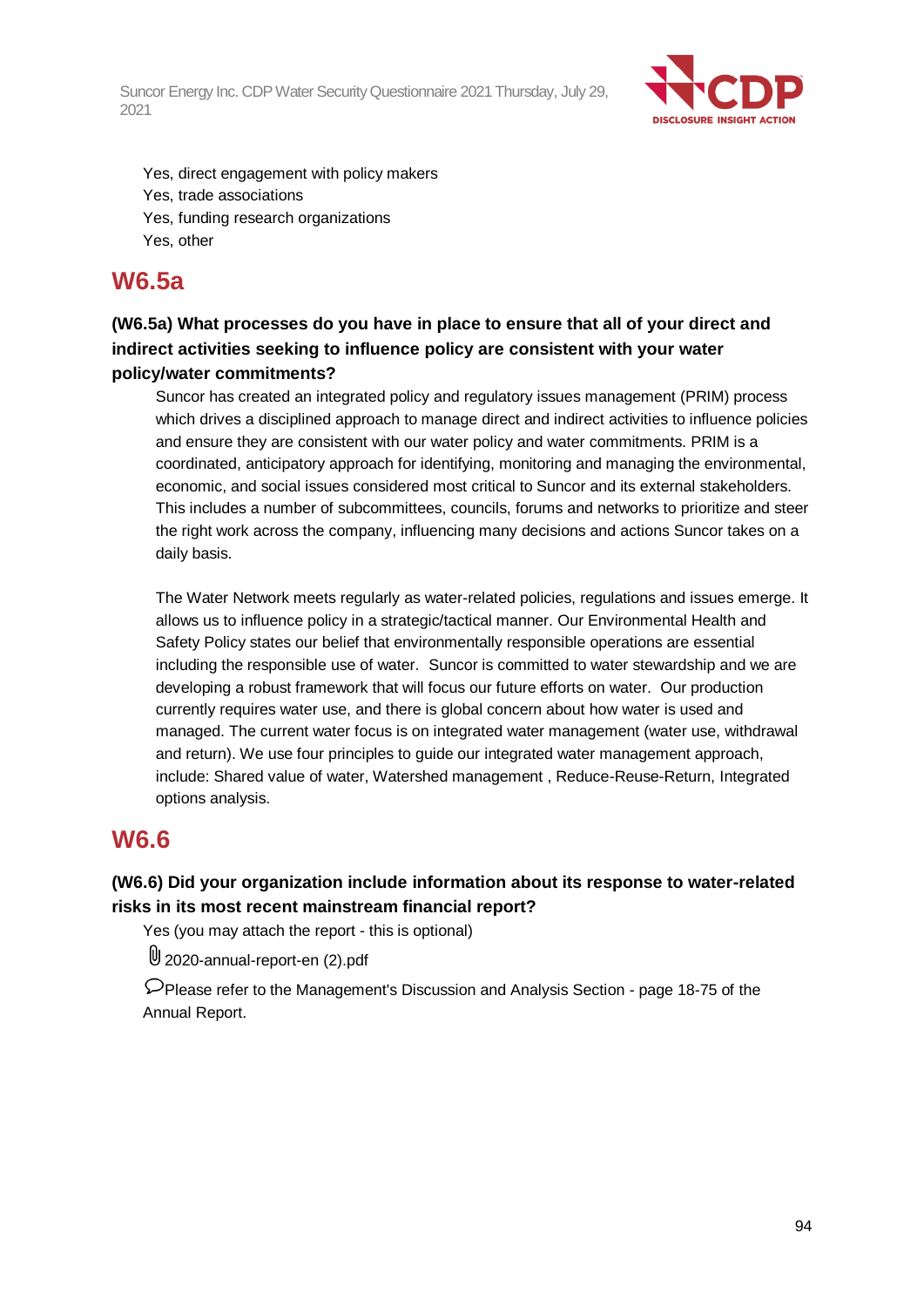Yes, direct engagement with policy makers
Yes, trade associations
Yes, funding research organizations
Yes, other

## W6.5a

**(W6.5a) What processes do you have in place to ensure that all of your direct and indirect activities seeking to influence policy are consistent with your water policy/water commitments?**

Suncor has created an integrated policy and regulatory issues management (PRIM) process which drives a disciplined approach to manage direct and indirect activities to influence policies and ensure they are consistent with our water policy and water commitments. PRIM is a coordinated, anticipatory approach for identifying, monitoring and managing the environmental, economic, and social issues considered most critical to Suncor and its external stakeholders. This includes a number of subcommittees, councils, forums and networks to prioritize and steer the right work across the company, influencing many decisions and actions Suncor takes on a daily basis.

The Water Network meets regularly as water-related policies, regulations and issues emerge. It allows us to influence policy in a strategic/tactical manner. Our Environmental Health and Safety Policy states our belief that environmentally responsible operations are essential including the responsible use of water. Suncor is committed to water stewardship and we are developing a robust framework that will focus our future efforts on water. Our production currently requires water use, and there is global concern about how water is used and managed. The current water focus is on integrated water management (water use, withdrawal and return). We use four principles to guide our integrated water management approach, include: Shared value of water, Watershed management , Reduce-Reuse-Return, Integrated options analysis.

## W6.6

**(W6.6) Did your organization include information about its response to water-related risks in its most recent mainstream financial report?**

Yes (you may attach the report - this is optional)

2020-annual-report-en (2).pdf

Please refer to the Management's Discussion and Analysis Section - page 18-75 of the Annual Report.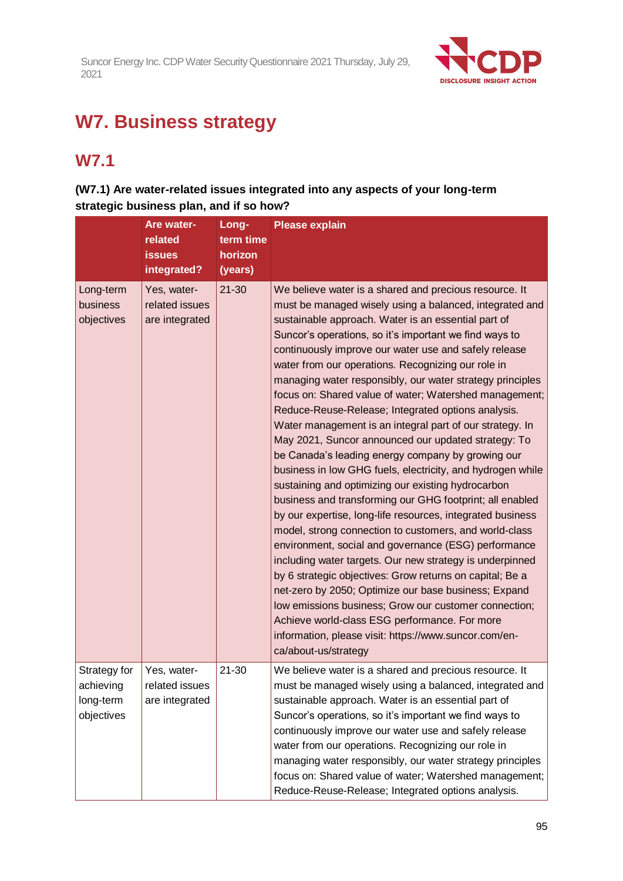# W7. Business strategy

## W7.1

**(W7.1) Are water-related issues integrated into any aspects of your long-term strategic business plan, and if so how?**

| | Are water-related issues integrated? | Long-term time horizon (years) | Please explain |
|---|---|---|---|
| Long-term business objectives | Yes, water-related issues are integrated | 21-30 | We believe water is a shared and precious resource. It must be managed wisely using a balanced, integrated and sustainable approach. Water is an essential part of Suncor's operations, so it's important we find ways to continuously improve our water use and safely release water from our operations. Recognizing our role in managing water responsibly, our water strategy principles focus on: Shared value of water; Watershed management; Reduce-Reuse-Release; Integrated options analysis. Water management is an integral part of our strategy. In May 2021, Suncor announced our updated strategy: To be Canada's leading energy company by growing our business in low GHG fuels, electricity, and hydrogen while sustaining and optimizing our existing hydrocarbon business and transforming our GHG footprint; all enabled by our expertise, long-life resources, integrated business model, strong connection to customers, and world-class environment, social and governance (ESG) performance including water targets. Our new strategy is underpinned by 6 strategic objectives: Grow returns on capital; Be a net-zero by 2050; Optimize our base business; Expand low emissions business; Grow our customer connection; Achieve world-class ESG performance. For more information, please visit: https://www.suncor.com/en-ca/about-us/strategy |
| Strategy for achieving long-term objectives | Yes, water-related issues are integrated | 21-30 | We believe water is a shared and precious resource. It must be managed wisely using a balanced, integrated and sustainable approach. Water is an essential part of Suncor's operations, so it's important we find ways to continuously improve our water use and safely release water from our operations. Recognizing our role in managing water responsibly, our water strategy principles focus on: Shared value of water; Watershed management; Reduce-Reuse-Release; Integrated options analysis. |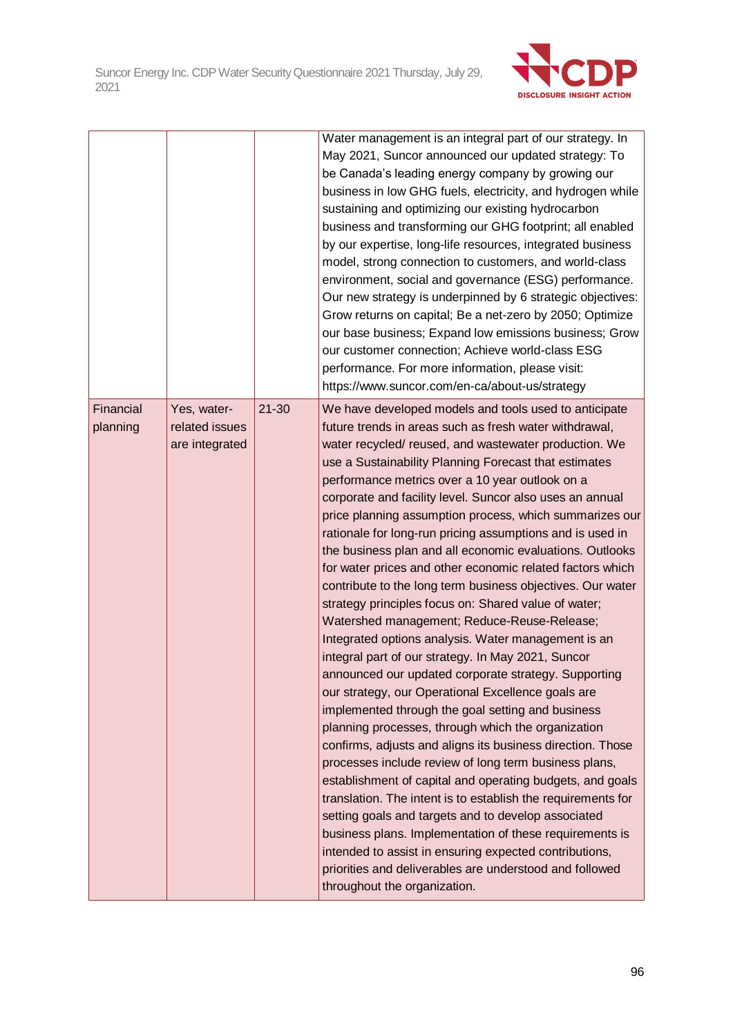| | | | |
|---|---|---|---|
| | | | Water management is an integral part of our strategy. In May 2021, Suncor announced our updated strategy: To be Canada's leading energy company by growing our business in low GHG fuels, electricity, and hydrogen while sustaining and optimizing our existing hydrocarbon business and transforming our GHG footprint; all enabled by our expertise, long-life resources, integrated business model, strong connection to customers, and world-class environment, social and governance (ESG) performance. Our new strategy is underpinned by 6 strategic objectives: Grow returns on capital; Be a net-zero by 2050; Optimize our base business; Expand low emissions business; Grow our customer connection; Achieve world-class ESG performance. For more information, please visit: https://www.suncor.com/en-ca/about-us/strategy |
| Financial planning | Yes, water-related issues are integrated | 21-30 | We have developed models and tools used to anticipate future trends in areas such as fresh water withdrawal, water recycled/ reused, and wastewater production. We use a Sustainability Planning Forecast that estimates performance metrics over a 10 year outlook on a corporate and facility level. Suncor also uses an annual price planning assumption process, which summarizes our rationale for long-run pricing assumptions and is used in the business plan and all economic evaluations. Outlooks for water prices and other economic related factors which contribute to the long term business objectives. Our water strategy principles focus on: Shared value of water; Watershed management; Reduce-Reuse-Release; Integrated options analysis. Water management is an integral part of our strategy. In May 2021, Suncor announced our updated corporate strategy. Supporting our strategy, our Operational Excellence goals are implemented through the goal setting and business planning processes, through which the organization confirms, adjusts and aligns its business direction. Those processes include review of long term business plans, establishment of capital and operating budgets, and goals translation. The intent is to establish the requirements for setting goals and targets and to develop associated business plans. Implementation of these requirements is intended to assist in ensuring expected contributions, priorities and deliverables are understood and followed throughout the organization. |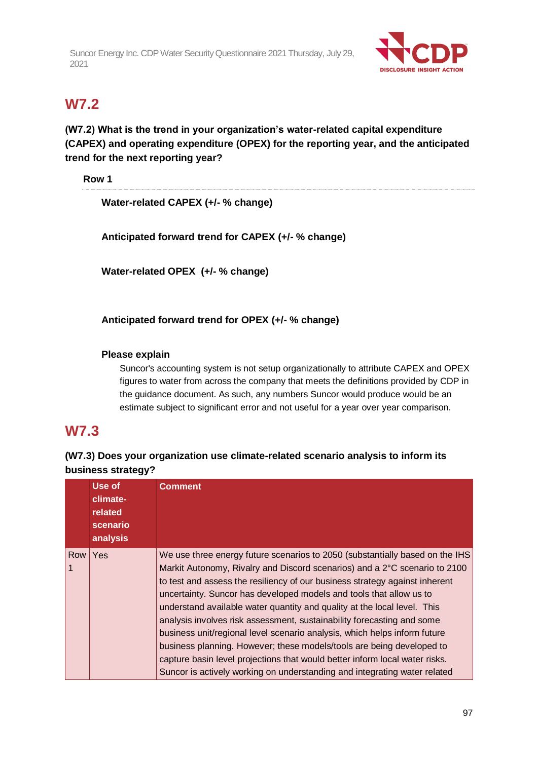## W7.2

**(W7.2) What is the trend in your organization's water-related capital expenditure (CAPEX) and operating expenditure (OPEX) for the reporting year, and the anticipated trend for the next reporting year?**

**Row 1**

**Water-related CAPEX (+/- % change)**

**Anticipated forward trend for CAPEX (+/- % change)**

**Water-related OPEX (+/- % change)**

**Anticipated forward trend for OPEX (+/- % change)**

**Please explain**

Suncor's accounting system is not setup organizationally to attribute CAPEX and OPEX figures to water from across the company that meets the definitions provided by CDP in the guidance document. As such, any numbers Suncor would produce would be an estimate subject to significant error and not useful for a year over year comparison.

## W7.3

**(W7.3) Does your organization use climate-related scenario analysis to inform its business strategy?**

| | Use of climate-related scenario analysis | Comment |
|---|---|---|
| Row 1 | Yes | We use three energy future scenarios to 2050 (substantially based on the IHS Markit Autonomy, Rivalry and Discord scenarios) and a 2°C scenario to 2100 to test and assess the resiliency of our business strategy against inherent uncertainty. Suncor has developed models and tools that allow us to understand available water quantity and quality at the local level. This analysis involves risk assessment, sustainability forecasting and some business unit/regional level scenario analysis, which helps inform future business planning. However; these models/tools are being developed to capture basin level projections that would better inform local water risks. Suncor is actively working on understanding and integrating water related |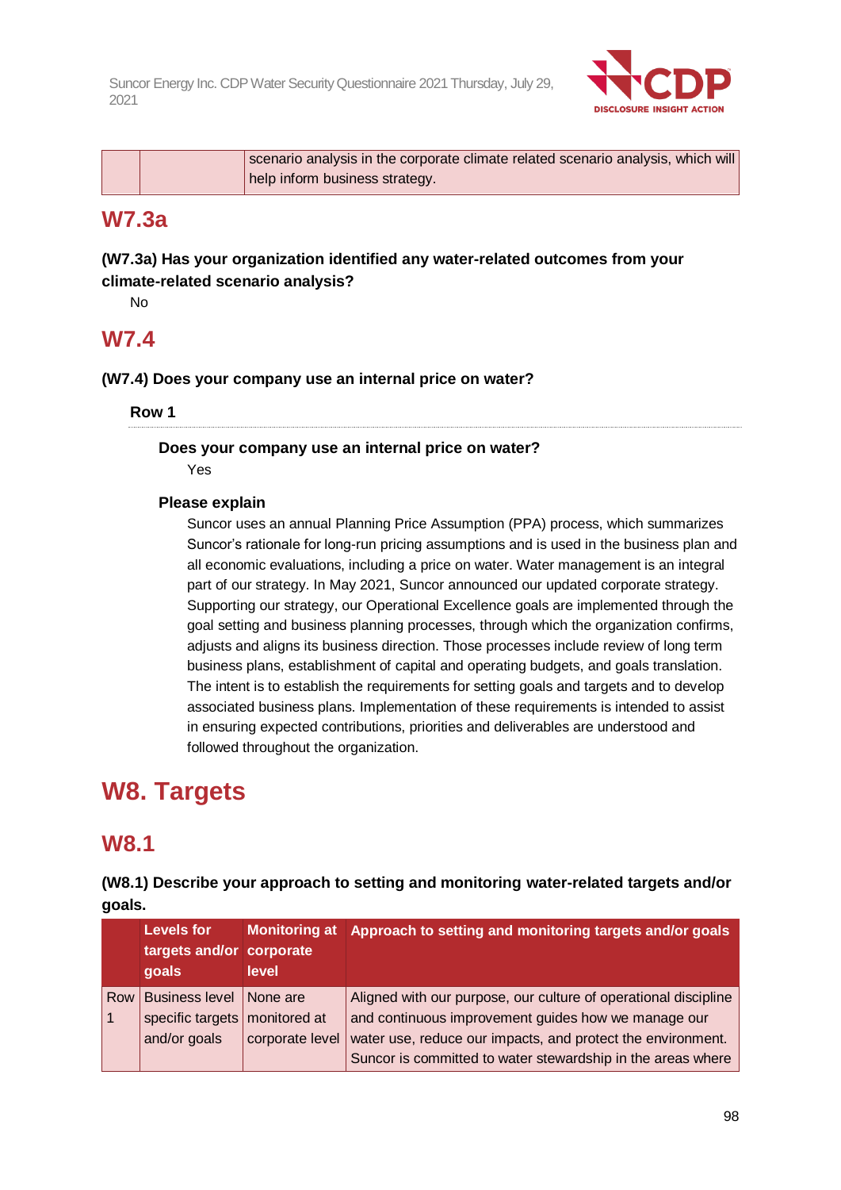| | | |
|---|---|---|
| | | scenario analysis in the corporate climate related scenario analysis, which will help inform business strategy. |

## W7.3a

**(W7.3a) Has your organization identified any water-related outcomes from your climate-related scenario analysis?**

No

## W7.4

**(W7.4) Does your company use an internal price on water?**

**Row 1**

**Does your company use an internal price on water?**

Yes

**Please explain**

Suncor uses an annual Planning Price Assumption (PPA) process, which summarizes Suncor's rationale for long-run pricing assumptions and is used in the business plan and all economic evaluations, including a price on water. Water management is an integral part of our strategy. In May 2021, Suncor announced our updated corporate strategy. Supporting our strategy, our Operational Excellence goals are implemented through the goal setting and business planning processes, through which the organization confirms, adjusts and aligns its business direction. Those processes include review of long term business plans, establishment of capital and operating budgets, and goals translation. The intent is to establish the requirements for setting goals and targets and to develop associated business plans. Implementation of these requirements is intended to assist in ensuring expected contributions, priorities and deliverables are understood and followed throughout the organization.

# W8. Targets

## W8.1

**(W8.1) Describe your approach to setting and monitoring water-related targets and/or goals.**

| | Levels for targets and/or goals | Monitoring at corporate level | Approach to setting and monitoring targets and/or goals |
|---|---|---|---|
| Row 1 | Business level specific targets and/or goals | None are monitored at corporate level | Aligned with our purpose, our culture of operational discipline and continuous improvement guides how we manage our water use, reduce our impacts, and protect the environment. Suncor is committed to water stewardship in the areas where |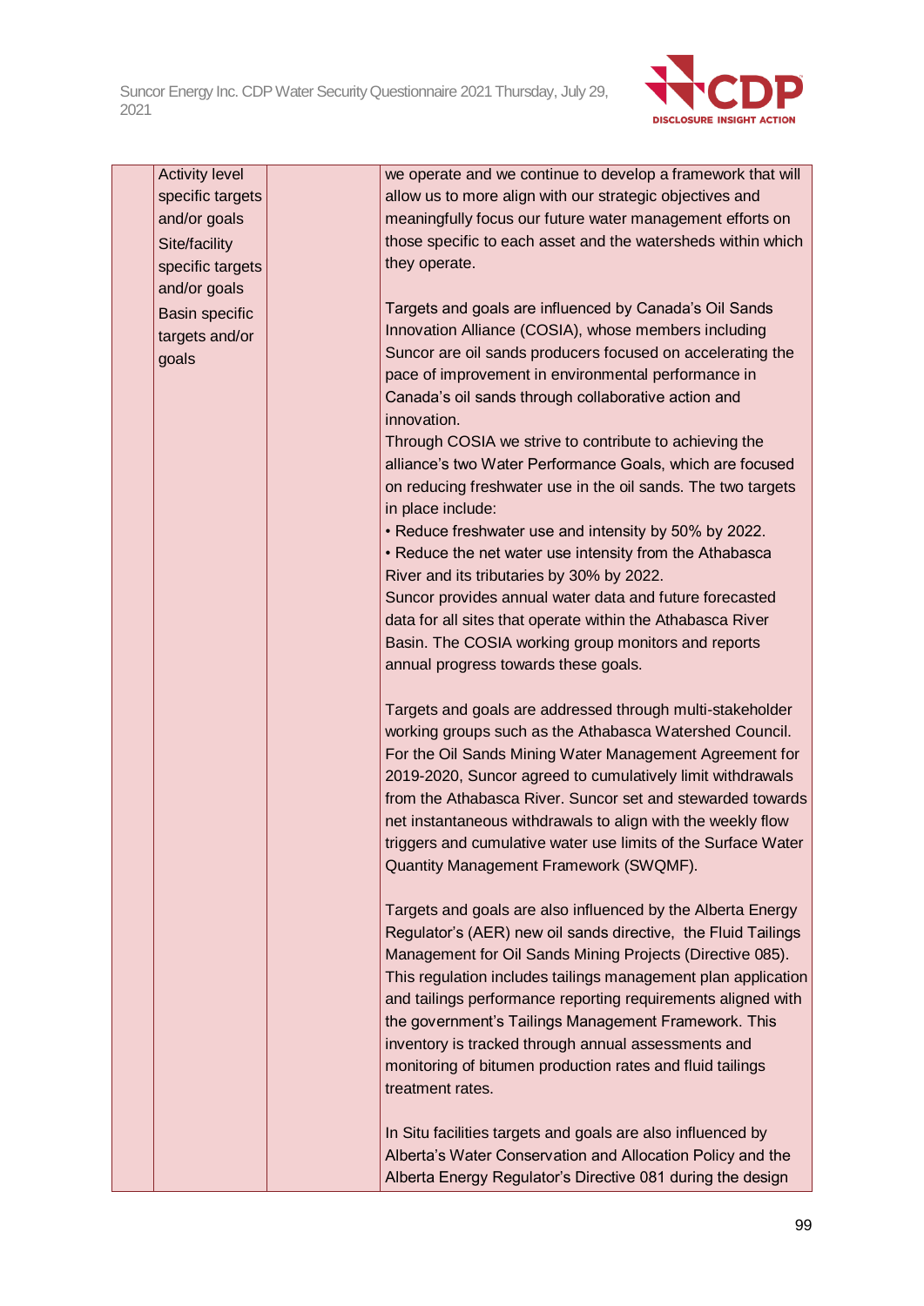| | | | |
|---|---|---|---|
| | Activity level specific targets and/or goals<br>Site/facility specific targets and/or goals<br>Basin specific targets and/or goals | | we operate and we continue to develop a framework that will allow us to more align with our strategic objectives and meaningfully focus our future water management efforts on those specific to each asset and the watersheds within which they operate.<br><br>Targets and goals are influenced by Canada's Oil Sands Innovation Alliance (COSIA), whose members including Suncor are oil sands producers focused on accelerating the pace of improvement in environmental performance in Canada's oil sands through collaborative action and innovation.<br>Through COSIA we strive to contribute to achieving the alliance's two Water Performance Goals, which are focused on reducing freshwater use in the oil sands. The two targets in place include:<br>• Reduce freshwater use and intensity by 50% by 2022.<br>• Reduce the net water use intensity from the Athabasca River and its tributaries by 30% by 2022.<br>Suncor provides annual water data and future forecasted data for all sites that operate within the Athabasca River Basin. The COSIA working group monitors and reports annual progress towards these goals.<br><br>Targets and goals are addressed through multi-stakeholder working groups such as the Athabasca Watershed Council. For the Oil Sands Mining Water Management Agreement for 2019-2020, Suncor agreed to cumulatively limit withdrawals from the Athabasca River. Suncor set and stewarded towards net instantaneous withdrawals to align with the weekly flow triggers and cumulative water use limits of the Surface Water Quantity Management Framework (SWQMF).<br><br>Targets and goals are also influenced by the Alberta Energy Regulator's (AER) new oil sands directive, the Fluid Tailings Management for Oil Sands Mining Projects (Directive 085). This regulation includes tailings management plan application and tailings performance reporting requirements aligned with the government's Tailings Management Framework. This inventory is tracked through annual assessments and monitoring of bitumen production rates and fluid tailings treatment rates.<br><br>In Situ facilities targets and goals are also influenced by Alberta's Water Conservation and Allocation Policy and the Alberta Energy Regulator's Directive 081 during the design |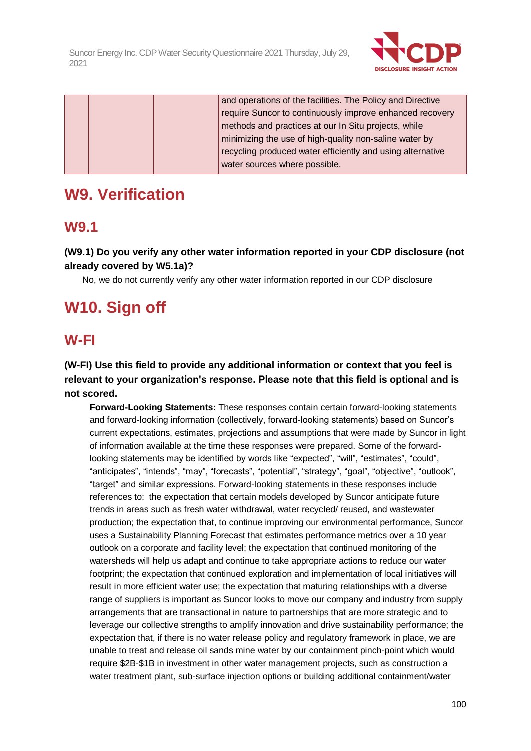| | | | |
|---|---|---|---|
| | | | and operations of the facilities. The Policy and Directive require Suncor to continuously improve enhanced recovery methods and practices at our In Situ projects, while minimizing the use of high-quality non-saline water by recycling produced water efficiently and using alternative water sources where possible. |

# W9. Verification

## W9.1

**(W9.1) Do you verify any other water information reported in your CDP disclosure (not already covered by W5.1a)?**

No, we do not currently verify any other water information reported in our CDP disclosure

# W10. Sign off

## W-FI

**(W-FI) Use this field to provide any additional information or context that you feel is relevant to your organization's response. Please note that this field is optional and is not scored.**

**Forward-Looking Statements:** These responses contain certain forward-looking statements and forward-looking information (collectively, forward-looking statements) based on Suncor's current expectations, estimates, projections and assumptions that were made by Suncor in light of information available at the time these responses were prepared. Some of the forward-looking statements may be identified by words like "expected", "will", "estimates", "could", "anticipates", "intends", "may", "forecasts", "potential", "strategy", "goal", "objective", "outlook", "target" and similar expressions. Forward-looking statements in these responses include references to: the expectation that certain models developed by Suncor anticipate future trends in areas such as fresh water withdrawal, water recycled/ reused, and wastewater production; the expectation that, to continue improving our environmental performance, Suncor uses a Sustainability Planning Forecast that estimates performance metrics over a 10 year outlook on a corporate and facility level; the expectation that continued monitoring of the watersheds will help us adapt and continue to take appropriate actions to reduce our water footprint; the expectation that continued exploration and implementation of local initiatives will result in more efficient water use; the expectation that maturing relationships with a diverse range of suppliers is important as Suncor looks to move our company and industry from supply arrangements that are transactional in nature to partnerships that are more strategic and to leverage our collective strengths to amplify innovation and drive sustainability performance; the expectation that, if there is no water release policy and regulatory framework in place, we are unable to treat and release oil sands mine water by our containment pinch-point which would require $2B-$1B in investment in other water management projects, such as construction a water treatment plant, sub-surface injection options or building additional containment/water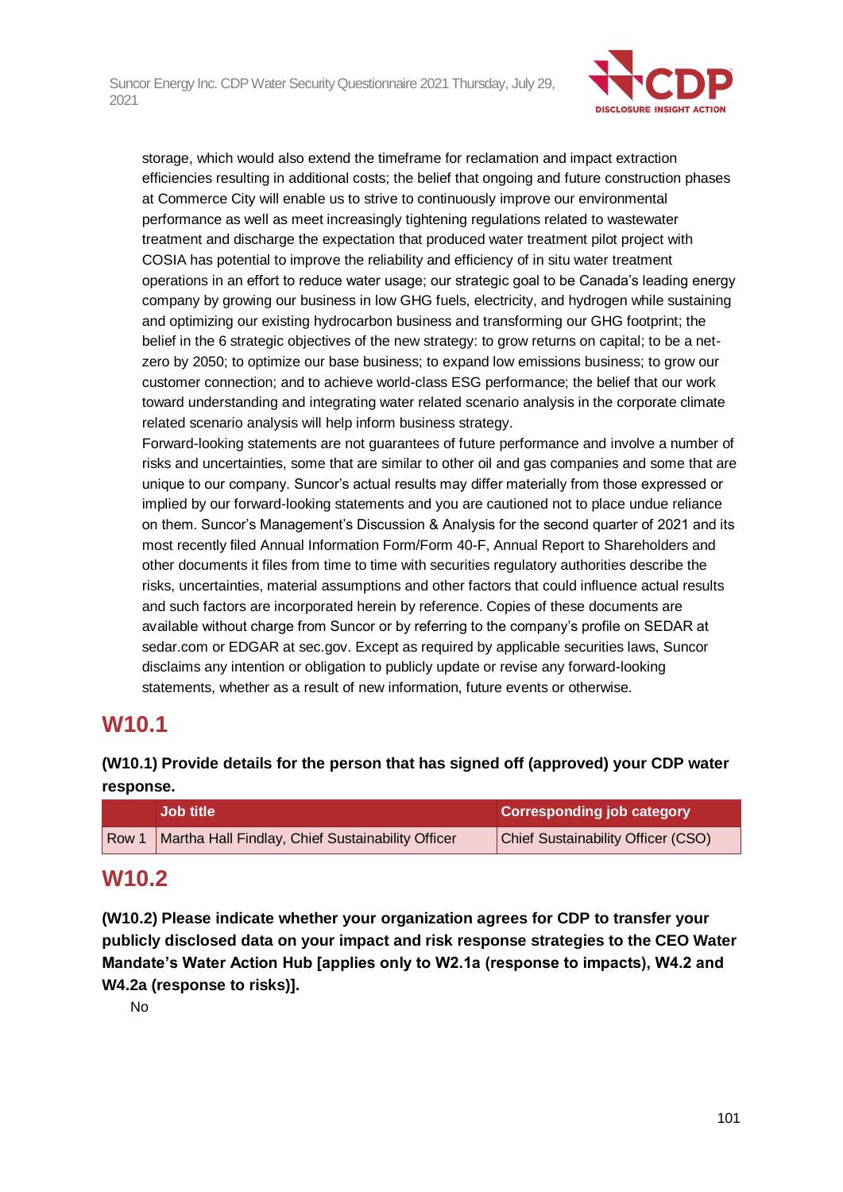storage, which would also extend the timeframe for reclamation and impact extraction efficiencies resulting in additional costs; the belief that ongoing and future construction phases at Commerce City will enable us to strive to continuously improve our environmental performance as well as meet increasingly tightening regulations related to wastewater treatment and discharge the expectation that produced water treatment pilot project with COSIA has potential to improve the reliability and efficiency of in situ water treatment operations in an effort to reduce water usage; our strategic goal to be Canada's leading energy company by growing our business in low GHG fuels, electricity, and hydrogen while sustaining and optimizing our existing hydrocarbon business and transforming our GHG footprint; the belief in the 6 strategic objectives of the new strategy: to grow returns on capital; to be a net-zero by 2050; to optimize our base business; to expand low emissions business; to grow our customer connection; and to achieve world-class ESG performance; the belief that our work toward understanding and integrating water related scenario analysis in the corporate climate related scenario analysis will help inform business strategy.

Forward-looking statements are not guarantees of future performance and involve a number of risks and uncertainties, some that are similar to other oil and gas companies and some that are unique to our company. Suncor's actual results may differ materially from those expressed or implied by our forward-looking statements and you are cautioned not to place undue reliance on them. Suncor's Management's Discussion & Analysis for the second quarter of 2021 and its most recently filed Annual Information Form/Form 40-F, Annual Report to Shareholders and other documents it files from time to time with securities regulatory authorities describe the risks, uncertainties, material assumptions and other factors that could influence actual results and such factors are incorporated herein by reference. Copies of these documents are available without charge from Suncor or by referring to the company's profile on SEDAR at sedar.com or EDGAR at sec.gov. Except as required by applicable securities laws, Suncor disclaims any intention or obligation to publicly update or revise any forward-looking statements, whether as a result of new information, future events or otherwise.

## W10.1

**(W10.1) Provide details for the person that has signed off (approved) your CDP water response.**

| | Job title | Corresponding job category |
|---|---|---|
| Row 1 | Martha Hall Findlay, Chief Sustainability Officer | Chief Sustainability Officer (CSO) |

## W10.2

**(W10.2) Please indicate whether your organization agrees for CDP to transfer your publicly disclosed data on your impact and risk response strategies to the CEO Water Mandate's Water Action Hub [applies only to W2.1a (response to impacts), W4.2 and W4.2a (response to risks)].**

No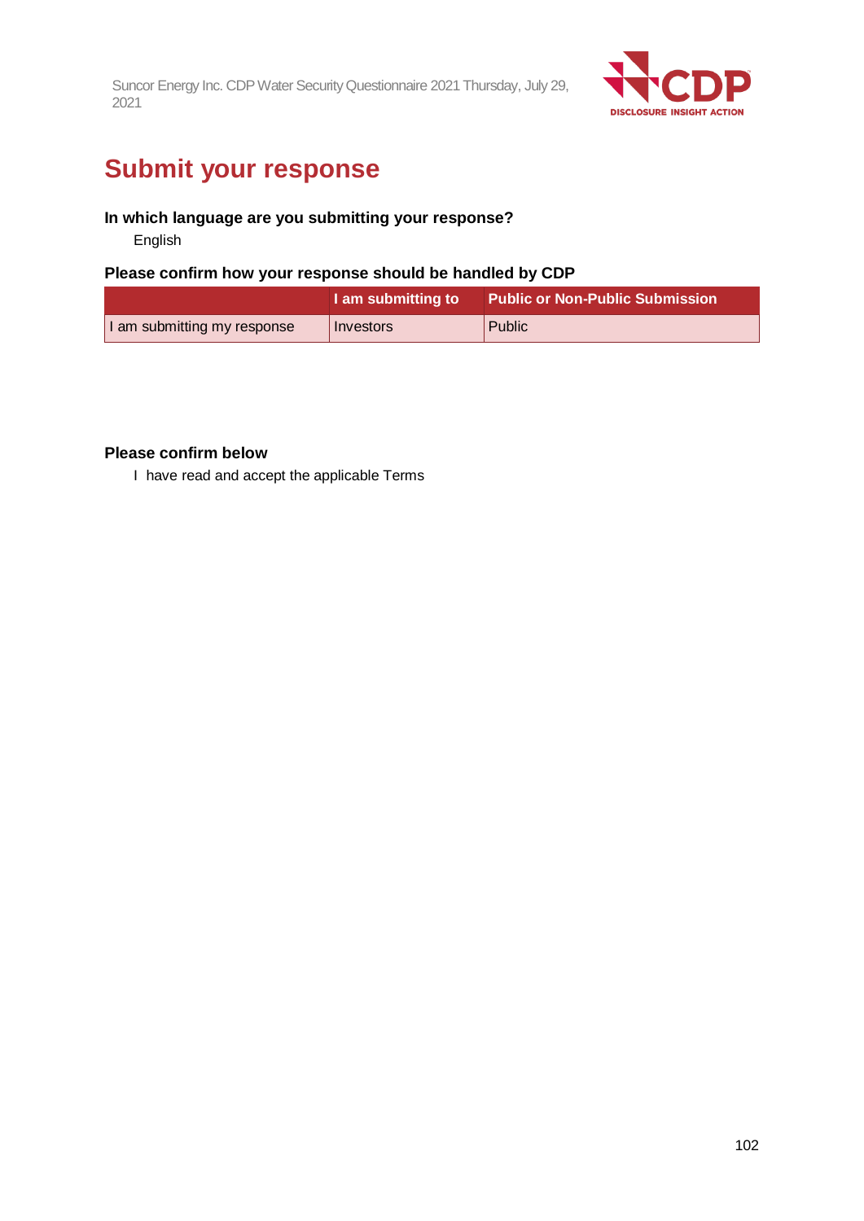# Submit your response

### In which language are you submitting your response?

English

### Please confirm how your response should be handled by CDP

| | I am submitting to | Public or Non-Public Submission |
|---|---|---|
| I am submitting my response | Investors | Public |

### Please confirm below

I have read and accept the applicable Terms